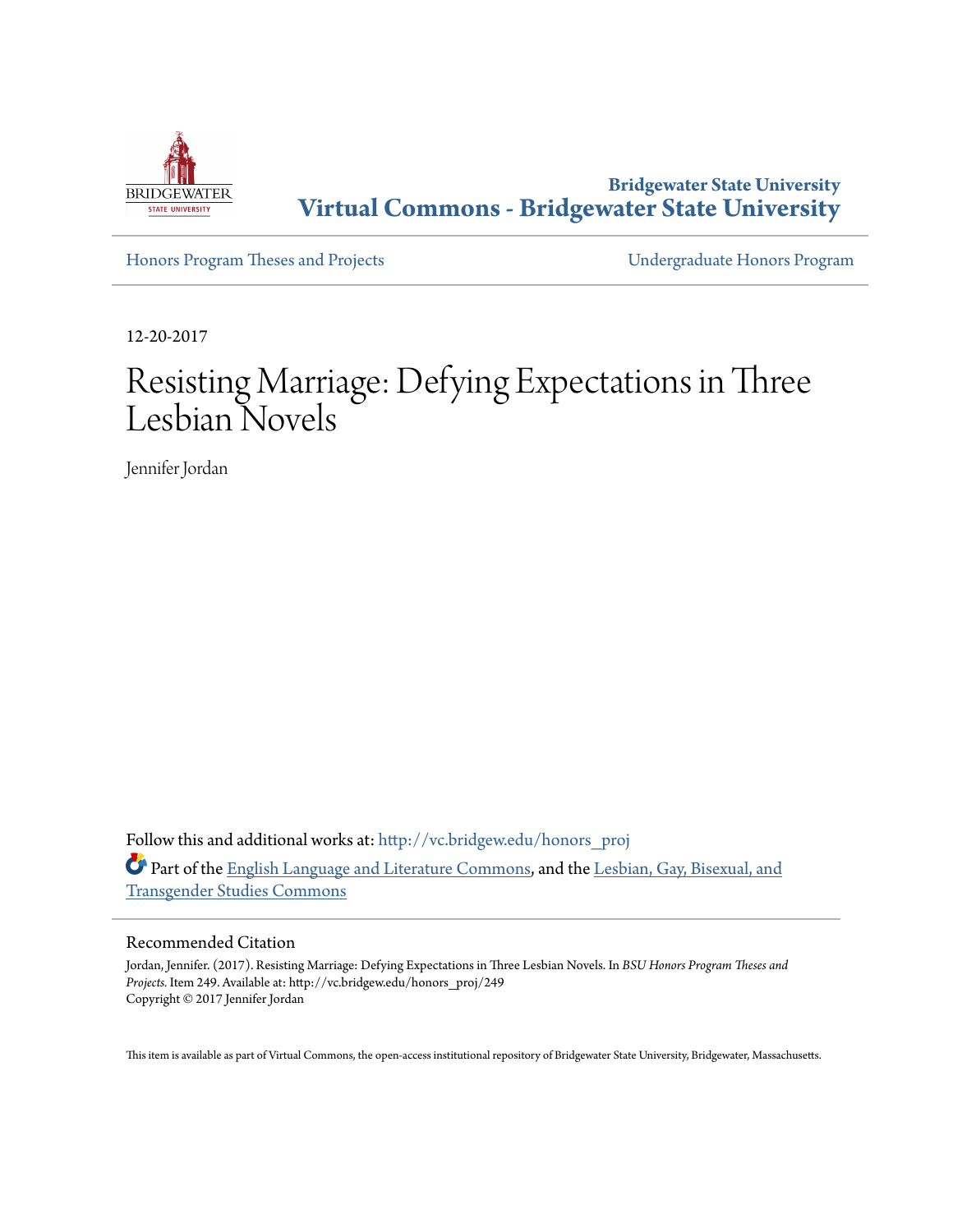Bridgewater State University
**Virtual Commons - Bridgewater State University**

Honors Program Theses and Projects | Undergraduate Honors Program

12-20-2017

# Resisting Marriage: Defying Expectations in Three Lesbian Novels

Jennifer Jordan

Follow this and additional works at: http://vc.bridgew.edu/honors_proj

Part of the English Language and Literature Commons, and the Lesbian, Gay, Bisexual, and Transgender Studies Commons

## Recommended Citation

Jordan, Jennifer. (2017). Resisting Marriage: Defying Expectations in Three Lesbian Novels. In *BSU Honors Program Theses and Projects.* Item 249. Available at: http://vc.bridgew.edu/honors_proj/249
Copyright © 2017 Jennifer Jordan

This item is available as part of Virtual Commons, the open-access institutional repository of Bridgewater State University, Bridgewater, Massachusetts.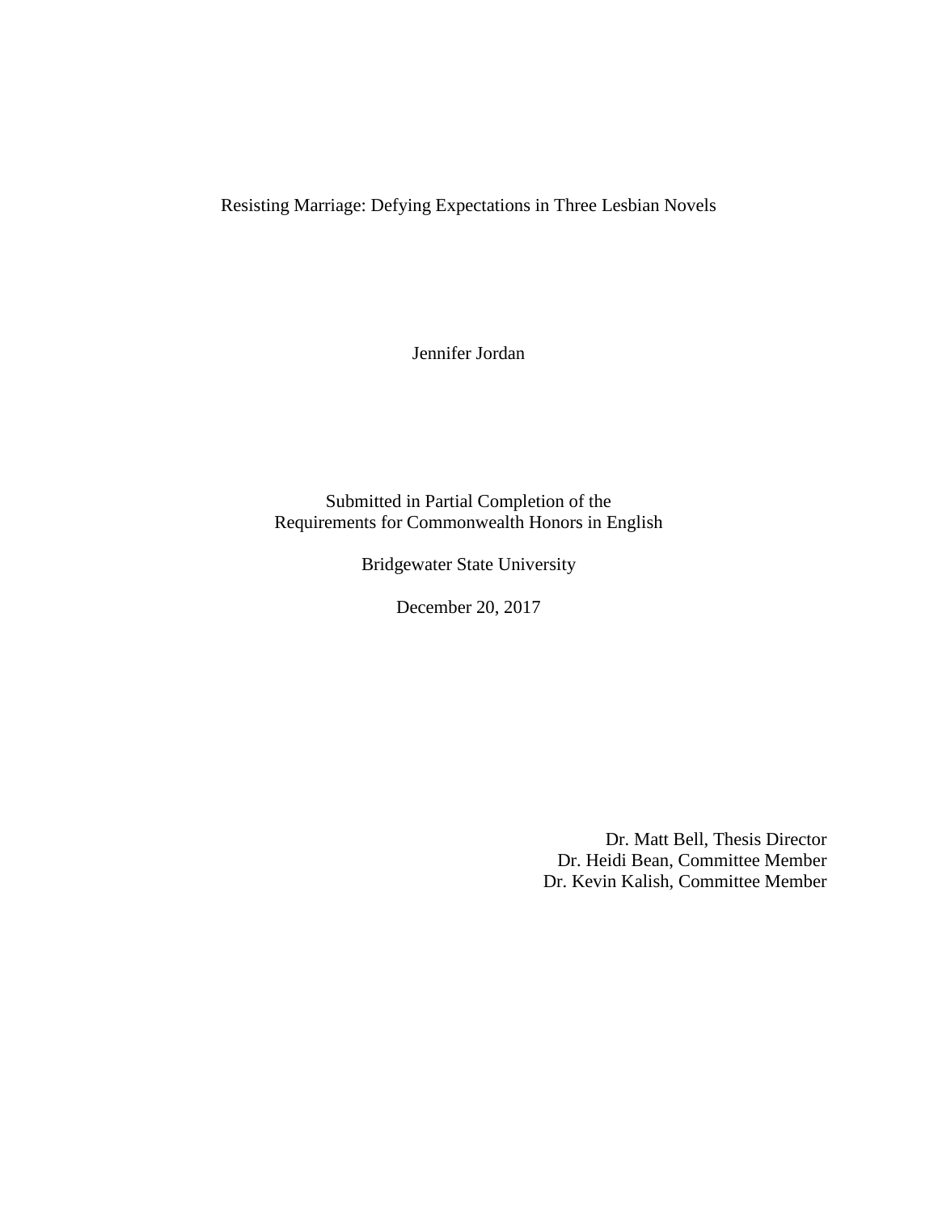# Resisting Marriage: Defying Expectations in Three Lesbian Novels

Jennifer Jordan

Submitted in Partial Completion of the
Requirements for Commonwealth Honors in English

Bridgewater State University

December 20, 2017

Dr. Matt Bell, Thesis Director
Dr. Heidi Bean, Committee Member
Dr. Kevin Kalish, Committee Member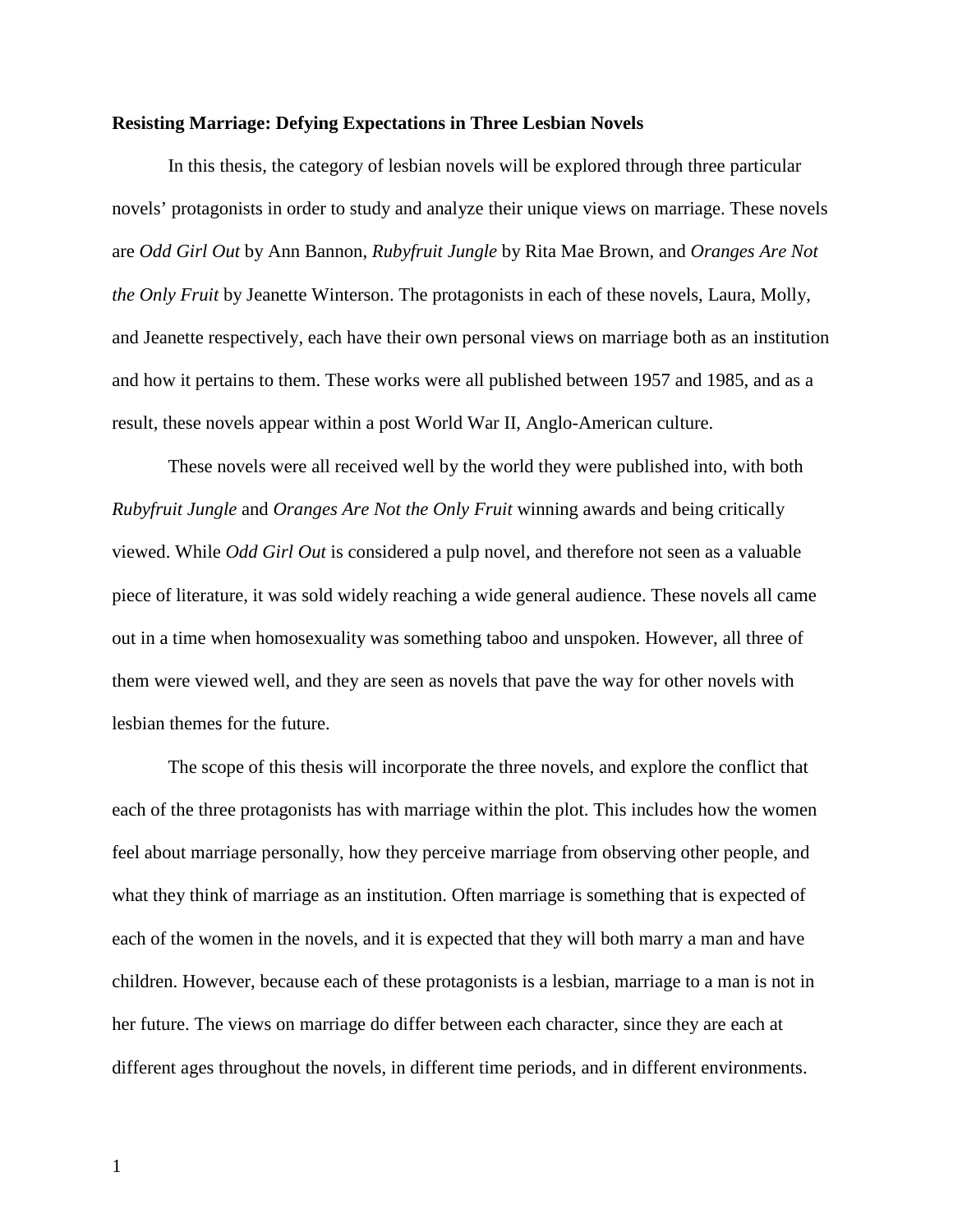**Resisting Marriage: Defying Expectations in Three Lesbian Novels**

In this thesis, the category of lesbian novels will be explored through three particular novels' protagonists in order to study and analyze their unique views on marriage. These novels are *Odd Girl Out* by Ann Bannon, *Rubyfruit Jungle* by Rita Mae Brown, and *Oranges Are Not the Only Fruit* by Jeanette Winterson. The protagonists in each of these novels, Laura, Molly, and Jeanette respectively, each have their own personal views on marriage both as an institution and how it pertains to them. These works were all published between 1957 and 1985, and as a result, these novels appear within a post World War II, Anglo-American culture.

These novels were all received well by the world they were published into, with both *Rubyfruit Jungle* and *Oranges Are Not the Only Fruit* winning awards and being critically viewed. While *Odd Girl Out* is considered a pulp novel, and therefore not seen as a valuable piece of literature, it was sold widely reaching a wide general audience. These novels all came out in a time when homosexuality was something taboo and unspoken. However, all three of them were viewed well, and they are seen as novels that pave the way for other novels with lesbian themes for the future.

The scope of this thesis will incorporate the three novels, and explore the conflict that each of the three protagonists has with marriage within the plot. This includes how the women feel about marriage personally, how they perceive marriage from observing other people, and what they think of marriage as an institution. Often marriage is something that is expected of each of the women in the novels, and it is expected that they will both marry a man and have children. However, because each of these protagonists is a lesbian, marriage to a man is not in her future. The views on marriage do differ between each character, since they are each at different ages throughout the novels, in different time periods, and in different environments.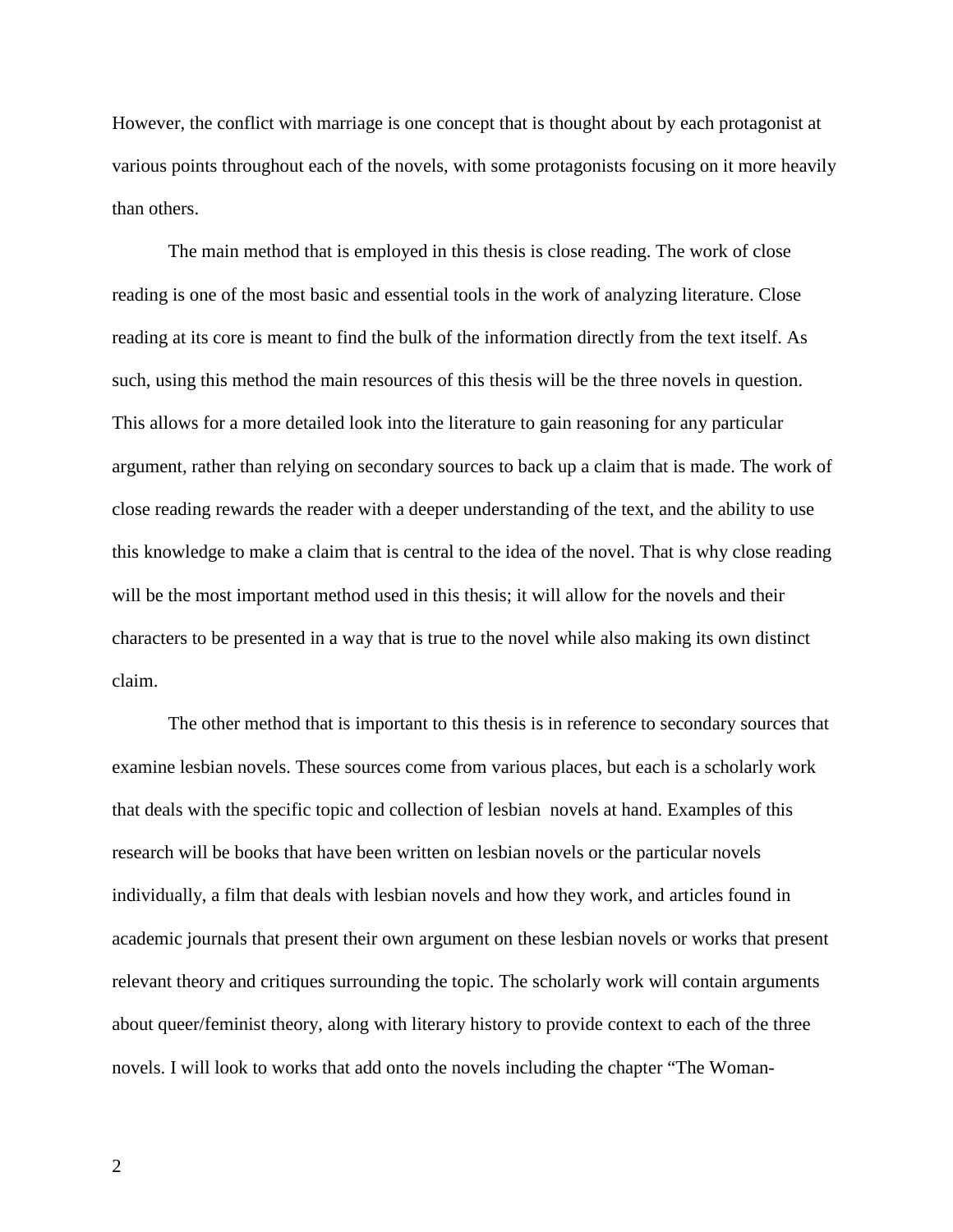However, the conflict with marriage is one concept that is thought about by each protagonist at various points throughout each of the novels, with some protagonists focusing on it more heavily than others.

The main method that is employed in this thesis is close reading. The work of close reading is one of the most basic and essential tools in the work of analyzing literature. Close reading at its core is meant to find the bulk of the information directly from the text itself. As such, using this method the main resources of this thesis will be the three novels in question. This allows for a more detailed look into the literature to gain reasoning for any particular argument, rather than relying on secondary sources to back up a claim that is made. The work of close reading rewards the reader with a deeper understanding of the text, and the ability to use this knowledge to make a claim that is central to the idea of the novel. That is why close reading will be the most important method used in this thesis; it will allow for the novels and their characters to be presented in a way that is true to the novel while also making its own distinct claim.

The other method that is important to this thesis is in reference to secondary sources that examine lesbian novels. These sources come from various places, but each is a scholarly work that deals with the specific topic and collection of lesbian novels at hand. Examples of this research will be books that have been written on lesbian novels or the particular novels individually, a film that deals with lesbian novels and how they work, and articles found in academic journals that present their own argument on these lesbian novels or works that present relevant theory and critiques surrounding the topic. The scholarly work will contain arguments about queer/feminist theory, along with literary history to provide context to each of the three novels. I will look to works that add onto the novels including the chapter "The Woman-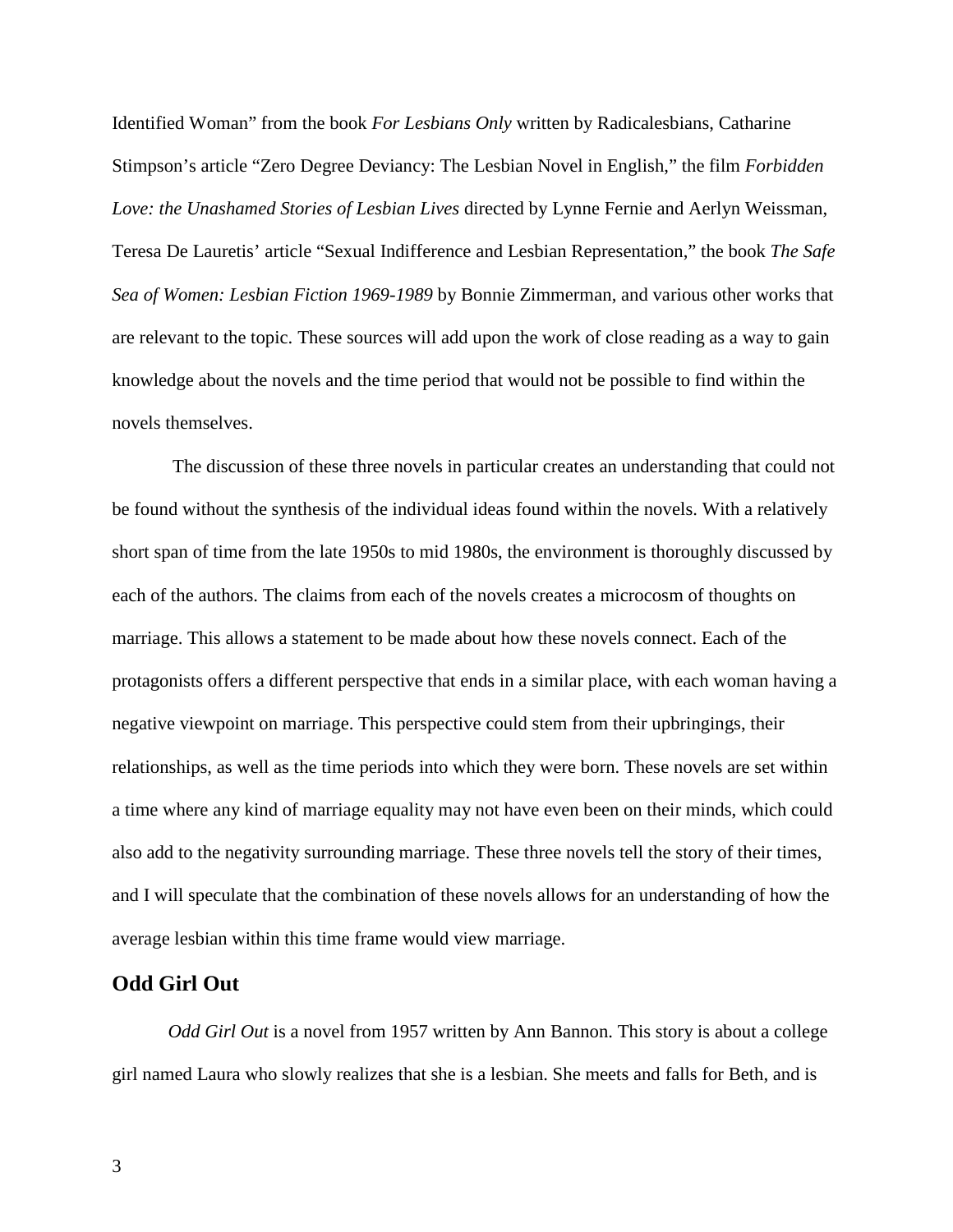Identified Woman" from the book *For Lesbians Only* written by Radicalesbians, Catharine Stimpson's article "Zero Degree Deviancy: The Lesbian Novel in English," the film *Forbidden Love: the Unashamed Stories of Lesbian Lives* directed by Lynne Fernie and Aerlyn Weissman, Teresa De Lauretis' article "Sexual Indifference and Lesbian Representation," the book *The Safe Sea of Women: Lesbian Fiction 1969-1989* by Bonnie Zimmerman, and various other works that are relevant to the topic. These sources will add upon the work of close reading as a way to gain knowledge about the novels and the time period that would not be possible to find within the novels themselves.

The discussion of these three novels in particular creates an understanding that could not be found without the synthesis of the individual ideas found within the novels. With a relatively short span of time from the late 1950s to mid 1980s, the environment is thoroughly discussed by each of the authors. The claims from each of the novels creates a microcosm of thoughts on marriage. This allows a statement to be made about how these novels connect. Each of the protagonists offers a different perspective that ends in a similar place, with each woman having a negative viewpoint on marriage. This perspective could stem from their upbringings, their relationships, as well as the time periods into which they were born. These novels are set within a time where any kind of marriage equality may not have even been on their minds, which could also add to the negativity surrounding marriage. These three novels tell the story of their times, and I will speculate that the combination of these novels allows for an understanding of how the average lesbian within this time frame would view marriage.

## Odd Girl Out

*Odd Girl Out* is a novel from 1957 written by Ann Bannon. This story is about a college girl named Laura who slowly realizes that she is a lesbian. She meets and falls for Beth, and is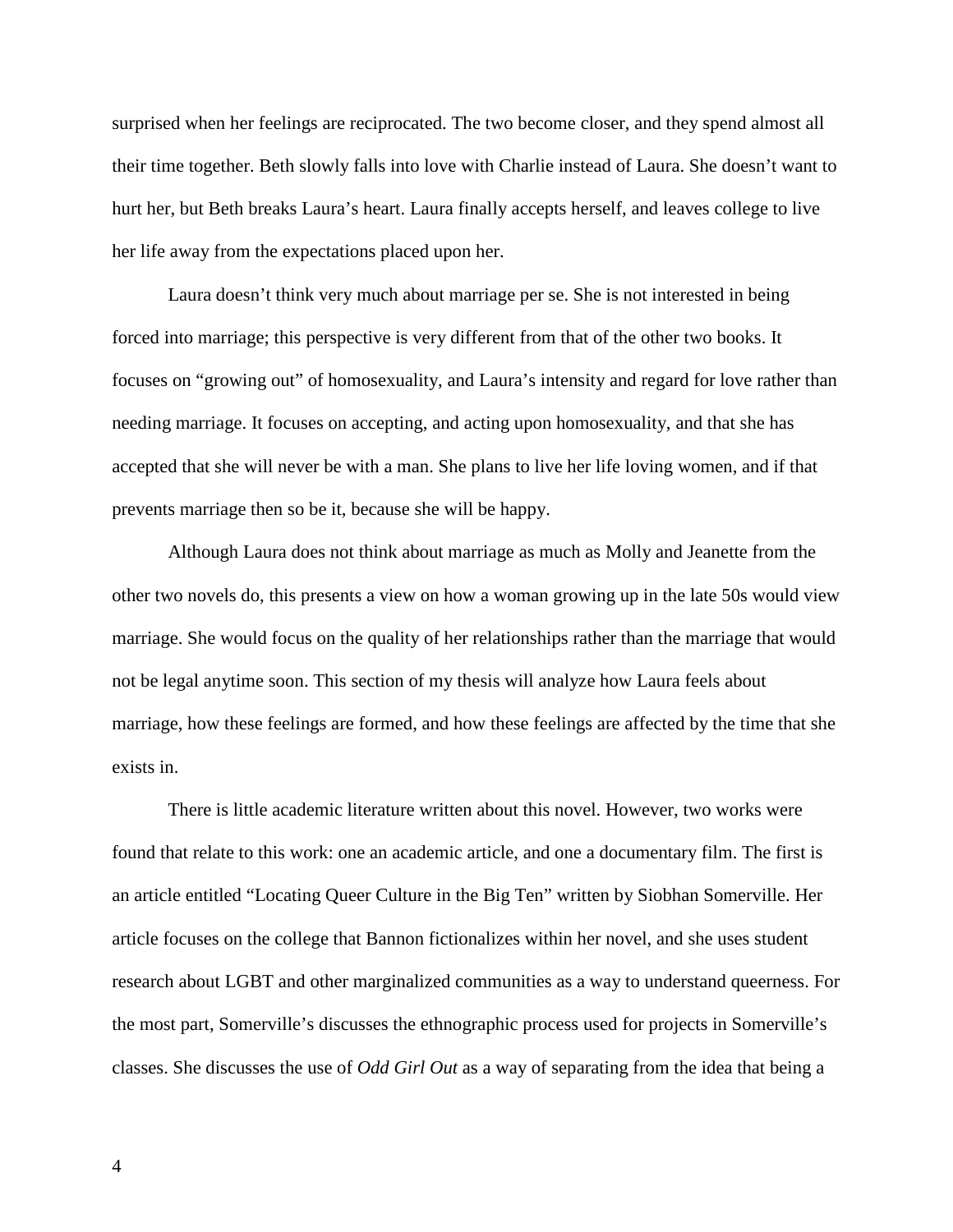surprised when her feelings are reciprocated. The two become closer, and they spend almost all their time together. Beth slowly falls into love with Charlie instead of Laura. She doesn't want to hurt her, but Beth breaks Laura's heart. Laura finally accepts herself, and leaves college to live her life away from the expectations placed upon her.

Laura doesn't think very much about marriage per se. She is not interested in being forced into marriage; this perspective is very different from that of the other two books. It focuses on "growing out" of homosexuality, and Laura's intensity and regard for love rather than needing marriage. It focuses on accepting, and acting upon homosexuality, and that she has accepted that she will never be with a man. She plans to live her life loving women, and if that prevents marriage then so be it, because she will be happy.

Although Laura does not think about marriage as much as Molly and Jeanette from the other two novels do, this presents a view on how a woman growing up in the late 50s would view marriage. She would focus on the quality of her relationships rather than the marriage that would not be legal anytime soon. This section of my thesis will analyze how Laura feels about marriage, how these feelings are formed, and how these feelings are affected by the time that she exists in.

There is little academic literature written about this novel. However, two works were found that relate to this work: one an academic article, and one a documentary film. The first is an article entitled "Locating Queer Culture in the Big Ten" written by Siobhan Somerville. Her article focuses on the college that Bannon fictionalizes within her novel, and she uses student research about LGBT and other marginalized communities as a way to understand queerness. For the most part, Somerville's discusses the ethnographic process used for projects in Somerville's classes. She discusses the use of *Odd Girl Out* as a way of separating from the idea that being a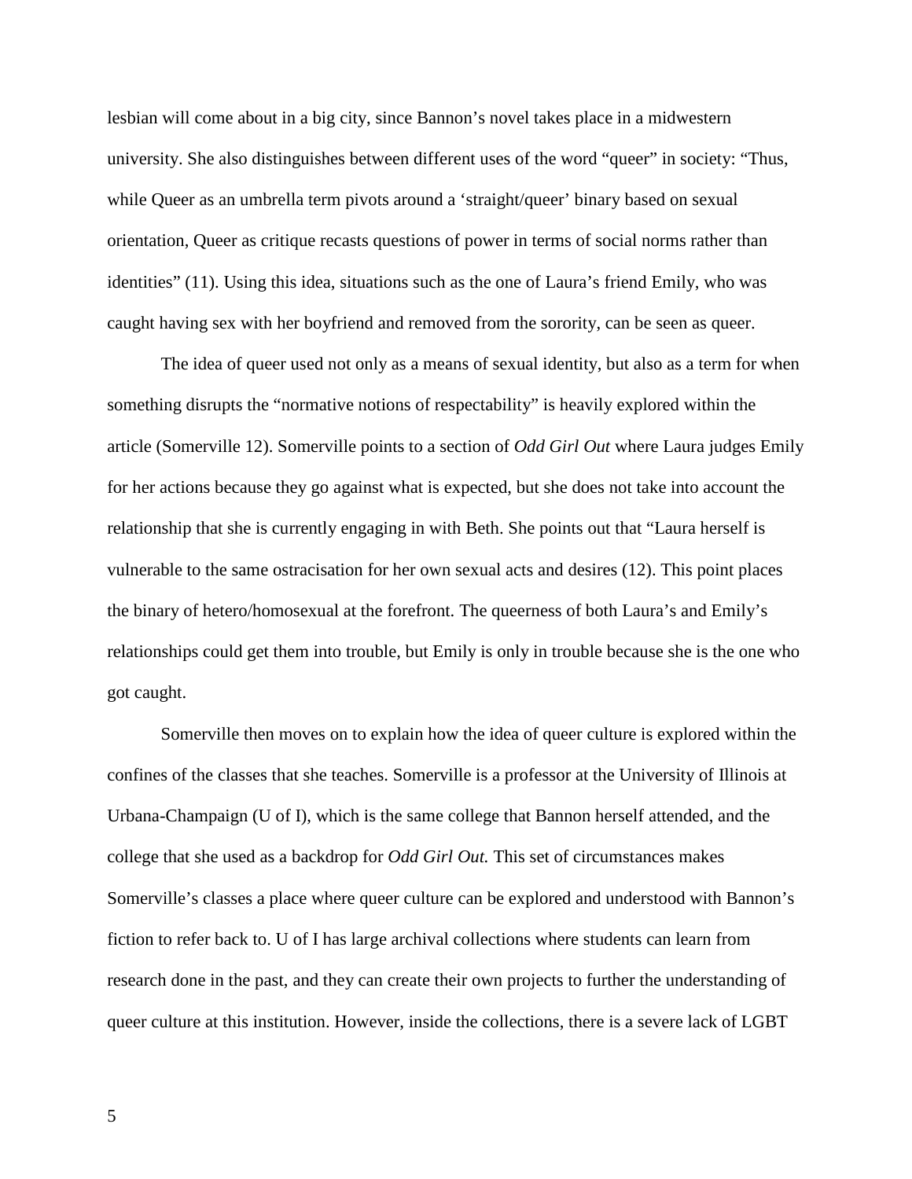lesbian will come about in a big city, since Bannon's novel takes place in a midwestern university. She also distinguishes between different uses of the word "queer" in society: "Thus, while Queer as an umbrella term pivots around a 'straight/queer' binary based on sexual orientation, Queer as critique recasts questions of power in terms of social norms rather than identities" (11). Using this idea, situations such as the one of Laura's friend Emily, who was caught having sex with her boyfriend and removed from the sorority, can be seen as queer.

The idea of queer used not only as a means of sexual identity, but also as a term for when something disrupts the "normative notions of respectability" is heavily explored within the article (Somerville 12). Somerville points to a section of *Odd Girl Out* where Laura judges Emily for her actions because they go against what is expected, but she does not take into account the relationship that she is currently engaging in with Beth. She points out that "Laura herself is vulnerable to the same ostracisation for her own sexual acts and desires (12). This point places the binary of hetero/homosexual at the forefront. The queerness of both Laura's and Emily's relationships could get them into trouble, but Emily is only in trouble because she is the one who got caught.

Somerville then moves on to explain how the idea of queer culture is explored within the confines of the classes that she teaches. Somerville is a professor at the University of Illinois at Urbana-Champaign (U of I), which is the same college that Bannon herself attended, and the college that she used as a backdrop for *Odd Girl Out.* This set of circumstances makes Somerville's classes a place where queer culture can be explored and understood with Bannon's fiction to refer back to. U of I has large archival collections where students can learn from research done in the past, and they can create their own projects to further the understanding of queer culture at this institution. However, inside the collections, there is a severe lack of LGBT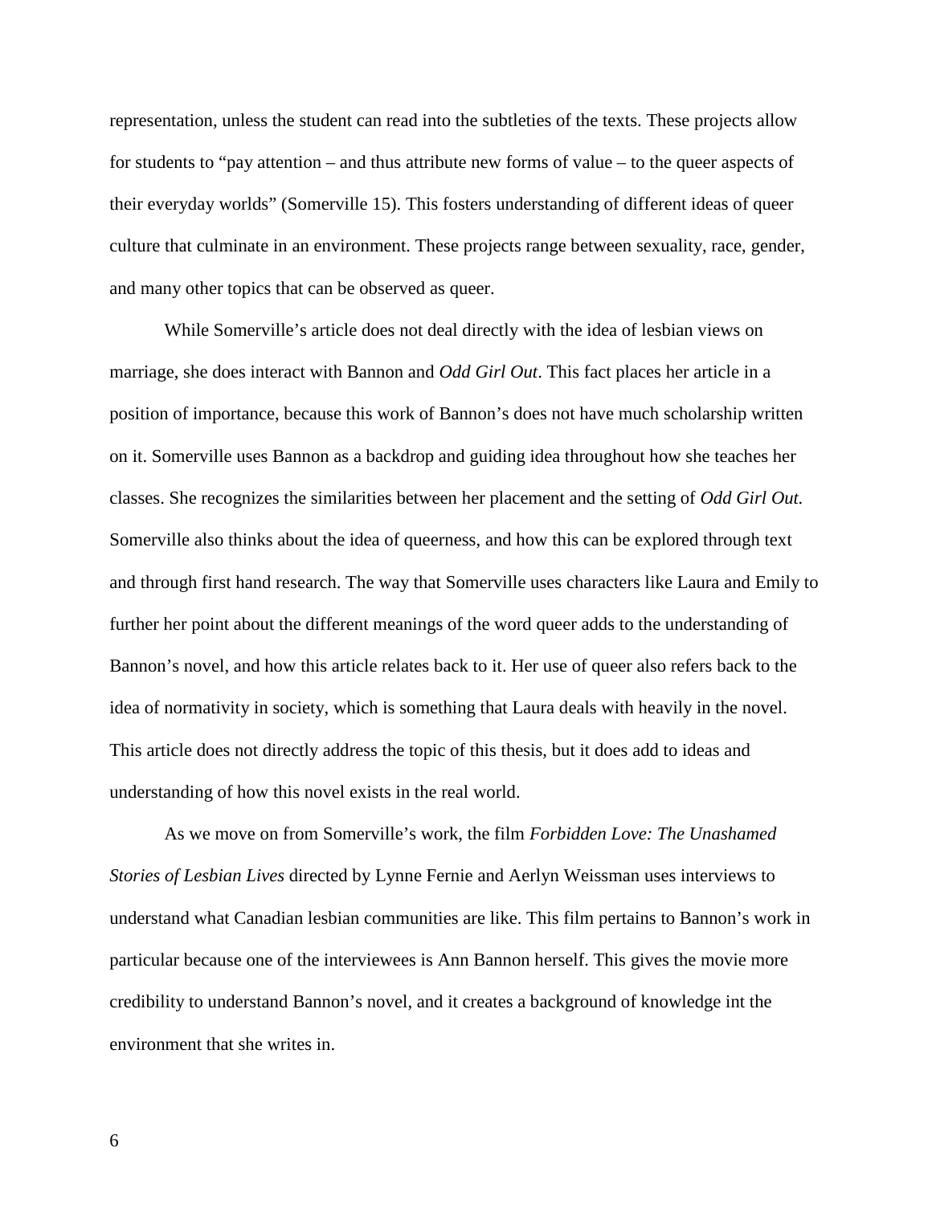representation, unless the student can read into the subtleties of the texts. These projects allow for students to "pay attention – and thus attribute new forms of value – to the queer aspects of their everyday worlds" (Somerville 15). This fosters understanding of different ideas of queer culture that culminate in an environment. These projects range between sexuality, race, gender, and many other topics that can be observed as queer.

While Somerville's article does not deal directly with the idea of lesbian views on marriage, she does interact with Bannon and *Odd Girl Out*. This fact places her article in a position of importance, because this work of Bannon's does not have much scholarship written on it. Somerville uses Bannon as a backdrop and guiding idea throughout how she teaches her classes. She recognizes the similarities between her placement and the setting of *Odd Girl Out.* Somerville also thinks about the idea of queerness, and how this can be explored through text and through first hand research. The way that Somerville uses characters like Laura and Emily to further her point about the different meanings of the word queer adds to the understanding of Bannon's novel, and how this article relates back to it. Her use of queer also refers back to the idea of normativity in society, which is something that Laura deals with heavily in the novel. This article does not directly address the topic of this thesis, but it does add to ideas and understanding of how this novel exists in the real world.

As we move on from Somerville's work, the film *Forbidden Love: The Unashamed Stories of Lesbian Lives* directed by Lynne Fernie and Aerlyn Weissman uses interviews to understand what Canadian lesbian communities are like. This film pertains to Bannon's work in particular because one of the interviewees is Ann Bannon herself. This gives the movie more credibility to understand Bannon's novel, and it creates a background of knowledge int the environment that she writes in.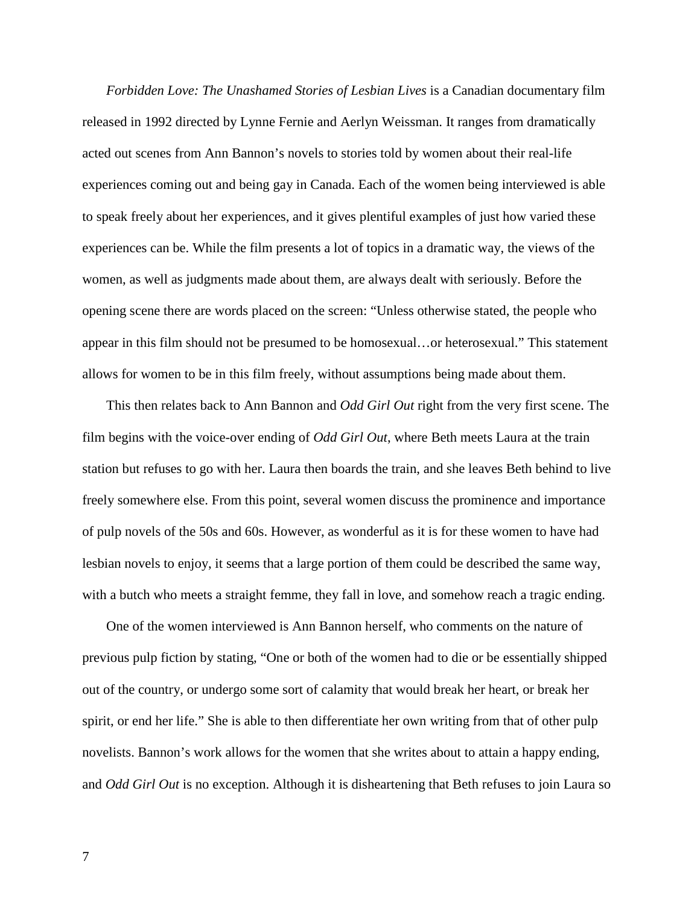*Forbidden Love: The Unashamed Stories of Lesbian Lives* is a Canadian documentary film released in 1992 directed by Lynne Fernie and Aerlyn Weissman. It ranges from dramatically acted out scenes from Ann Bannon's novels to stories told by women about their real-life experiences coming out and being gay in Canada. Each of the women being interviewed is able to speak freely about her experiences, and it gives plentiful examples of just how varied these experiences can be. While the film presents a lot of topics in a dramatic way, the views of the women, as well as judgments made about them, are always dealt with seriously. Before the opening scene there are words placed on the screen: "Unless otherwise stated, the people who appear in this film should not be presumed to be homosexual…or heterosexual." This statement allows for women to be in this film freely, without assumptions being made about them.

This then relates back to Ann Bannon and *Odd Girl Out* right from the very first scene. The film begins with the voice-over ending of *Odd Girl Out*, where Beth meets Laura at the train station but refuses to go with her. Laura then boards the train, and she leaves Beth behind to live freely somewhere else. From this point, several women discuss the prominence and importance of pulp novels of the 50s and 60s. However, as wonderful as it is for these women to have had lesbian novels to enjoy, it seems that a large portion of them could be described the same way, with a butch who meets a straight femme, they fall in love, and somehow reach a tragic ending.

One of the women interviewed is Ann Bannon herself, who comments on the nature of previous pulp fiction by stating, "One or both of the women had to die or be essentially shipped out of the country, or undergo some sort of calamity that would break her heart, or break her spirit, or end her life." She is able to then differentiate her own writing from that of other pulp novelists. Bannon's work allows for the women that she writes about to attain a happy ending, and *Odd Girl Out* is no exception. Although it is disheartening that Beth refuses to join Laura so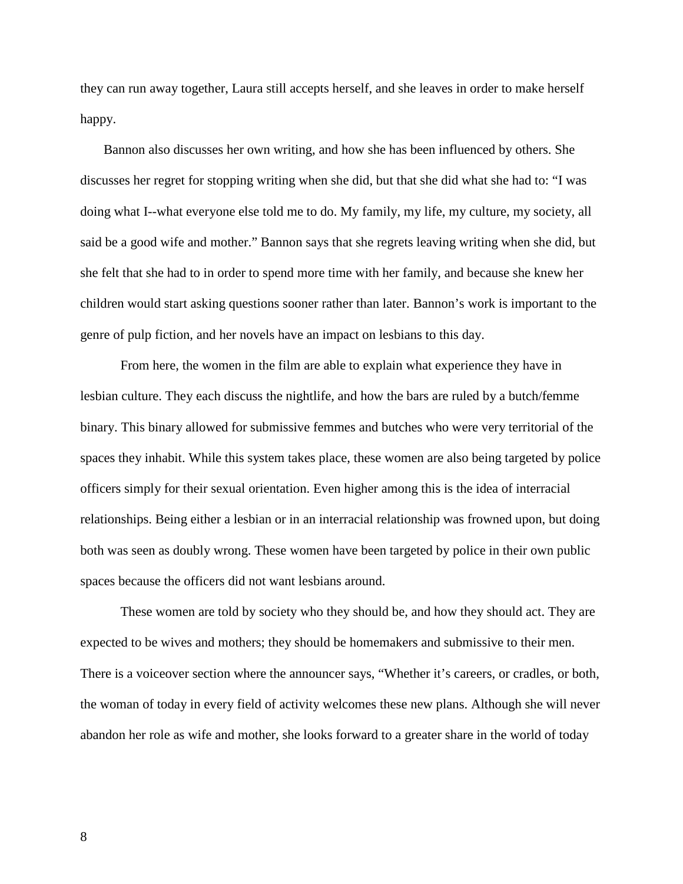they can run away together, Laura still accepts herself, and she leaves in order to make herself happy.

Bannon also discusses her own writing, and how she has been influenced by others. She discusses her regret for stopping writing when she did, but that she did what she had to: "I was doing what I--what everyone else told me to do. My family, my life, my culture, my society, all said be a good wife and mother." Bannon says that she regrets leaving writing when she did, but she felt that she had to in order to spend more time with her family, and because she knew her children would start asking questions sooner rather than later. Bannon's work is important to the genre of pulp fiction, and her novels have an impact on lesbians to this day.

From here, the women in the film are able to explain what experience they have in lesbian culture. They each discuss the nightlife, and how the bars are ruled by a butch/femme binary. This binary allowed for submissive femmes and butches who were very territorial of the spaces they inhabit. While this system takes place, these women are also being targeted by police officers simply for their sexual orientation. Even higher among this is the idea of interracial relationships. Being either a lesbian or in an interracial relationship was frowned upon, but doing both was seen as doubly wrong. These women have been targeted by police in their own public spaces because the officers did not want lesbians around.

These women are told by society who they should be, and how they should act. They are expected to be wives and mothers; they should be homemakers and submissive to their men. There is a voiceover section where the announcer says, "Whether it's careers, or cradles, or both, the woman of today in every field of activity welcomes these new plans. Although she will never abandon her role as wife and mother, she looks forward to a greater share in the world of today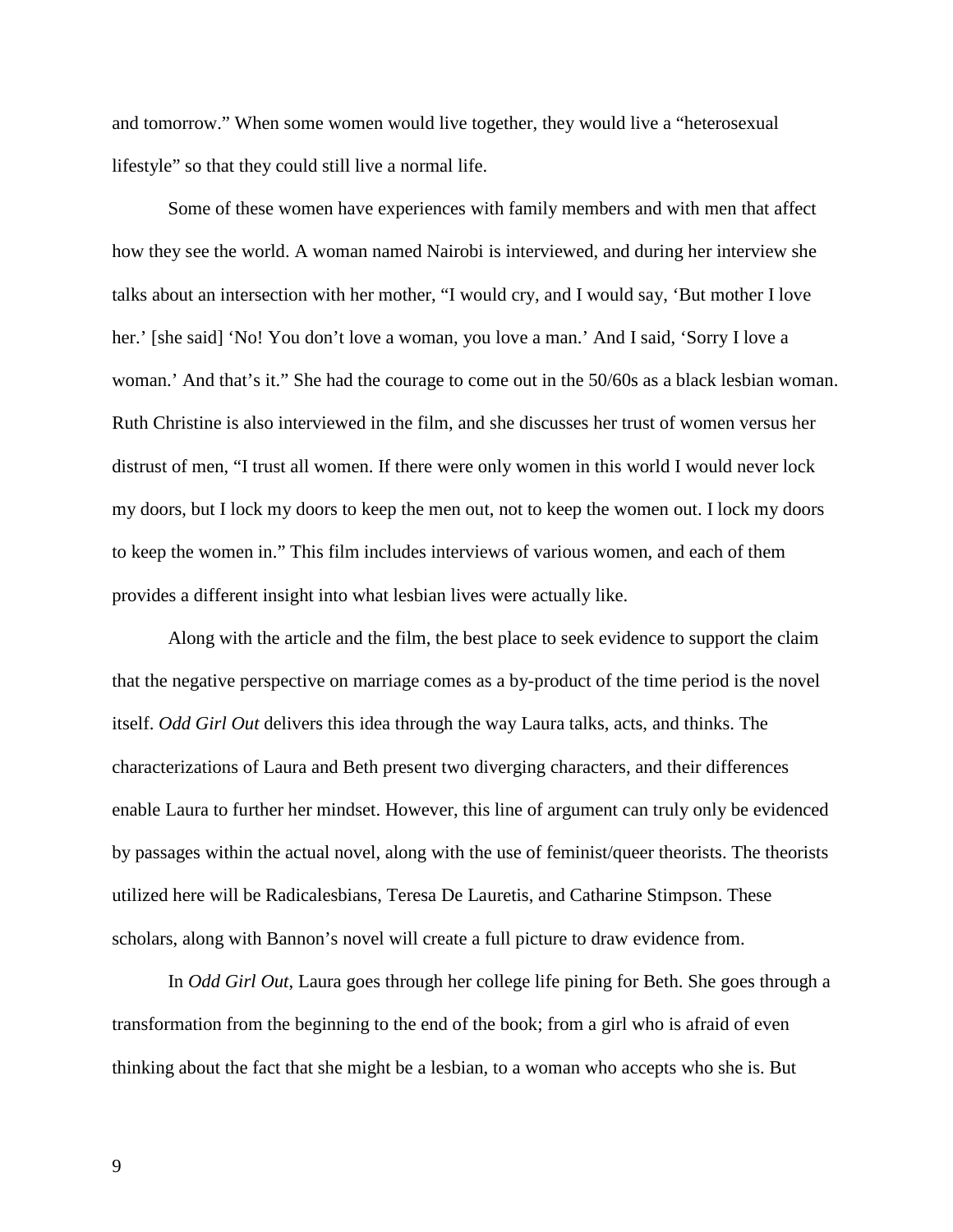and tomorrow." When some women would live together, they would live a "heterosexual lifestyle" so that they could still live a normal life.

Some of these women have experiences with family members and with men that affect how they see the world. A woman named Nairobi is interviewed, and during her interview she talks about an intersection with her mother, "I would cry, and I would say, 'But mother I love her.' [she said] 'No! You don't love a woman, you love a man.' And I said, 'Sorry I love a woman.' And that's it." She had the courage to come out in the 50/60s as a black lesbian woman. Ruth Christine is also interviewed in the film, and she discusses her trust of women versus her distrust of men, "I trust all women. If there were only women in this world I would never lock my doors, but I lock my doors to keep the men out, not to keep the women out. I lock my doors to keep the women in." This film includes interviews of various women, and each of them provides a different insight into what lesbian lives were actually like.

Along with the article and the film, the best place to seek evidence to support the claim that the negative perspective on marriage comes as a by-product of the time period is the novel itself. *Odd Girl Out* delivers this idea through the way Laura talks, acts, and thinks. The characterizations of Laura and Beth present two diverging characters, and their differences enable Laura to further her mindset. However, this line of argument can truly only be evidenced by passages within the actual novel, along with the use of feminist/queer theorists. The theorists utilized here will be Radicalesbians, Teresa De Lauretis, and Catharine Stimpson. These scholars, along with Bannon's novel will create a full picture to draw evidence from.

In *Odd Girl Out*, Laura goes through her college life pining for Beth. She goes through a transformation from the beginning to the end of the book; from a girl who is afraid of even thinking about the fact that she might be a lesbian, to a woman who accepts who she is. But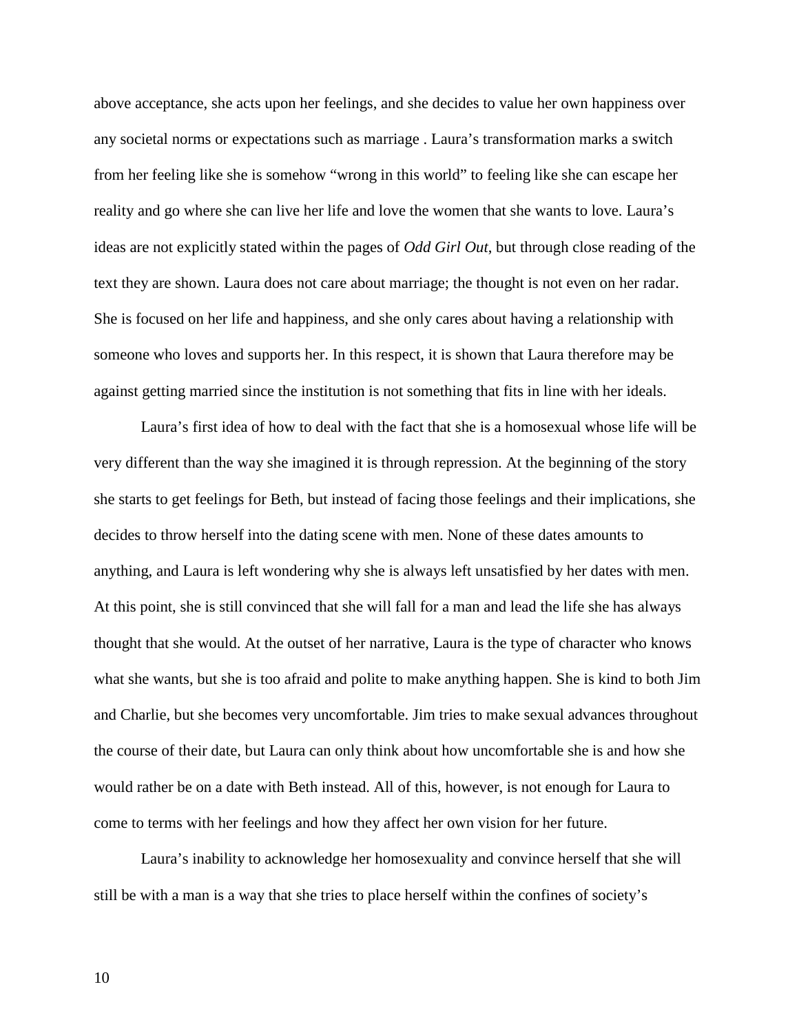above acceptance, she acts upon her feelings, and she decides to value her own happiness over any societal norms or expectations such as marriage . Laura's transformation marks a switch from her feeling like she is somehow "wrong in this world" to feeling like she can escape her reality and go where she can live her life and love the women that she wants to love. Laura's ideas are not explicitly stated within the pages of *Odd Girl Out*, but through close reading of the text they are shown. Laura does not care about marriage; the thought is not even on her radar. She is focused on her life and happiness, and she only cares about having a relationship with someone who loves and supports her. In this respect, it is shown that Laura therefore may be against getting married since the institution is not something that fits in line with her ideals.

Laura's first idea of how to deal with the fact that she is a homosexual whose life will be very different than the way she imagined it is through repression. At the beginning of the story she starts to get feelings for Beth, but instead of facing those feelings and their implications, she decides to throw herself into the dating scene with men. None of these dates amounts to anything, and Laura is left wondering why she is always left unsatisfied by her dates with men. At this point, she is still convinced that she will fall for a man and lead the life she has always thought that she would. At the outset of her narrative, Laura is the type of character who knows what she wants, but she is too afraid and polite to make anything happen. She is kind to both Jim and Charlie, but she becomes very uncomfortable. Jim tries to make sexual advances throughout the course of their date, but Laura can only think about how uncomfortable she is and how she would rather be on a date with Beth instead. All of this, however, is not enough for Laura to come to terms with her feelings and how they affect her own vision for her future.

Laura's inability to acknowledge her homosexuality and convince herself that she will still be with a man is a way that she tries to place herself within the confines of society's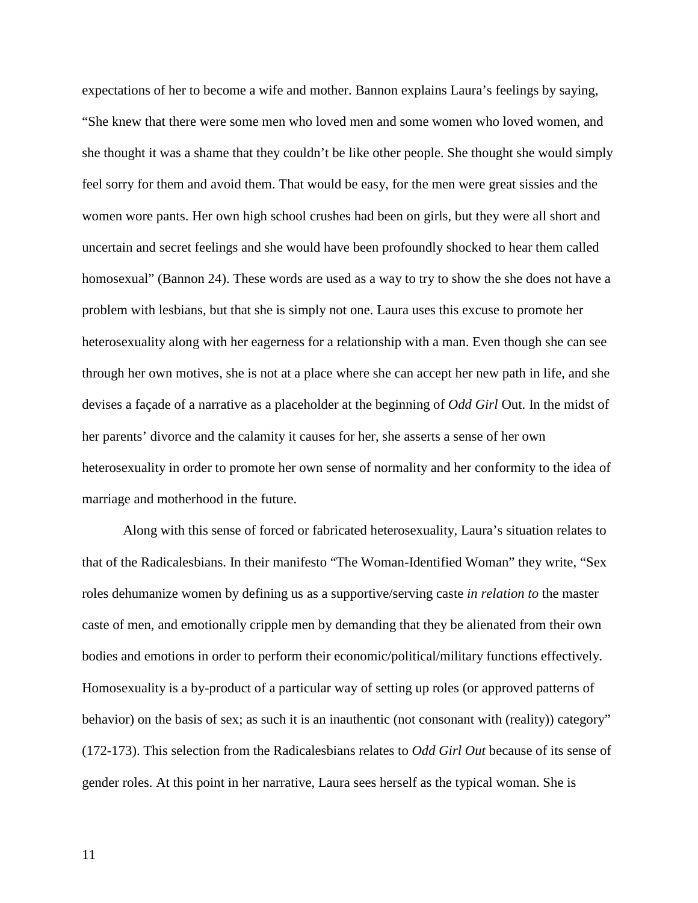expectations of her to become a wife and mother. Bannon explains Laura's feelings by saying, "She knew that there were some men who loved men and some women who loved women, and she thought it was a shame that they couldn't be like other people. She thought she would simply feel sorry for them and avoid them. That would be easy, for the men were great sissies and the women wore pants. Her own high school crushes had been on girls, but they were all short and uncertain and secret feelings and she would have been profoundly shocked to hear them called homosexual" (Bannon 24). These words are used as a way to try to show the she does not have a problem with lesbians, but that she is simply not one. Laura uses this excuse to promote her heterosexuality along with her eagerness for a relationship with a man. Even though she can see through her own motives, she is not at a place where she can accept her new path in life, and she devises a façade of a narrative as a placeholder at the beginning of *Odd Girl* Out. In the midst of her parents' divorce and the calamity it causes for her, she asserts a sense of her own heterosexuality in order to promote her own sense of normality and her conformity to the idea of marriage and motherhood in the future.

Along with this sense of forced or fabricated heterosexuality, Laura's situation relates to that of the Radicalesbians. In their manifesto "The Woman-Identified Woman" they write, "Sex roles dehumanize women by defining us as a supportive/serving caste *in relation to* the master caste of men, and emotionally cripple men by demanding that they be alienated from their own bodies and emotions in order to perform their economic/political/military functions effectively. Homosexuality is a by-product of a particular way of setting up roles (or approved patterns of behavior) on the basis of sex; as such it is an inauthentic (not consonant with (reality)) category" (172-173). This selection from the Radicalesbians relates to *Odd Girl Out* because of its sense of gender roles. At this point in her narrative, Laura sees herself as the typical woman. She is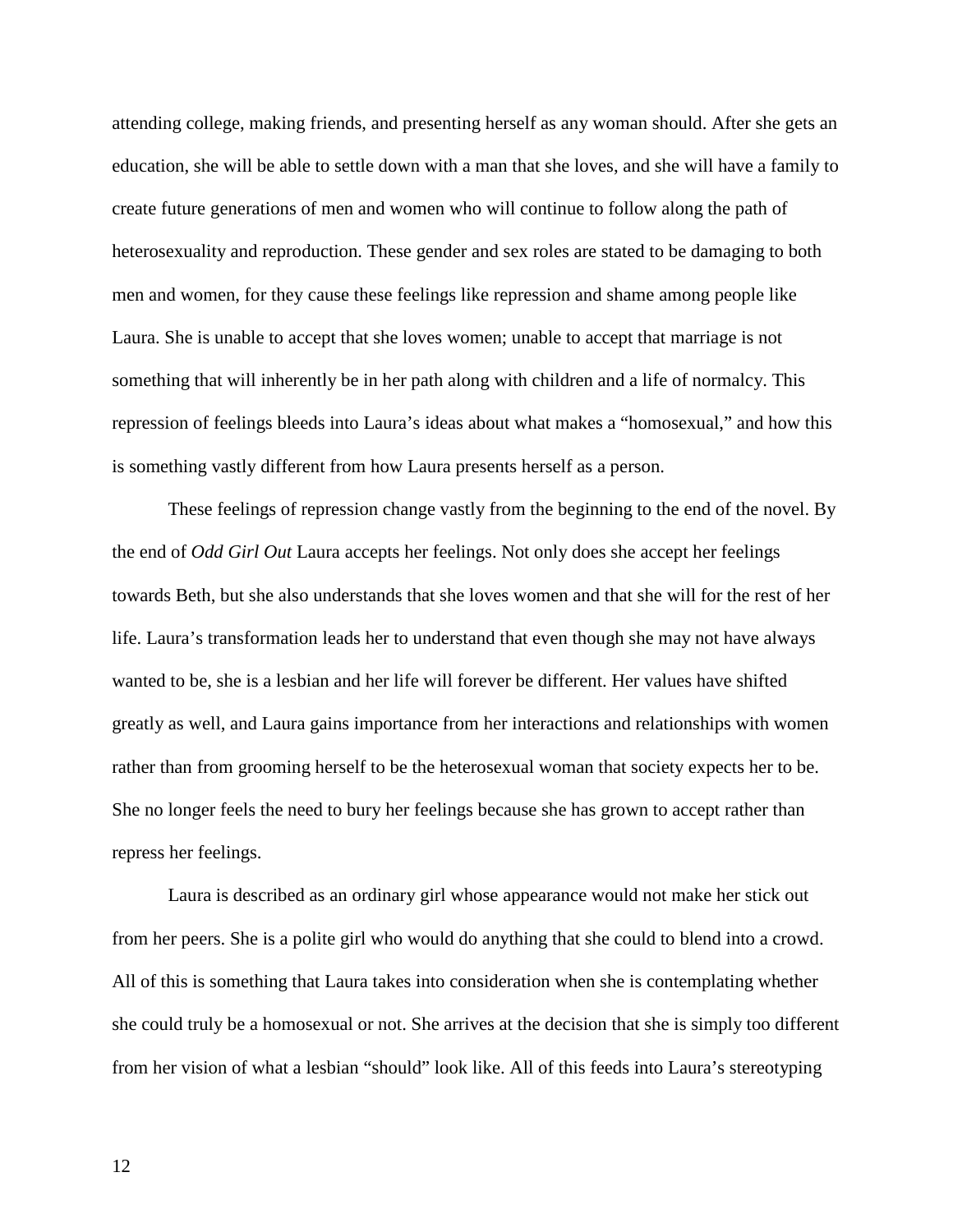attending college, making friends, and presenting herself as any woman should. After she gets an education, she will be able to settle down with a man that she loves, and she will have a family to create future generations of men and women who will continue to follow along the path of heterosexuality and reproduction. These gender and sex roles are stated to be damaging to both men and women, for they cause these feelings like repression and shame among people like Laura. She is unable to accept that she loves women; unable to accept that marriage is not something that will inherently be in her path along with children and a life of normalcy. This repression of feelings bleeds into Laura's ideas about what makes a "homosexual," and how this is something vastly different from how Laura presents herself as a person.

These feelings of repression change vastly from the beginning to the end of the novel. By the end of *Odd Girl Out* Laura accepts her feelings. Not only does she accept her feelings towards Beth, but she also understands that she loves women and that she will for the rest of her life. Laura's transformation leads her to understand that even though she may not have always wanted to be, she is a lesbian and her life will forever be different. Her values have shifted greatly as well, and Laura gains importance from her interactions and relationships with women rather than from grooming herself to be the heterosexual woman that society expects her to be. She no longer feels the need to bury her feelings because she has grown to accept rather than repress her feelings.

Laura is described as an ordinary girl whose appearance would not make her stick out from her peers. She is a polite girl who would do anything that she could to blend into a crowd. All of this is something that Laura takes into consideration when she is contemplating whether she could truly be a homosexual or not. She arrives at the decision that she is simply too different from her vision of what a lesbian "should" look like. All of this feeds into Laura's stereotyping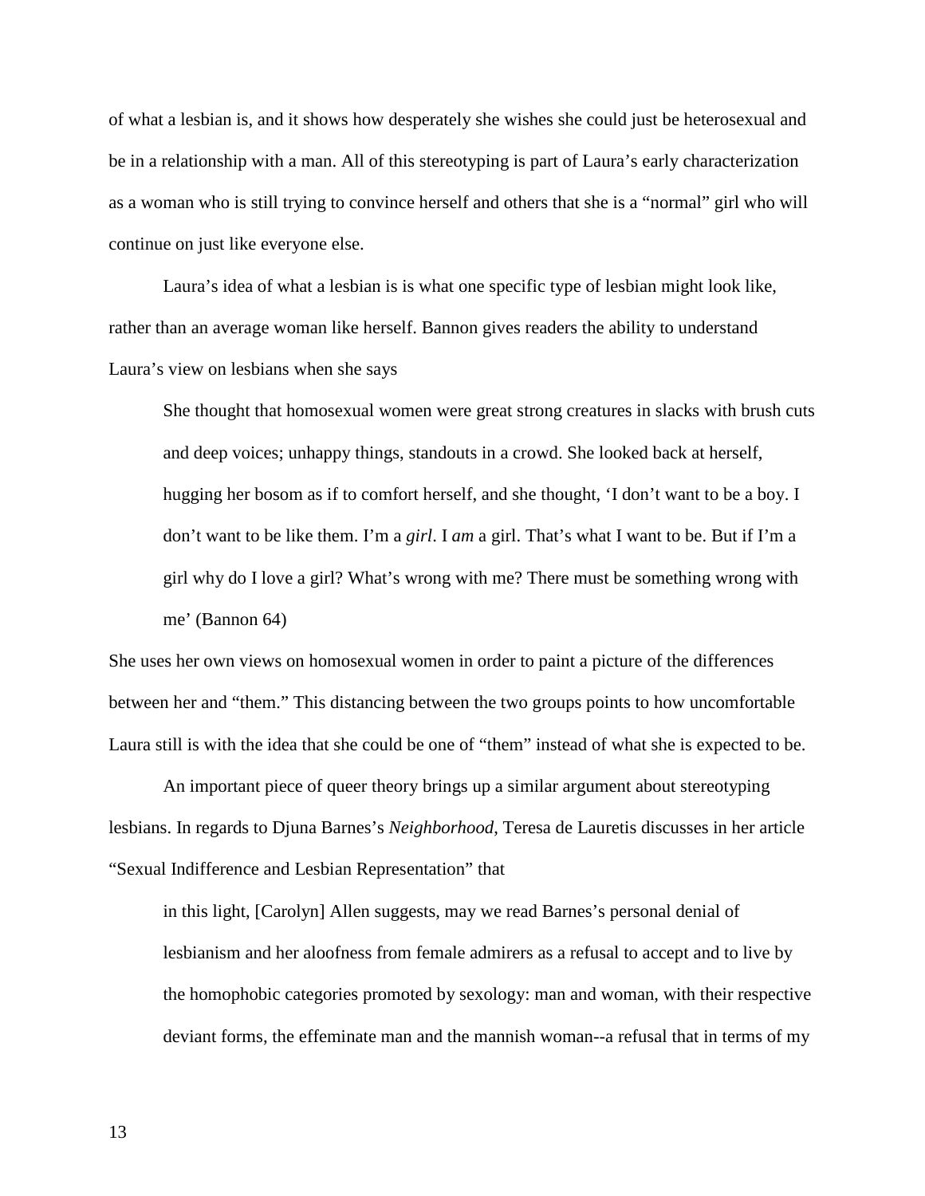of what a lesbian is, and it shows how desperately she wishes she could just be heterosexual and be in a relationship with a man. All of this stereotyping is part of Laura's early characterization as a woman who is still trying to convince herself and others that she is a "normal" girl who will continue on just like everyone else.

Laura's idea of what a lesbian is is what one specific type of lesbian might look like, rather than an average woman like herself. Bannon gives readers the ability to understand Laura's view on lesbians when she says

> She thought that homosexual women were great strong creatures in slacks with brush cuts and deep voices; unhappy things, standouts in a crowd. She looked back at herself, hugging her bosom as if to comfort herself, and she thought, 'I don't want to be a boy. I don't want to be like them. I'm a *girl*. I *am* a girl. That's what I want to be. But if I'm a girl why do I love a girl? What's wrong with me? There must be something wrong with me' (Bannon 64)

She uses her own views on homosexual women in order to paint a picture of the differences between her and "them." This distancing between the two groups points to how uncomfortable Laura still is with the idea that she could be one of "them" instead of what she is expected to be.

An important piece of queer theory brings up a similar argument about stereotyping lesbians. In regards to Djuna Barnes's *Neighborhood*, Teresa de Lauretis discusses in her article "Sexual Indifference and Lesbian Representation" that

> in this light, [Carolyn] Allen suggests, may we read Barnes's personal denial of lesbianism and her aloofness from female admirers as a refusal to accept and to live by the homophobic categories promoted by sexology: man and woman, with their respective deviant forms, the effeminate man and the mannish woman--a refusal that in terms of my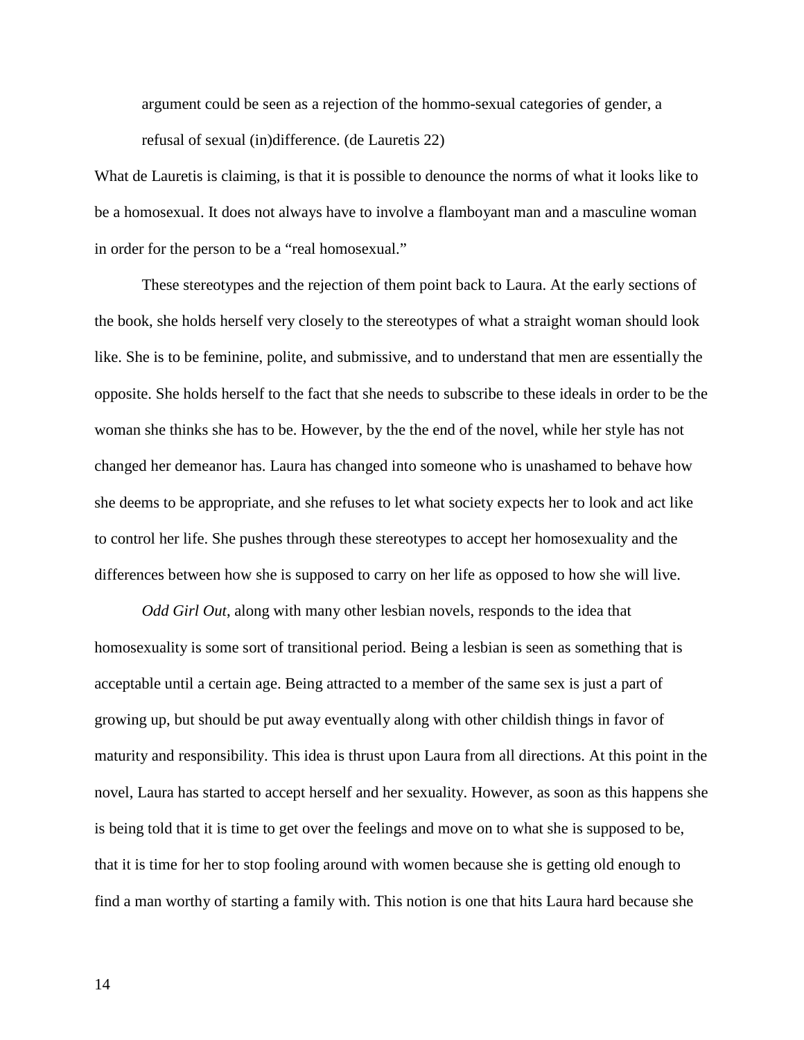> argument could be seen as a rejection of the hommo-sexual categories of gender, a refusal of sexual (in)difference. (de Lauretis 22)

What de Lauretis is claiming, is that it is possible to denounce the norms of what it looks like to be a homosexual. It does not always have to involve a flamboyant man and a masculine woman in order for the person to be a "real homosexual."

These stereotypes and the rejection of them point back to Laura. At the early sections of the book, she holds herself very closely to the stereotypes of what a straight woman should look like. She is to be feminine, polite, and submissive, and to understand that men are essentially the opposite. She holds herself to the fact that she needs to subscribe to these ideals in order to be the woman she thinks she has to be. However, by the the end of the novel, while her style has not changed her demeanor has. Laura has changed into someone who is unashamed to behave how she deems to be appropriate, and she refuses to let what society expects her to look and act like to control her life. She pushes through these stereotypes to accept her homosexuality and the differences between how she is supposed to carry on her life as opposed to how she will live.

*Odd Girl Out*, along with many other lesbian novels, responds to the idea that homosexuality is some sort of transitional period. Being a lesbian is seen as something that is acceptable until a certain age. Being attracted to a member of the same sex is just a part of growing up, but should be put away eventually along with other childish things in favor of maturity and responsibility. This idea is thrust upon Laura from all directions. At this point in the novel, Laura has started to accept herself and her sexuality. However, as soon as this happens she is being told that it is time to get over the feelings and move on to what she is supposed to be, that it is time for her to stop fooling around with women because she is getting old enough to find a man worthy of starting a family with. This notion is one that hits Laura hard because she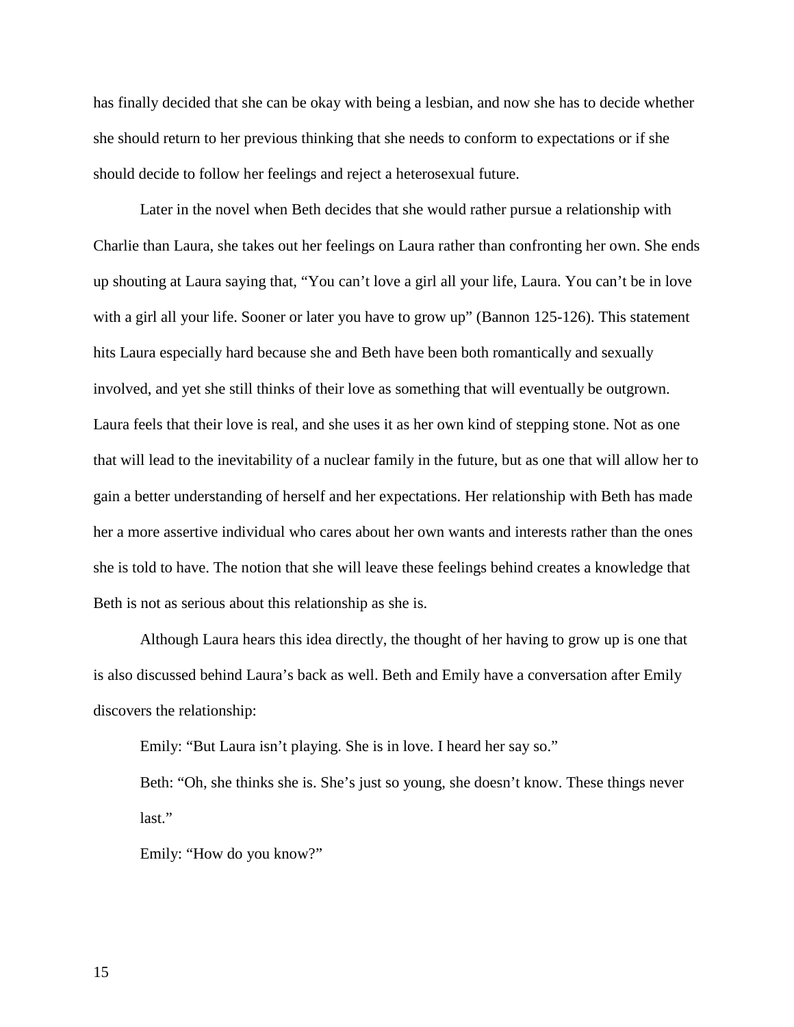has finally decided that she can be okay with being a lesbian, and now she has to decide whether she should return to her previous thinking that she needs to conform to expectations or if she should decide to follow her feelings and reject a heterosexual future.

Later in the novel when Beth decides that she would rather pursue a relationship with Charlie than Laura, she takes out her feelings on Laura rather than confronting her own. She ends up shouting at Laura saying that, "You can't love a girl all your life, Laura. You can't be in love with a girl all your life. Sooner or later you have to grow up" (Bannon 125-126). This statement hits Laura especially hard because she and Beth have been both romantically and sexually involved, and yet she still thinks of their love as something that will eventually be outgrown. Laura feels that their love is real, and she uses it as her own kind of stepping stone. Not as one that will lead to the inevitability of a nuclear family in the future, but as one that will allow her to gain a better understanding of herself and her expectations. Her relationship with Beth has made her a more assertive individual who cares about her own wants and interests rather than the ones she is told to have. The notion that she will leave these feelings behind creates a knowledge that Beth is not as serious about this relationship as she is.

Although Laura hears this idea directly, the thought of her having to grow up is one that is also discussed behind Laura's back as well. Beth and Emily have a conversation after Emily discovers the relationship:

> Emily: "But Laura isn't playing. She is in love. I heard her say so."
>
> Beth: "Oh, she thinks she is. She's just so young, she doesn't know. These things never last."
>
> Emily: "How do you know?"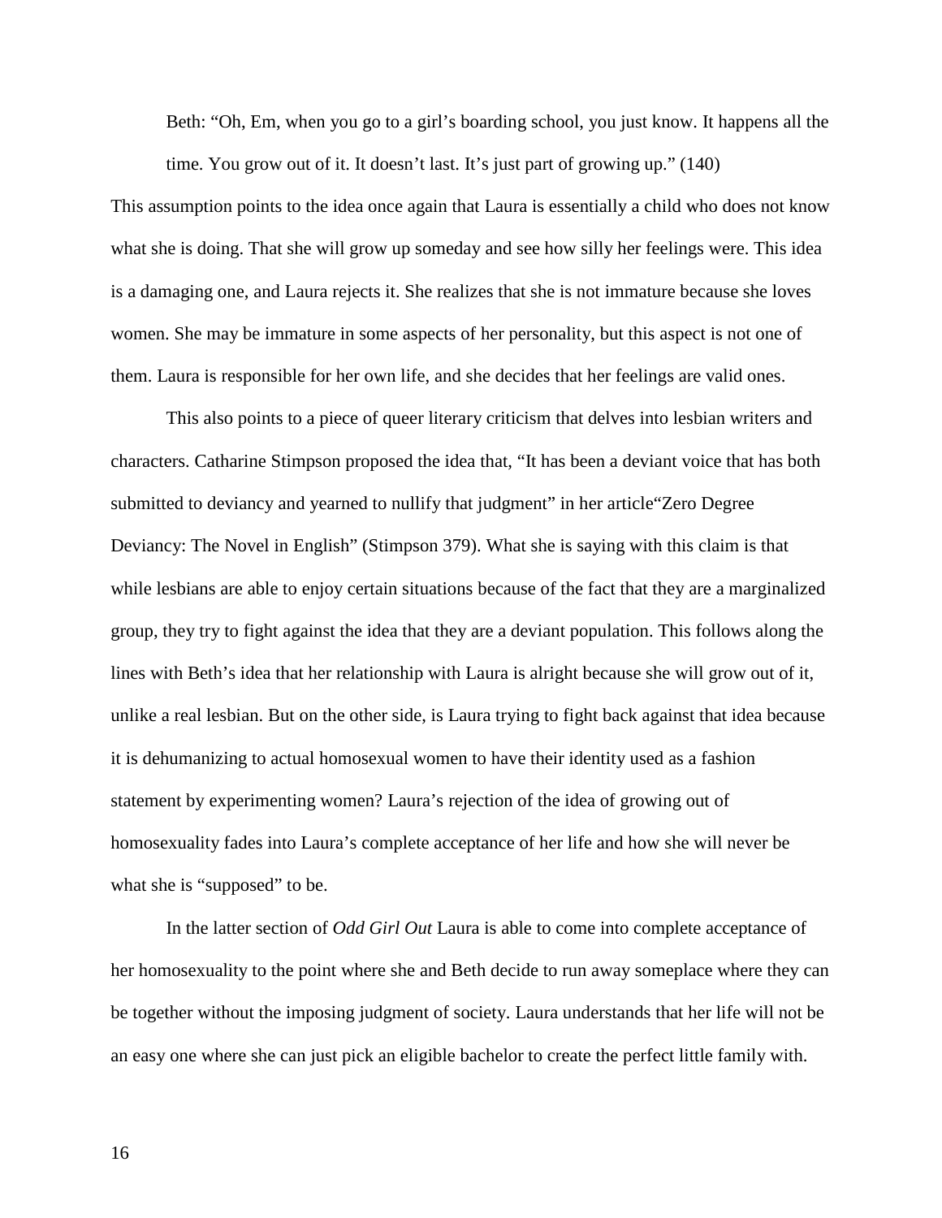> Beth: "Oh, Em, when you go to a girl's boarding school, you just know. It happens all the time. You grow out of it. It doesn't last. It's just part of growing up." (140)

This assumption points to the idea once again that Laura is essentially a child who does not know what she is doing. That she will grow up someday and see how silly her feelings were. This idea is a damaging one, and Laura rejects it. She realizes that she is not immature because she loves women. She may be immature in some aspects of her personality, but this aspect is not one of them. Laura is responsible for her own life, and she decides that her feelings are valid ones.

This also points to a piece of queer literary criticism that delves into lesbian writers and characters. Catharine Stimpson proposed the idea that, "It has been a deviant voice that has both submitted to deviancy and yearned to nullify that judgment" in her article"Zero Degree Deviancy: The Novel in English" (Stimpson 379). What she is saying with this claim is that while lesbians are able to enjoy certain situations because of the fact that they are a marginalized group, they try to fight against the idea that they are a deviant population. This follows along the lines with Beth's idea that her relationship with Laura is alright because she will grow out of it, unlike a real lesbian. But on the other side, is Laura trying to fight back against that idea because it is dehumanizing to actual homosexual women to have their identity used as a fashion statement by experimenting women? Laura's rejection of the idea of growing out of homosexuality fades into Laura's complete acceptance of her life and how she will never be what she is "supposed" to be.

In the latter section of *Odd Girl Out* Laura is able to come into complete acceptance of her homosexuality to the point where she and Beth decide to run away someplace where they can be together without the imposing judgment of society. Laura understands that her life will not be an easy one where she can just pick an eligible bachelor to create the perfect little family with.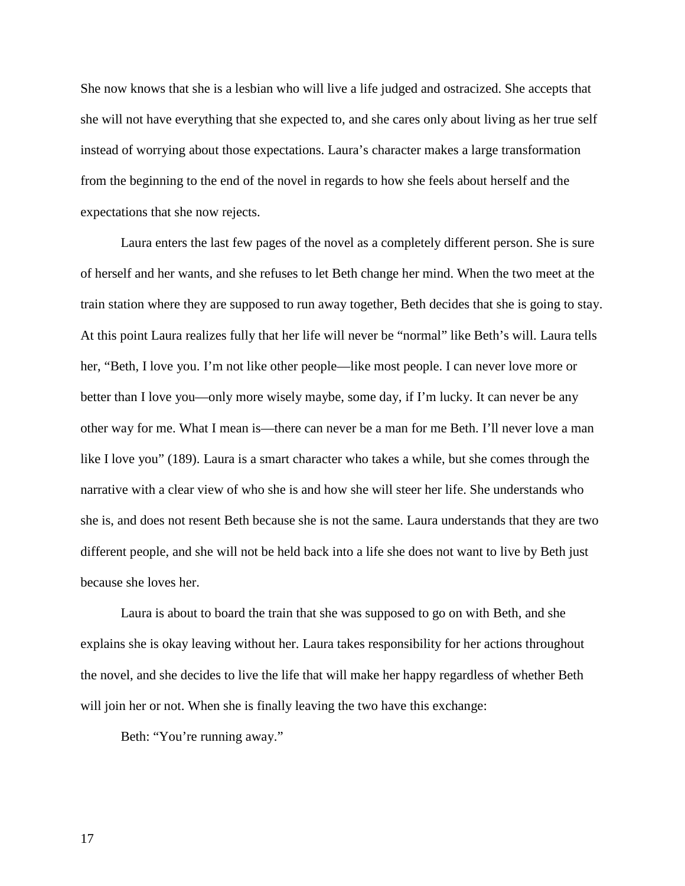She now knows that she is a lesbian who will live a life judged and ostracized. She accepts that she will not have everything that she expected to, and she cares only about living as her true self instead of worrying about those expectations. Laura's character makes a large transformation from the beginning to the end of the novel in regards to how she feels about herself and the expectations that she now rejects.

Laura enters the last few pages of the novel as a completely different person. She is sure of herself and her wants, and she refuses to let Beth change her mind. When the two meet at the train station where they are supposed to run away together, Beth decides that she is going to stay. At this point Laura realizes fully that her life will never be "normal" like Beth's will. Laura tells her, "Beth, I love you. I'm not like other people—like most people. I can never love more or better than I love you—only more wisely maybe, some day, if I'm lucky. It can never be any other way for me. What I mean is—there can never be a man for me Beth. I'll never love a man like I love you" (189). Laura is a smart character who takes a while, but she comes through the narrative with a clear view of who she is and how she will steer her life. She understands who she is, and does not resent Beth because she is not the same. Laura understands that they are two different people, and she will not be held back into a life she does not want to live by Beth just because she loves her.

Laura is about to board the train that she was supposed to go on with Beth, and she explains she is okay leaving without her. Laura takes responsibility for her actions throughout the novel, and she decides to live the life that will make her happy regardless of whether Beth will join her or not. When she is finally leaving the two have this exchange:

Beth: "You're running away."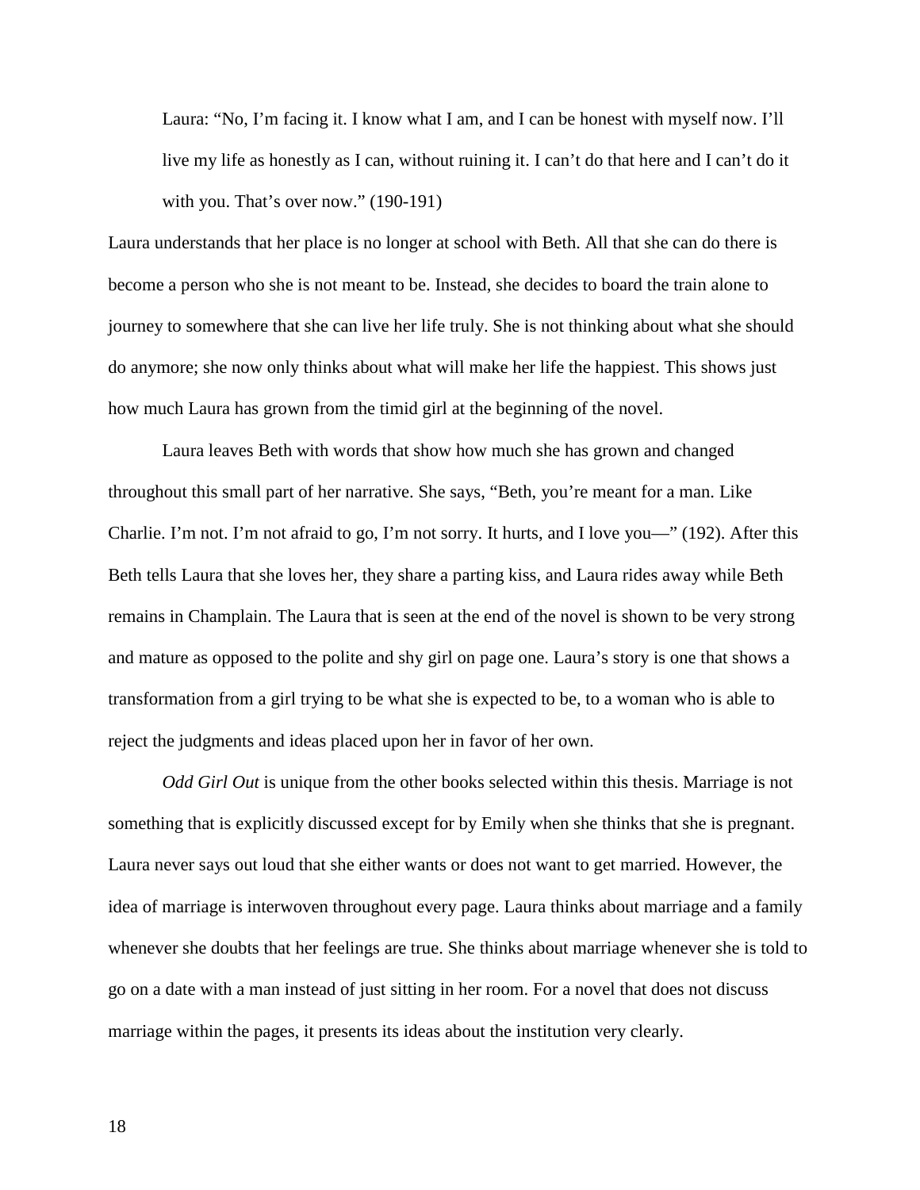> Laura: "No, I'm facing it. I know what I am, and I can be honest with myself now. I'll live my life as honestly as I can, without ruining it. I can't do that here and I can't do it with you. That's over now." (190-191)

Laura understands that her place is no longer at school with Beth. All that she can do there is become a person who she is not meant to be. Instead, she decides to board the train alone to journey to somewhere that she can live her life truly. She is not thinking about what she should do anymore; she now only thinks about what will make her life the happiest. This shows just how much Laura has grown from the timid girl at the beginning of the novel.

Laura leaves Beth with words that show how much she has grown and changed throughout this small part of her narrative. She says, "Beth, you're meant for a man. Like Charlie. I'm not. I'm not afraid to go, I'm not sorry. It hurts, and I love you—" (192). After this Beth tells Laura that she loves her, they share a parting kiss, and Laura rides away while Beth remains in Champlain. The Laura that is seen at the end of the novel is shown to be very strong and mature as opposed to the polite and shy girl on page one. Laura's story is one that shows a transformation from a girl trying to be what she is expected to be, to a woman who is able to reject the judgments and ideas placed upon her in favor of her own.

*Odd Girl Out* is unique from the other books selected within this thesis. Marriage is not something that is explicitly discussed except for by Emily when she thinks that she is pregnant. Laura never says out loud that she either wants or does not want to get married. However, the idea of marriage is interwoven throughout every page. Laura thinks about marriage and a family whenever she doubts that her feelings are true. She thinks about marriage whenever she is told to go on a date with a man instead of just sitting in her room. For a novel that does not discuss marriage within the pages, it presents its ideas about the institution very clearly.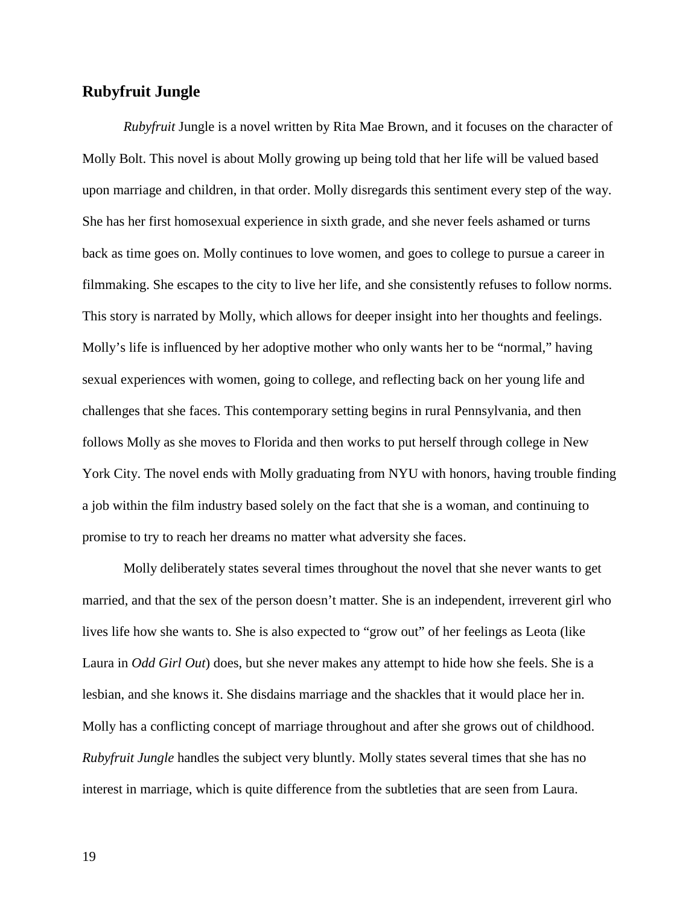## Rubyfruit Jungle

*Rubyfruit* Jungle is a novel written by Rita Mae Brown, and it focuses on the character of Molly Bolt. This novel is about Molly growing up being told that her life will be valued based upon marriage and children, in that order. Molly disregards this sentiment every step of the way. She has her first homosexual experience in sixth grade, and she never feels ashamed or turns back as time goes on. Molly continues to love women, and goes to college to pursue a career in filmmaking. She escapes to the city to live her life, and she consistently refuses to follow norms. This story is narrated by Molly, which allows for deeper insight into her thoughts and feelings. Molly's life is influenced by her adoptive mother who only wants her to be "normal," having sexual experiences with women, going to college, and reflecting back on her young life and challenges that she faces. This contemporary setting begins in rural Pennsylvania, and then follows Molly as she moves to Florida and then works to put herself through college in New York City. The novel ends with Molly graduating from NYU with honors, having trouble finding a job within the film industry based solely on the fact that she is a woman, and continuing to promise to try to reach her dreams no matter what adversity she faces.

Molly deliberately states several times throughout the novel that she never wants to get married, and that the sex of the person doesn't matter. She is an independent, irreverent girl who lives life how she wants to. She is also expected to "grow out" of her feelings as Leota (like Laura in *Odd Girl Out*) does, but she never makes any attempt to hide how she feels. She is a lesbian, and she knows it. She disdains marriage and the shackles that it would place her in. Molly has a conflicting concept of marriage throughout and after she grows out of childhood. *Rubyfruit Jungle* handles the subject very bluntly. Molly states several times that she has no interest in marriage, which is quite difference from the subtleties that are seen from Laura.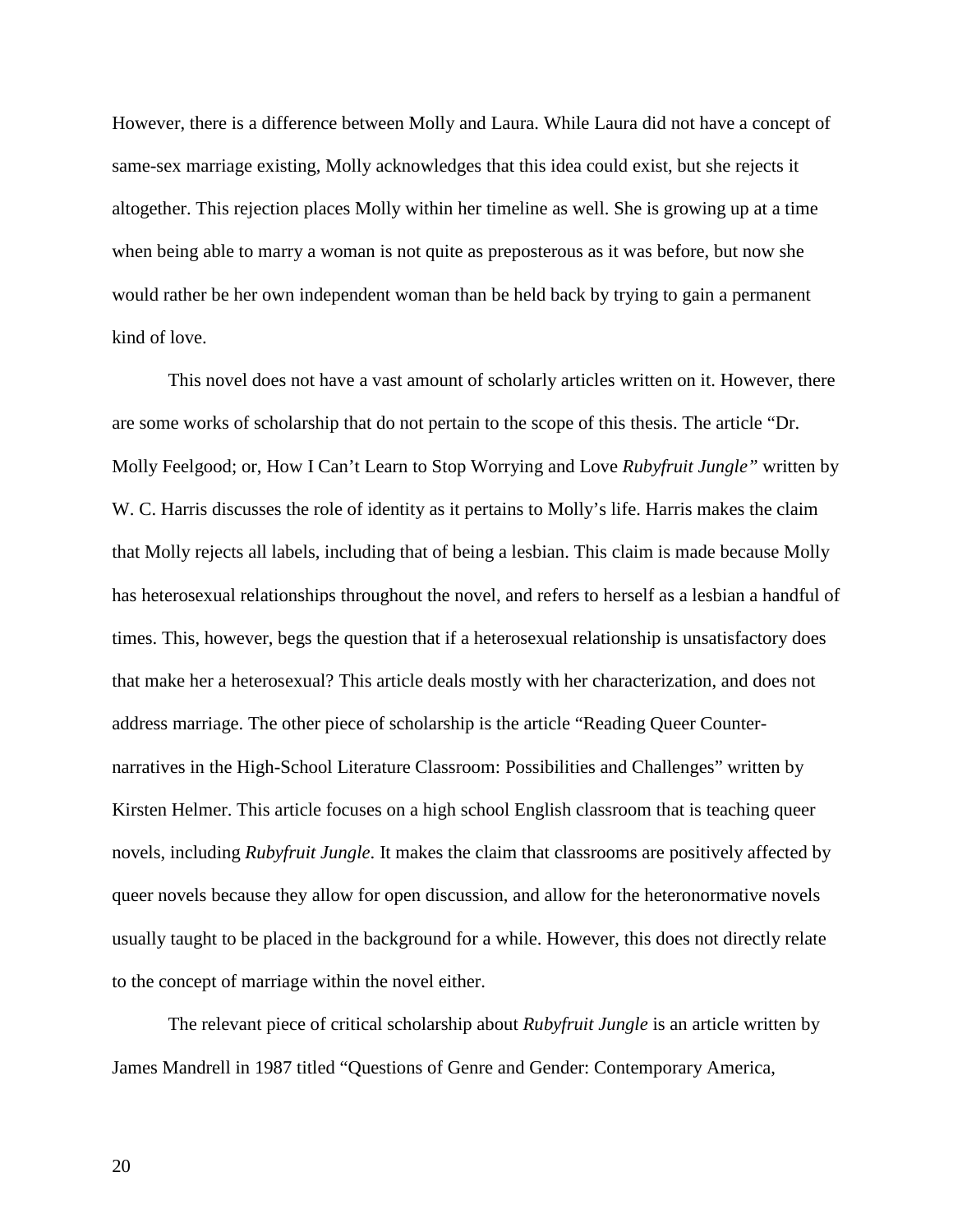However, there is a difference between Molly and Laura. While Laura did not have a concept of same-sex marriage existing, Molly acknowledges that this idea could exist, but she rejects it altogether. This rejection places Molly within her timeline as well. She is growing up at a time when being able to marry a woman is not quite as preposterous as it was before, but now she would rather be her own independent woman than be held back by trying to gain a permanent kind of love.

This novel does not have a vast amount of scholarly articles written on it. However, there are some works of scholarship that do not pertain to the scope of this thesis. The article "Dr. Molly Feelgood; or, How I Can't Learn to Stop Worrying and Love *Rubyfruit Jungle"* written by W. C. Harris discusses the role of identity as it pertains to Molly's life. Harris makes the claim that Molly rejects all labels, including that of being a lesbian. This claim is made because Molly has heterosexual relationships throughout the novel, and refers to herself as a lesbian a handful of times. This, however, begs the question that if a heterosexual relationship is unsatisfactory does that make her a heterosexual? This article deals mostly with her characterization, and does not address marriage. The other piece of scholarship is the article "Reading Queer Counter-narratives in the High-School Literature Classroom: Possibilities and Challenges" written by Kirsten Helmer. This article focuses on a high school English classroom that is teaching queer novels, including *Rubyfruit Jungle*. It makes the claim that classrooms are positively affected by queer novels because they allow for open discussion, and allow for the heteronormative novels usually taught to be placed in the background for a while. However, this does not directly relate to the concept of marriage within the novel either.

The relevant piece of critical scholarship about *Rubyfruit Jungle* is an article written by James Mandrell in 1987 titled "Questions of Genre and Gender: Contemporary America,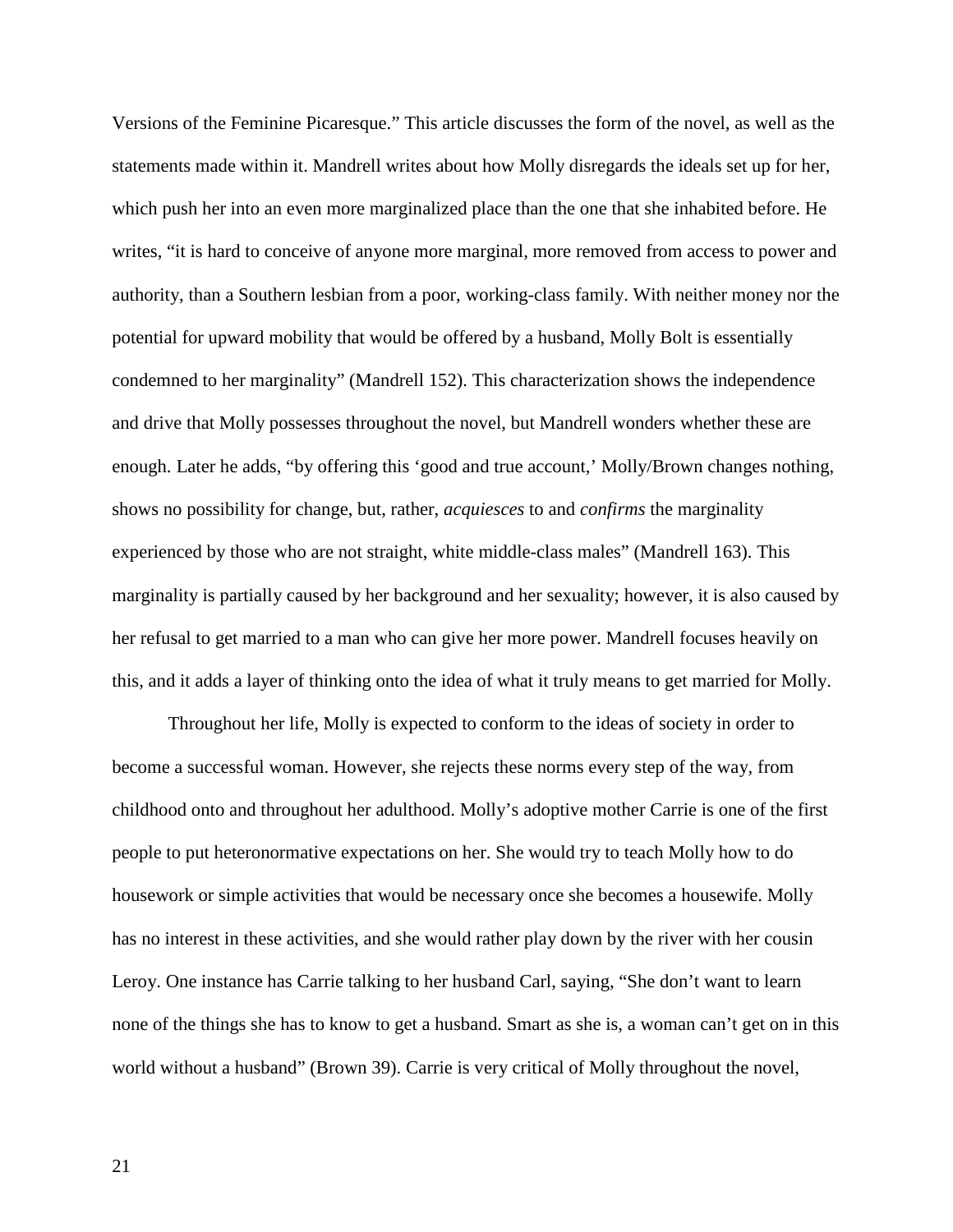Versions of the Feminine Picaresque." This article discusses the form of the novel, as well as the statements made within it. Mandrell writes about how Molly disregards the ideals set up for her, which push her into an even more marginalized place than the one that she inhabited before. He writes, "it is hard to conceive of anyone more marginal, more removed from access to power and authority, than a Southern lesbian from a poor, working-class family. With neither money nor the potential for upward mobility that would be offered by a husband, Molly Bolt is essentially condemned to her marginality" (Mandrell 152). This characterization shows the independence and drive that Molly possesses throughout the novel, but Mandrell wonders whether these are enough. Later he adds, "by offering this 'good and true account,' Molly/Brown changes nothing, shows no possibility for change, but, rather, *acquiesces* to and *confirms* the marginality experienced by those who are not straight, white middle-class males" (Mandrell 163). This marginality is partially caused by her background and her sexuality; however, it is also caused by her refusal to get married to a man who can give her more power. Mandrell focuses heavily on this, and it adds a layer of thinking onto the idea of what it truly means to get married for Molly.

Throughout her life, Molly is expected to conform to the ideas of society in order to become a successful woman. However, she rejects these norms every step of the way, from childhood onto and throughout her adulthood. Molly's adoptive mother Carrie is one of the first people to put heteronormative expectations on her. She would try to teach Molly how to do housework or simple activities that would be necessary once she becomes a housewife. Molly has no interest in these activities, and she would rather play down by the river with her cousin Leroy. One instance has Carrie talking to her husband Carl, saying, "She don't want to learn none of the things she has to know to get a husband. Smart as she is, a woman can't get on in this world without a husband" (Brown 39). Carrie is very critical of Molly throughout the novel,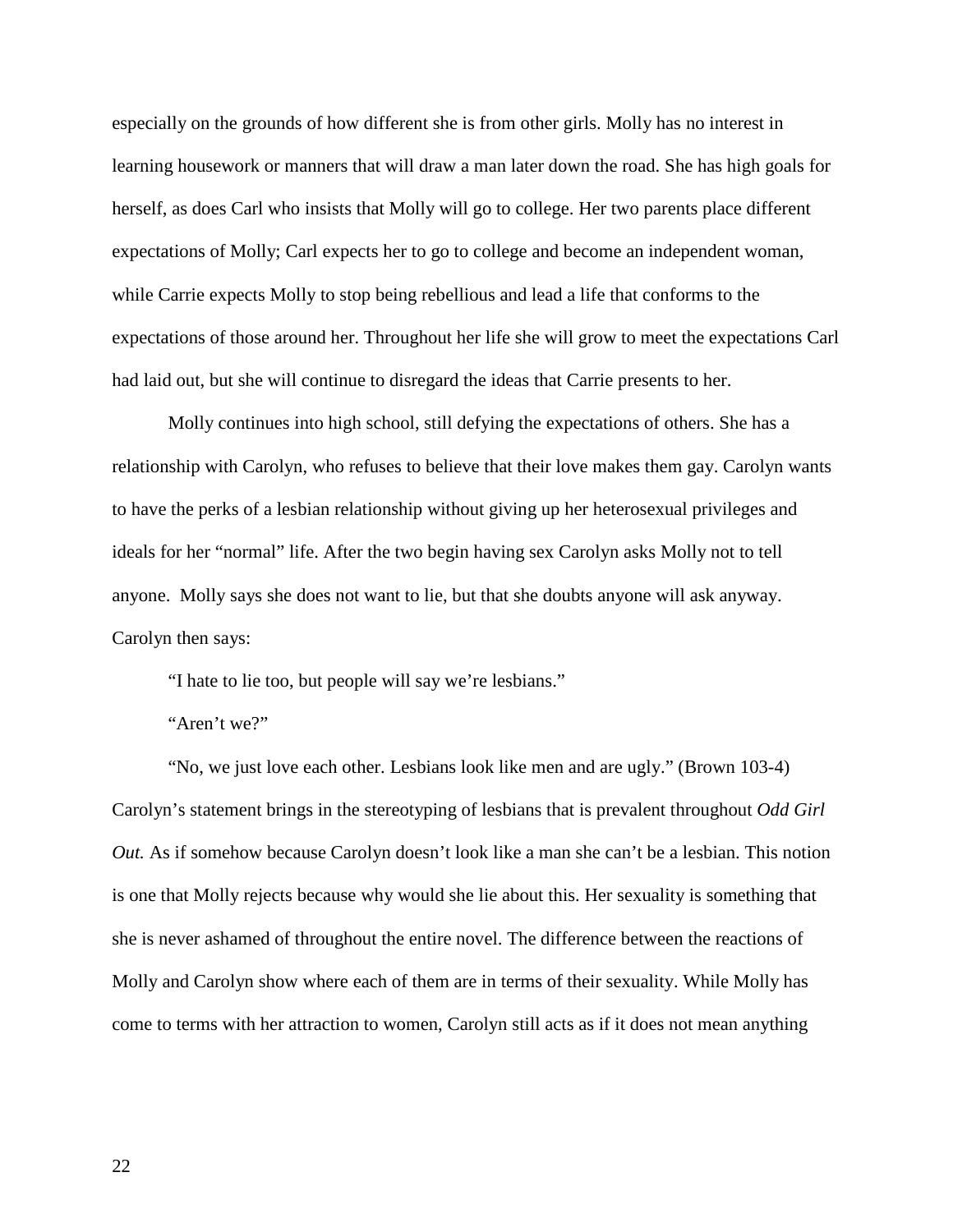especially on the grounds of how different she is from other girls. Molly has no interest in learning housework or manners that will draw a man later down the road. She has high goals for herself, as does Carl who insists that Molly will go to college. Her two parents place different expectations of Molly; Carl expects her to go to college and become an independent woman, while Carrie expects Molly to stop being rebellious and lead a life that conforms to the expectations of those around her. Throughout her life she will grow to meet the expectations Carl had laid out, but she will continue to disregard the ideas that Carrie presents to her.

Molly continues into high school, still defying the expectations of others. She has a relationship with Carolyn, who refuses to believe that their love makes them gay. Carolyn wants to have the perks of a lesbian relationship without giving up her heterosexual privileges and ideals for her "normal" life. After the two begin having sex Carolyn asks Molly not to tell anyone. Molly says she does not want to lie, but that she doubts anyone will ask anyway. Carolyn then says:

"I hate to lie too, but people will say we're lesbians."

"Aren't we?"

"No, we just love each other. Lesbians look like men and are ugly." (Brown 103-4)

Carolyn's statement brings in the stereotyping of lesbians that is prevalent throughout *Odd Girl Out.* As if somehow because Carolyn doesn't look like a man she can't be a lesbian. This notion is one that Molly rejects because why would she lie about this. Her sexuality is something that she is never ashamed of throughout the entire novel. The difference between the reactions of Molly and Carolyn show where each of them are in terms of their sexuality. While Molly has come to terms with her attraction to women, Carolyn still acts as if it does not mean anything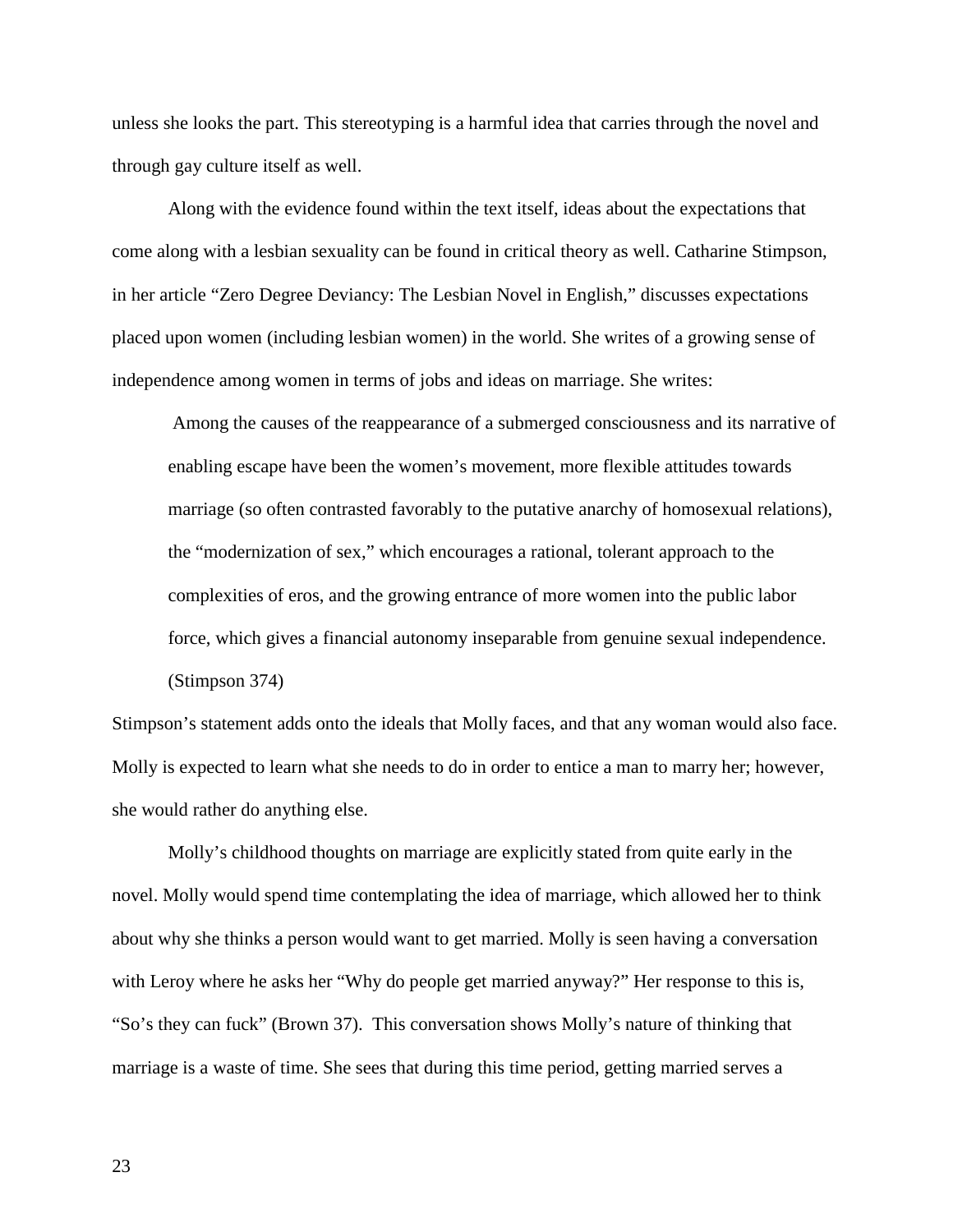unless she looks the part. This stereotyping is a harmful idea that carries through the novel and through gay culture itself as well.

Along with the evidence found within the text itself, ideas about the expectations that come along with a lesbian sexuality can be found in critical theory as well. Catharine Stimpson, in her article "Zero Degree Deviancy: The Lesbian Novel in English," discusses expectations placed upon women (including lesbian women) in the world. She writes of a growing sense of independence among women in terms of jobs and ideas on marriage. She writes:

> Among the causes of the reappearance of a submerged consciousness and its narrative of enabling escape have been the women's movement, more flexible attitudes towards marriage (so often contrasted favorably to the putative anarchy of homosexual relations), the "modernization of sex," which encourages a rational, tolerant approach to the complexities of eros, and the growing entrance of more women into the public labor force, which gives a financial autonomy inseparable from genuine sexual independence. (Stimpson 374)

Stimpson's statement adds onto the ideals that Molly faces, and that any woman would also face. Molly is expected to learn what she needs to do in order to entice a man to marry her; however, she would rather do anything else.

Molly's childhood thoughts on marriage are explicitly stated from quite early in the novel. Molly would spend time contemplating the idea of marriage, which allowed her to think about why she thinks a person would want to get married. Molly is seen having a conversation with Leroy where he asks her "Why do people get married anyway?" Her response to this is, "So's they can fuck" (Brown 37). This conversation shows Molly's nature of thinking that marriage is a waste of time. She sees that during this time period, getting married serves a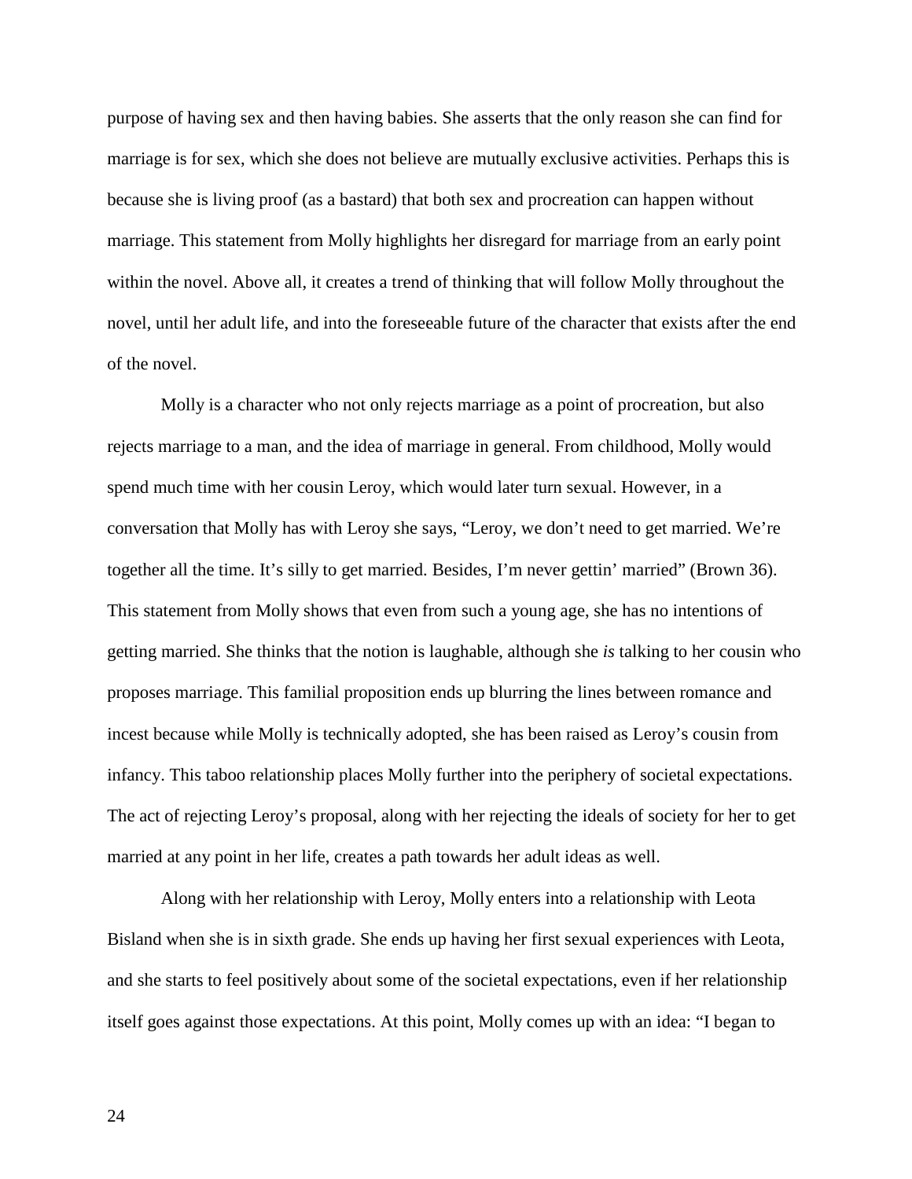purpose of having sex and then having babies. She asserts that the only reason she can find for marriage is for sex, which she does not believe are mutually exclusive activities. Perhaps this is because she is living proof (as a bastard) that both sex and procreation can happen without marriage. This statement from Molly highlights her disregard for marriage from an early point within the novel. Above all, it creates a trend of thinking that will follow Molly throughout the novel, until her adult life, and into the foreseeable future of the character that exists after the end of the novel.

Molly is a character who not only rejects marriage as a point of procreation, but also rejects marriage to a man, and the idea of marriage in general. From childhood, Molly would spend much time with her cousin Leroy, which would later turn sexual. However, in a conversation that Molly has with Leroy she says, “Leroy, we don’t need to get married. We’re together all the time. It’s silly to get married. Besides, I’m never gettin’ married” (Brown 36). This statement from Molly shows that even from such a young age, she has no intentions of getting married. She thinks that the notion is laughable, although she *is* talking to her cousin who proposes marriage. This familial proposition ends up blurring the lines between romance and incest because while Molly is technically adopted, she has been raised as Leroy’s cousin from infancy. This taboo relationship places Molly further into the periphery of societal expectations. The act of rejecting Leroy’s proposal, along with her rejecting the ideals of society for her to get married at any point in her life, creates a path towards her adult ideas as well.

Along with her relationship with Leroy, Molly enters into a relationship with Leota Bisland when she is in sixth grade. She ends up having her first sexual experiences with Leota, and she starts to feel positively about some of the societal expectations, even if her relationship itself goes against those expectations. At this point, Molly comes up with an idea: “I began to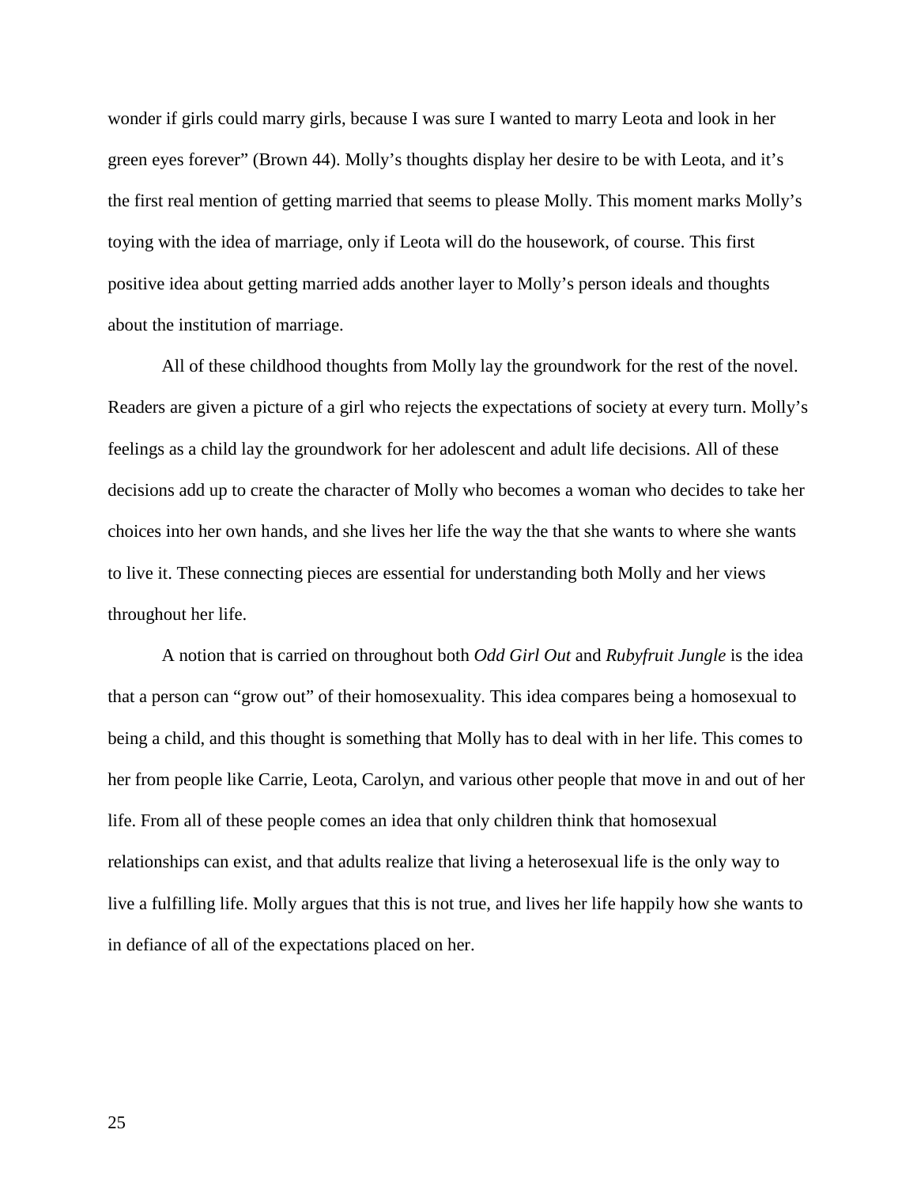wonder if girls could marry girls, because I was sure I wanted to marry Leota and look in her green eyes forever" (Brown 44). Molly's thoughts display her desire to be with Leota, and it's the first real mention of getting married that seems to please Molly. This moment marks Molly's toying with the idea of marriage, only if Leota will do the housework, of course. This first positive idea about getting married adds another layer to Molly's person ideals and thoughts about the institution of marriage.

All of these childhood thoughts from Molly lay the groundwork for the rest of the novel. Readers are given a picture of a girl who rejects the expectations of society at every turn. Molly's feelings as a child lay the groundwork for her adolescent and adult life decisions. All of these decisions add up to create the character of Molly who becomes a woman who decides to take her choices into her own hands, and she lives her life the way the that she wants to where she wants to live it. These connecting pieces are essential for understanding both Molly and her views throughout her life.

A notion that is carried on throughout both *Odd Girl Out* and *Rubyfruit Jungle* is the idea that a person can "grow out" of their homosexuality. This idea compares being a homosexual to being a child, and this thought is something that Molly has to deal with in her life. This comes to her from people like Carrie, Leota, Carolyn, and various other people that move in and out of her life. From all of these people comes an idea that only children think that homosexual relationships can exist, and that adults realize that living a heterosexual life is the only way to live a fulfilling life. Molly argues that this is not true, and lives her life happily how she wants to in defiance of all of the expectations placed on her.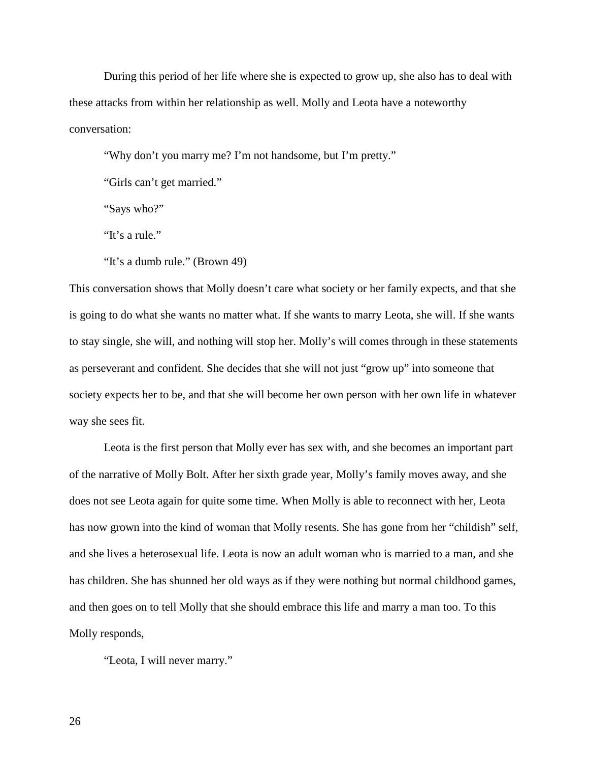During this period of her life where she is expected to grow up, she also has to deal with these attacks from within her relationship as well. Molly and Leota have a noteworthy conversation:

"Why don't you marry me? I'm not handsome, but I'm pretty."

"Girls can't get married."

"Says who?"

"It's a rule."

"It's a dumb rule." (Brown 49)

This conversation shows that Molly doesn't care what society or her family expects, and that she is going to do what she wants no matter what. If she wants to marry Leota, she will. If she wants to stay single, she will, and nothing will stop her. Molly's will comes through in these statements as perseverant and confident. She decides that she will not just "grow up" into someone that society expects her to be, and that she will become her own person with her own life in whatever way she sees fit.

Leota is the first person that Molly ever has sex with, and she becomes an important part of the narrative of Molly Bolt. After her sixth grade year, Molly's family moves away, and she does not see Leota again for quite some time. When Molly is able to reconnect with her, Leota has now grown into the kind of woman that Molly resents. She has gone from her "childish" self, and she lives a heterosexual life. Leota is now an adult woman who is married to a man, and she has children. She has shunned her old ways as if they were nothing but normal childhood games, and then goes on to tell Molly that she should embrace this life and marry a man too. To this Molly responds,

"Leota, I will never marry."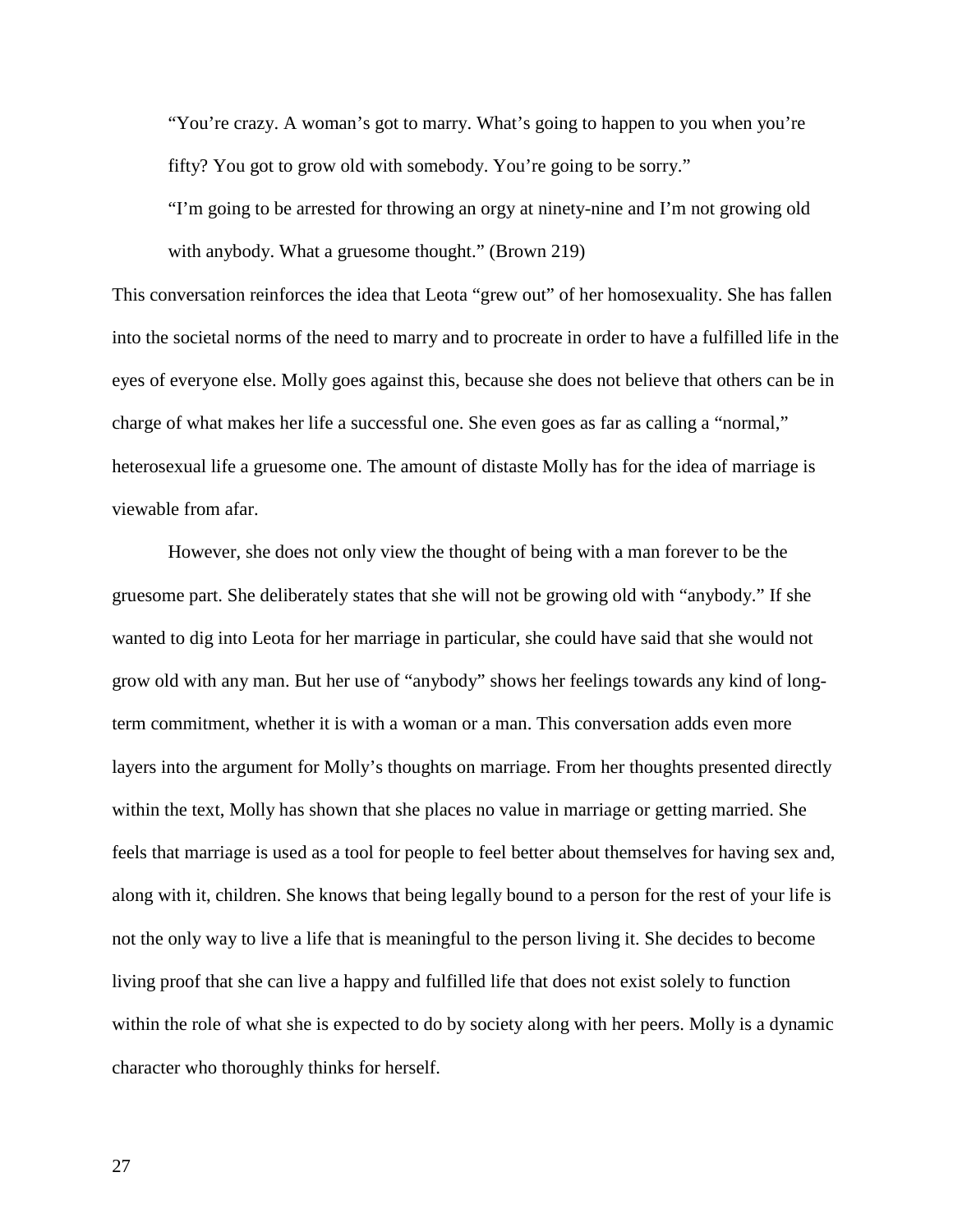> "You're crazy. A woman's got to marry. What's going to happen to you when you're fifty? You got to grow old with somebody. You're going to be sorry."
>
> "I'm going to be arrested for throwing an orgy at ninety-nine and I'm not growing old with anybody. What a gruesome thought." (Brown 219)

This conversation reinforces the idea that Leota "grew out" of her homosexuality. She has fallen into the societal norms of the need to marry and to procreate in order to have a fulfilled life in the eyes of everyone else. Molly goes against this, because she does not believe that others can be in charge of what makes her life a successful one. She even goes as far as calling a "normal," heterosexual life a gruesome one. The amount of distaste Molly has for the idea of marriage is viewable from afar.

However, she does not only view the thought of being with a man forever to be the gruesome part. She deliberately states that she will not be growing old with "anybody." If she wanted to dig into Leota for her marriage in particular, she could have said that she would not grow old with any man. But her use of "anybody" shows her feelings towards any kind of long-term commitment, whether it is with a woman or a man. This conversation adds even more layers into the argument for Molly's thoughts on marriage. From her thoughts presented directly within the text, Molly has shown that she places no value in marriage or getting married. She feels that marriage is used as a tool for people to feel better about themselves for having sex and, along with it, children. She knows that being legally bound to a person for the rest of your life is not the only way to live a life that is meaningful to the person living it. She decides to become living proof that she can live a happy and fulfilled life that does not exist solely to function within the role of what she is expected to do by society along with her peers. Molly is a dynamic character who thoroughly thinks for herself.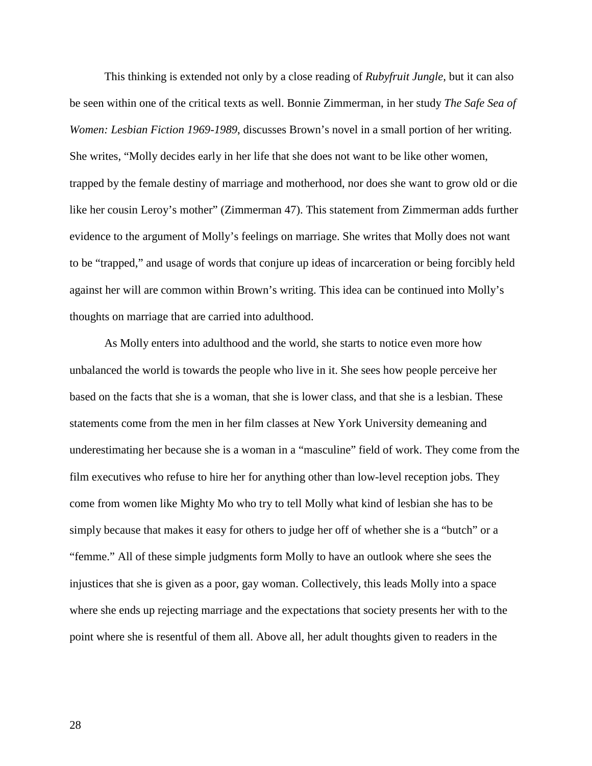This thinking is extended not only by a close reading of *Rubyfruit Jungle*, but it can also be seen within one of the critical texts as well. Bonnie Zimmerman, in her study *The Safe Sea of Women: Lesbian Fiction 1969-1989*, discusses Brown's novel in a small portion of her writing. She writes, "Molly decides early in her life that she does not want to be like other women, trapped by the female destiny of marriage and motherhood, nor does she want to grow old or die like her cousin Leroy's mother" (Zimmerman 47). This statement from Zimmerman adds further evidence to the argument of Molly's feelings on marriage. She writes that Molly does not want to be "trapped," and usage of words that conjure up ideas of incarceration or being forcibly held against her will are common within Brown's writing. This idea can be continued into Molly's thoughts on marriage that are carried into adulthood.

As Molly enters into adulthood and the world, she starts to notice even more how unbalanced the world is towards the people who live in it. She sees how people perceive her based on the facts that she is a woman, that she is lower class, and that she is a lesbian. These statements come from the men in her film classes at New York University demeaning and underestimating her because she is a woman in a "masculine" field of work. They come from the film executives who refuse to hire her for anything other than low-level reception jobs. They come from women like Mighty Mo who try to tell Molly what kind of lesbian she has to be simply because that makes it easy for others to judge her off of whether she is a "butch" or a "femme." All of these simple judgments form Molly to have an outlook where she sees the injustices that she is given as a poor, gay woman. Collectively, this leads Molly into a space where she ends up rejecting marriage and the expectations that society presents her with to the point where she is resentful of them all. Above all, her adult thoughts given to readers in the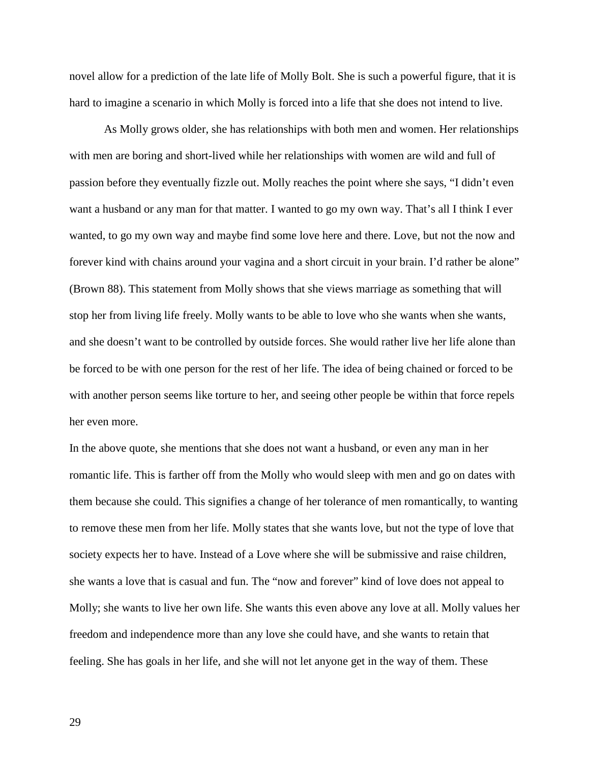novel allow for a prediction of the late life of Molly Bolt. She is such a powerful figure, that it is hard to imagine a scenario in which Molly is forced into a life that she does not intend to live.

As Molly grows older, she has relationships with both men and women. Her relationships with men are boring and short-lived while her relationships with women are wild and full of passion before they eventually fizzle out. Molly reaches the point where she says, "I didn't even want a husband or any man for that matter. I wanted to go my own way. That's all I think I ever wanted, to go my own way and maybe find some love here and there. Love, but not the now and forever kind with chains around your vagina and a short circuit in your brain. I'd rather be alone" (Brown 88). This statement from Molly shows that she views marriage as something that will stop her from living life freely. Molly wants to be able to love who she wants when she wants, and she doesn't want to be controlled by outside forces. She would rather live her life alone than be forced to be with one person for the rest of her life. The idea of being chained or forced to be with another person seems like torture to her, and seeing other people be within that force repels her even more.

In the above quote, she mentions that she does not want a husband, or even any man in her romantic life. This is farther off from the Molly who would sleep with men and go on dates with them because she could. This signifies a change of her tolerance of men romantically, to wanting to remove these men from her life. Molly states that she wants love, but not the type of love that society expects her to have. Instead of a Love where she will be submissive and raise children, she wants a love that is casual and fun. The "now and forever" kind of love does not appeal to Molly; she wants to live her own life. She wants this even above any love at all. Molly values her freedom and independence more than any love she could have, and she wants to retain that feeling. She has goals in her life, and she will not let anyone get in the way of them. These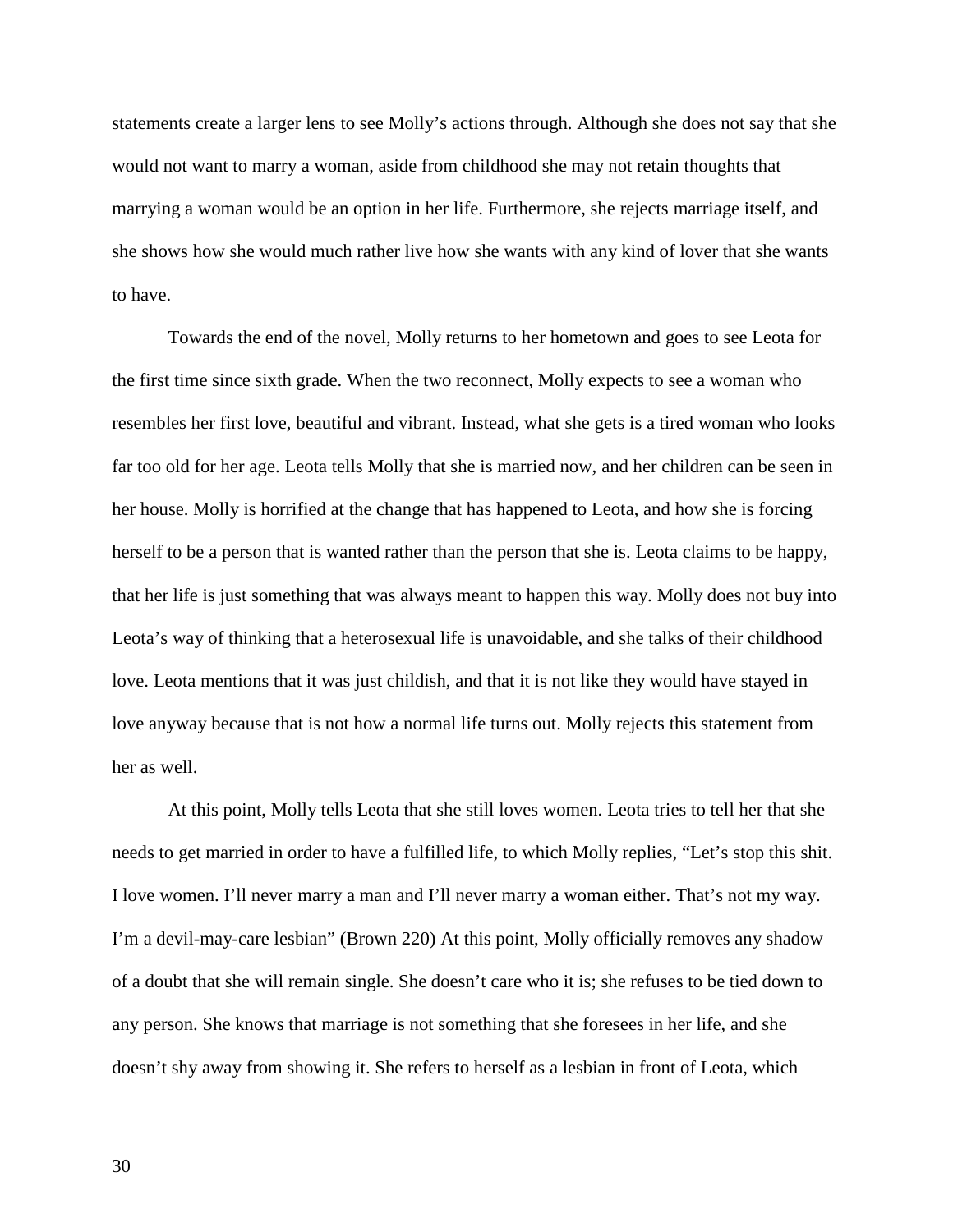statements create a larger lens to see Molly's actions through. Although she does not say that she would not want to marry a woman, aside from childhood she may not retain thoughts that marrying a woman would be an option in her life. Furthermore, she rejects marriage itself, and she shows how she would much rather live how she wants with any kind of lover that she wants to have.

Towards the end of the novel, Molly returns to her hometown and goes to see Leota for the first time since sixth grade. When the two reconnect, Molly expects to see a woman who resembles her first love, beautiful and vibrant. Instead, what she gets is a tired woman who looks far too old for her age. Leota tells Molly that she is married now, and her children can be seen in her house. Molly is horrified at the change that has happened to Leota, and how she is forcing herself to be a person that is wanted rather than the person that she is. Leota claims to be happy, that her life is just something that was always meant to happen this way. Molly does not buy into Leota's way of thinking that a heterosexual life is unavoidable, and she talks of their childhood love. Leota mentions that it was just childish, and that it is not like they would have stayed in love anyway because that is not how a normal life turns out. Molly rejects this statement from her as well.

At this point, Molly tells Leota that she still loves women. Leota tries to tell her that she needs to get married in order to have a fulfilled life, to which Molly replies, "Let's stop this shit. I love women. I'll never marry a man and I'll never marry a woman either. That's not my way. I'm a devil-may-care lesbian" (Brown 220) At this point, Molly officially removes any shadow of a doubt that she will remain single. She doesn't care who it is; she refuses to be tied down to any person. She knows that marriage is not something that she foresees in her life, and she doesn't shy away from showing it. She refers to herself as a lesbian in front of Leota, which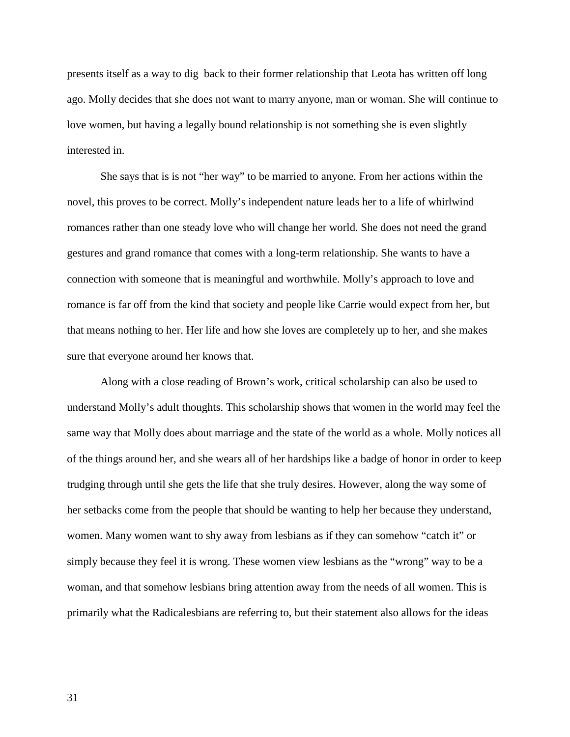presents itself as a way to dig  back to their former relationship that Leota has written off long ago. Molly decides that she does not want to marry anyone, man or woman. She will continue to love women, but having a legally bound relationship is not something she is even slightly interested in.

She says that is is not "her way" to be married to anyone. From her actions within the novel, this proves to be correct. Molly's independent nature leads her to a life of whirlwind romances rather than one steady love who will change her world. She does not need the grand gestures and grand romance that comes with a long-term relationship. She wants to have a connection with someone that is meaningful and worthwhile. Molly's approach to love and romance is far off from the kind that society and people like Carrie would expect from her, but that means nothing to her. Her life and how she loves are completely up to her, and she makes sure that everyone around her knows that.

Along with a close reading of Brown's work, critical scholarship can also be used to understand Molly's adult thoughts. This scholarship shows that women in the world may feel the same way that Molly does about marriage and the state of the world as a whole. Molly notices all of the things around her, and she wears all of her hardships like a badge of honor in order to keep trudging through until she gets the life that she truly desires. However, along the way some of her setbacks come from the people that should be wanting to help her because they understand, women. Many women want to shy away from lesbians as if they can somehow "catch it" or simply because they feel it is wrong. These women view lesbians as the "wrong" way to be a woman, and that somehow lesbians bring attention away from the needs of all women. This is primarily what the Radicalesbians are referring to, but their statement also allows for the ideas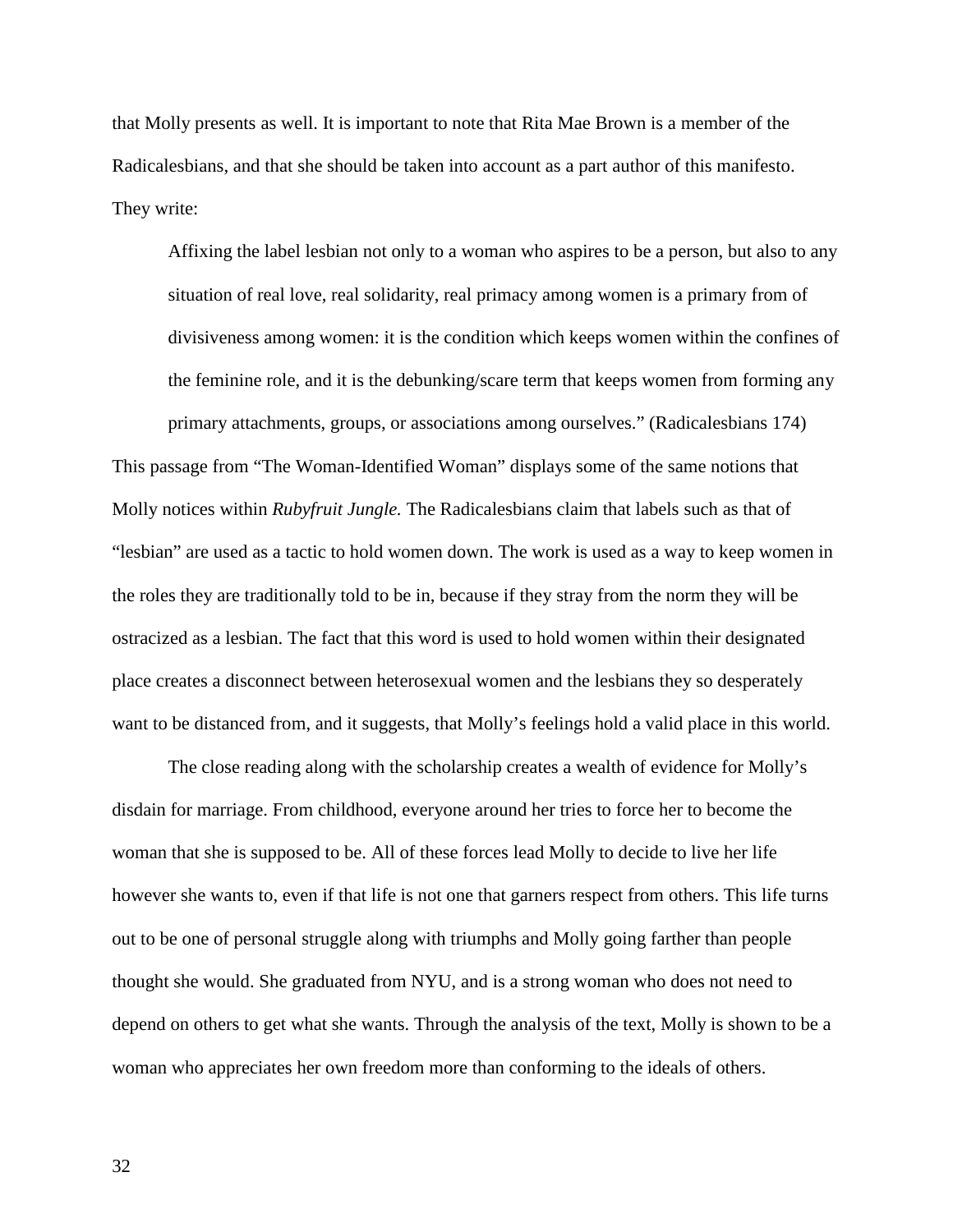that Molly presents as well. It is important to note that Rita Mae Brown is a member of the Radicalesbians, and that she should be taken into account as a part author of this manifesto. They write:

> Affixing the label lesbian not only to a woman who aspires to be a person, but also to any situation of real love, real solidarity, real primacy among women is a primary from of divisiveness among women: it is the condition which keeps women within the confines of the feminine role, and it is the debunking/scare term that keeps women from forming any primary attachments, groups, or associations among ourselves." (Radicalesbians 174)

This passage from "The Woman-Identified Woman" displays some of the same notions that Molly notices within *Rubyfruit Jungle.* The Radicalesbians claim that labels such as that of "lesbian" are used as a tactic to hold women down. The work is used as a way to keep women in the roles they are traditionally told to be in, because if they stray from the norm they will be ostracized as a lesbian. The fact that this word is used to hold women within their designated place creates a disconnect between heterosexual women and the lesbians they so desperately want to be distanced from, and it suggests, that Molly's feelings hold a valid place in this world.

The close reading along with the scholarship creates a wealth of evidence for Molly's disdain for marriage. From childhood, everyone around her tries to force her to become the woman that she is supposed to be. All of these forces lead Molly to decide to live her life however she wants to, even if that life is not one that garners respect from others. This life turns out to be one of personal struggle along with triumphs and Molly going farther than people thought she would. She graduated from NYU, and is a strong woman who does not need to depend on others to get what she wants. Through the analysis of the text, Molly is shown to be a woman who appreciates her own freedom more than conforming to the ideals of others.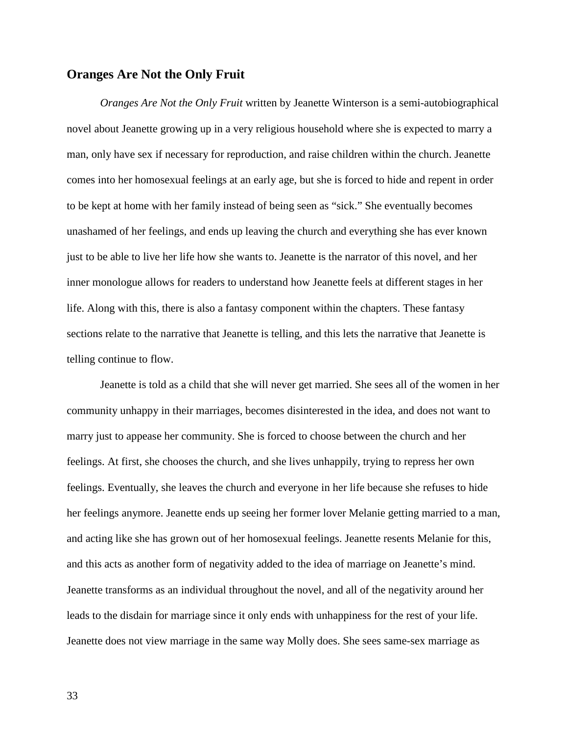## Oranges Are Not the Only Fruit

*Oranges Are Not the Only Fruit* written by Jeanette Winterson is a semi-autobiographical novel about Jeanette growing up in a very religious household where she is expected to marry a man, only have sex if necessary for reproduction, and raise children within the church. Jeanette comes into her homosexual feelings at an early age, but she is forced to hide and repent in order to be kept at home with her family instead of being seen as "sick." She eventually becomes unashamed of her feelings, and ends up leaving the church and everything she has ever known just to be able to live her life how she wants to. Jeanette is the narrator of this novel, and her inner monologue allows for readers to understand how Jeanette feels at different stages in her life. Along with this, there is also a fantasy component within the chapters. These fantasy sections relate to the narrative that Jeanette is telling, and this lets the narrative that Jeanette is telling continue to flow.

Jeanette is told as a child that she will never get married. She sees all of the women in her community unhappy in their marriages, becomes disinterested in the idea, and does not want to marry just to appease her community. She is forced to choose between the church and her feelings. At first, she chooses the church, and she lives unhappily, trying to repress her own feelings. Eventually, she leaves the church and everyone in her life because she refuses to hide her feelings anymore. Jeanette ends up seeing her former lover Melanie getting married to a man, and acting like she has grown out of her homosexual feelings. Jeanette resents Melanie for this, and this acts as another form of negativity added to the idea of marriage on Jeanette's mind. Jeanette transforms as an individual throughout the novel, and all of the negativity around her leads to the disdain for marriage since it only ends with unhappiness for the rest of your life. Jeanette does not view marriage in the same way Molly does. She sees same-sex marriage as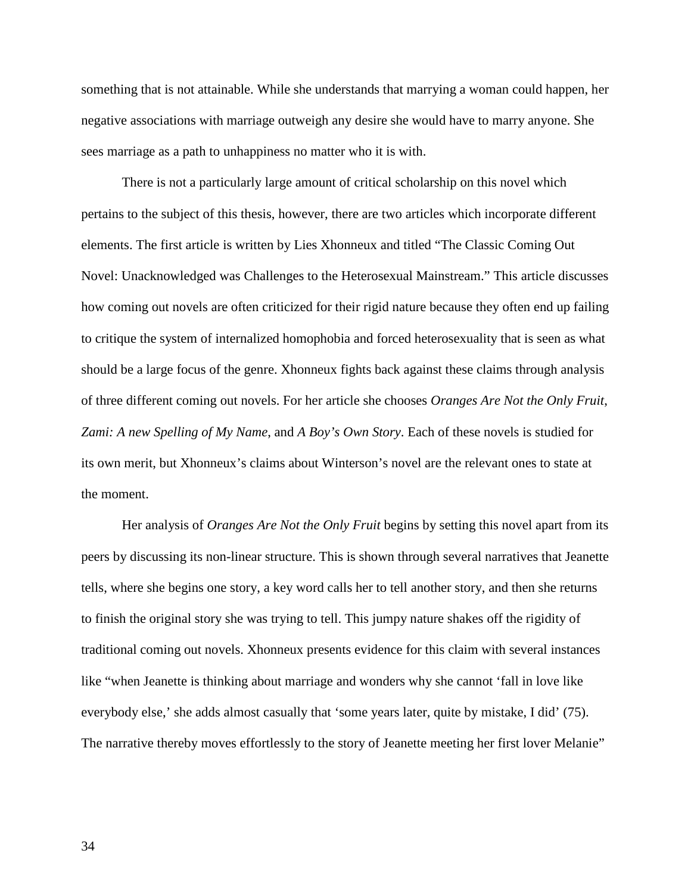something that is not attainable. While she understands that marrying a woman could happen, her negative associations with marriage outweigh any desire she would have to marry anyone. She sees marriage as a path to unhappiness no matter who it is with.

There is not a particularly large amount of critical scholarship on this novel which pertains to the subject of this thesis, however, there are two articles which incorporate different elements. The first article is written by Lies Xhonneux and titled "The Classic Coming Out Novel: Unacknowledged was Challenges to the Heterosexual Mainstream." This article discusses how coming out novels are often criticized for their rigid nature because they often end up failing to critique the system of internalized homophobia and forced heterosexuality that is seen as what should be a large focus of the genre. Xhonneux fights back against these claims through analysis of three different coming out novels. For her article she chooses *Oranges Are Not the Only Fruit*, *Zami: A new Spelling of My Name*, and *A Boy's Own Story*. Each of these novels is studied for its own merit, but Xhonneux's claims about Winterson's novel are the relevant ones to state at the moment.

Her analysis of *Oranges Are Not the Only Fruit* begins by setting this novel apart from its peers by discussing its non-linear structure. This is shown through several narratives that Jeanette tells, where she begins one story, a key word calls her to tell another story, and then she returns to finish the original story she was trying to tell. This jumpy nature shakes off the rigidity of traditional coming out novels. Xhonneux presents evidence for this claim with several instances like "when Jeanette is thinking about marriage and wonders why she cannot 'fall in love like everybody else,' she adds almost casually that 'some years later, quite by mistake, I did' (75). The narrative thereby moves effortlessly to the story of Jeanette meeting her first lover Melanie"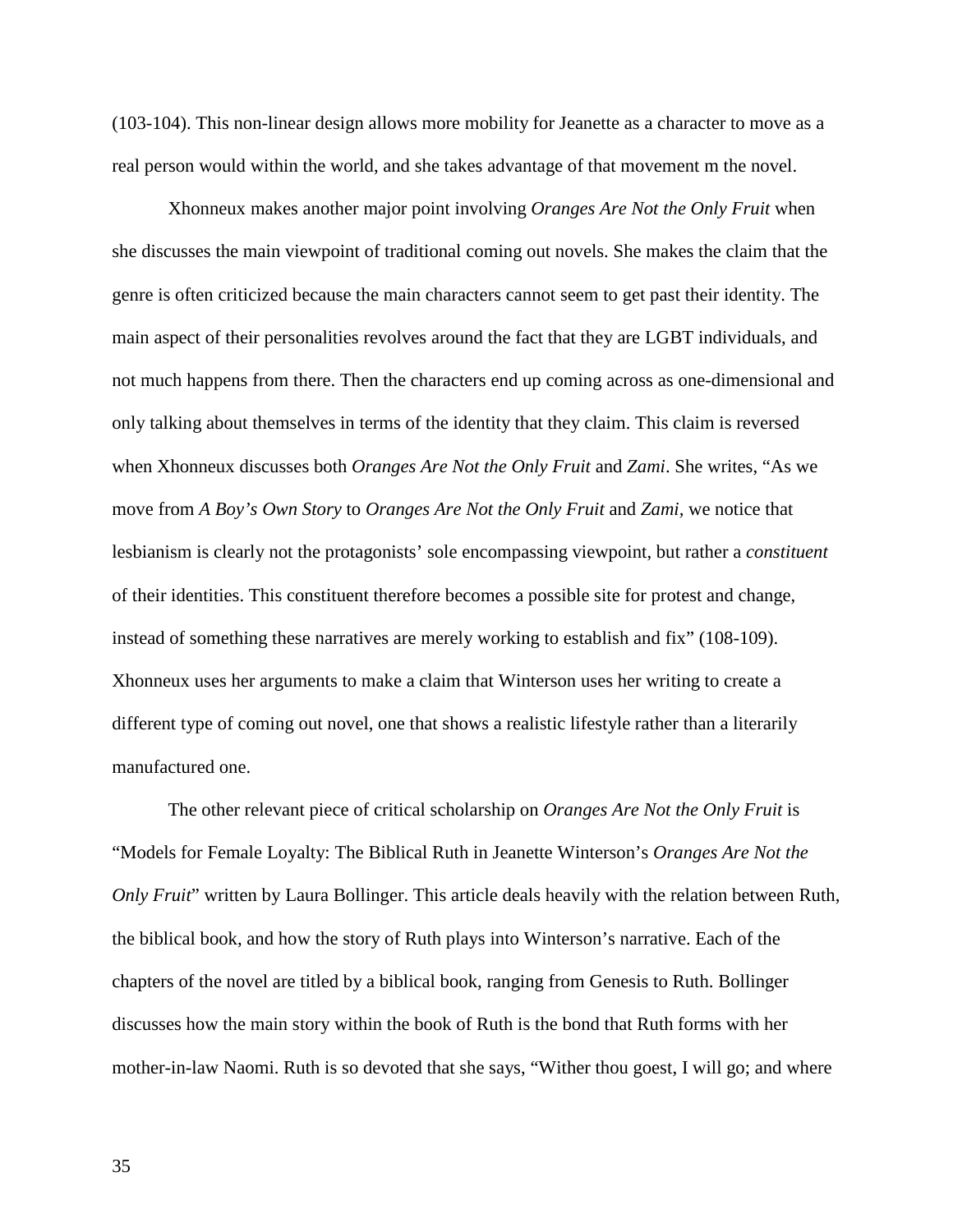(103-104). This non-linear design allows more mobility for Jeanette as a character to move as a real person would within the world, and she takes advantage of that movement m the novel.

Xhonneux makes another major point involving *Oranges Are Not the Only Fruit* when she discusses the main viewpoint of traditional coming out novels. She makes the claim that the genre is often criticized because the main characters cannot seem to get past their identity. The main aspect of their personalities revolves around the fact that they are LGBT individuals, and not much happens from there. Then the characters end up coming across as one-dimensional and only talking about themselves in terms of the identity that they claim. This claim is reversed when Xhonneux discusses both *Oranges Are Not the Only Fruit* and *Zami*. She writes, "As we move from *A Boy's Own Story* to *Oranges Are Not the Only Fruit* and *Zami*, we notice that lesbianism is clearly not the protagonists' sole encompassing viewpoint, but rather a *constituent* of their identities. This constituent therefore becomes a possible site for protest and change, instead of something these narratives are merely working to establish and fix" (108-109). Xhonneux uses her arguments to make a claim that Winterson uses her writing to create a different type of coming out novel, one that shows a realistic lifestyle rather than a literarily manufactured one.

The other relevant piece of critical scholarship on *Oranges Are Not the Only Fruit* is "Models for Female Loyalty: The Biblical Ruth in Jeanette Winterson's *Oranges Are Not the Only Fruit*" written by Laura Bollinger. This article deals heavily with the relation between Ruth, the biblical book, and how the story of Ruth plays into Winterson's narrative. Each of the chapters of the novel are titled by a biblical book, ranging from Genesis to Ruth. Bollinger discusses how the main story within the book of Ruth is the bond that Ruth forms with her mother-in-law Naomi. Ruth is so devoted that she says, "Wither thou goest, I will go; and where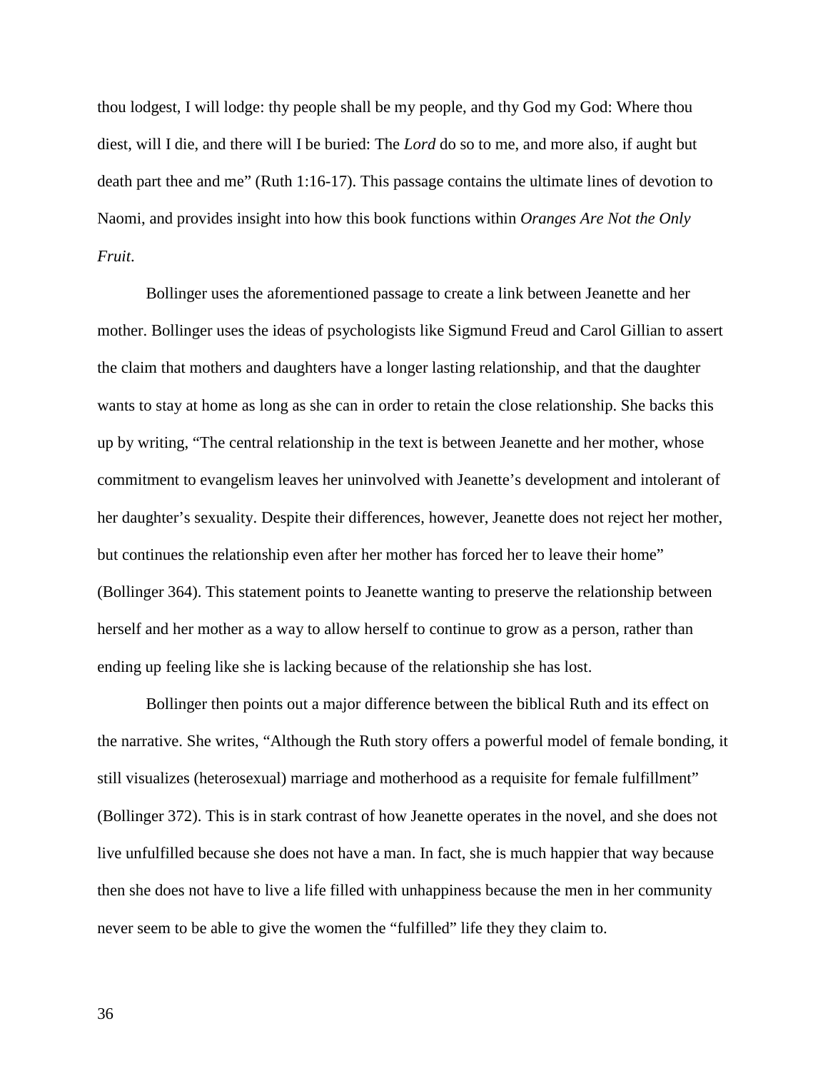thou lodgest, I will lodge: thy people shall be my people, and thy God my God: Where thou diest, will I die, and there will I be buried: The *Lord* do so to me, and more also, if aught but death part thee and me" (Ruth 1:16-17). This passage contains the ultimate lines of devotion to Naomi, and provides insight into how this book functions within *Oranges Are Not the Only Fruit*.

Bollinger uses the aforementioned passage to create a link between Jeanette and her mother. Bollinger uses the ideas of psychologists like Sigmund Freud and Carol Gillian to assert the claim that mothers and daughters have a longer lasting relationship, and that the daughter wants to stay at home as long as she can in order to retain the close relationship. She backs this up by writing, "The central relationship in the text is between Jeanette and her mother, whose commitment to evangelism leaves her uninvolved with Jeanette's development and intolerant of her daughter's sexuality. Despite their differences, however, Jeanette does not reject her mother, but continues the relationship even after her mother has forced her to leave their home" (Bollinger 364). This statement points to Jeanette wanting to preserve the relationship between herself and her mother as a way to allow herself to continue to grow as a person, rather than ending up feeling like she is lacking because of the relationship she has lost.

Bollinger then points out a major difference between the biblical Ruth and its effect on the narrative. She writes, "Although the Ruth story offers a powerful model of female bonding, it still visualizes (heterosexual) marriage and motherhood as a requisite for female fulfillment" (Bollinger 372). This is in stark contrast of how Jeanette operates in the novel, and she does not live unfulfilled because she does not have a man. In fact, she is much happier that way because then she does not have to live a life filled with unhappiness because the men in her community never seem to be able to give the women the "fulfilled" life they they claim to.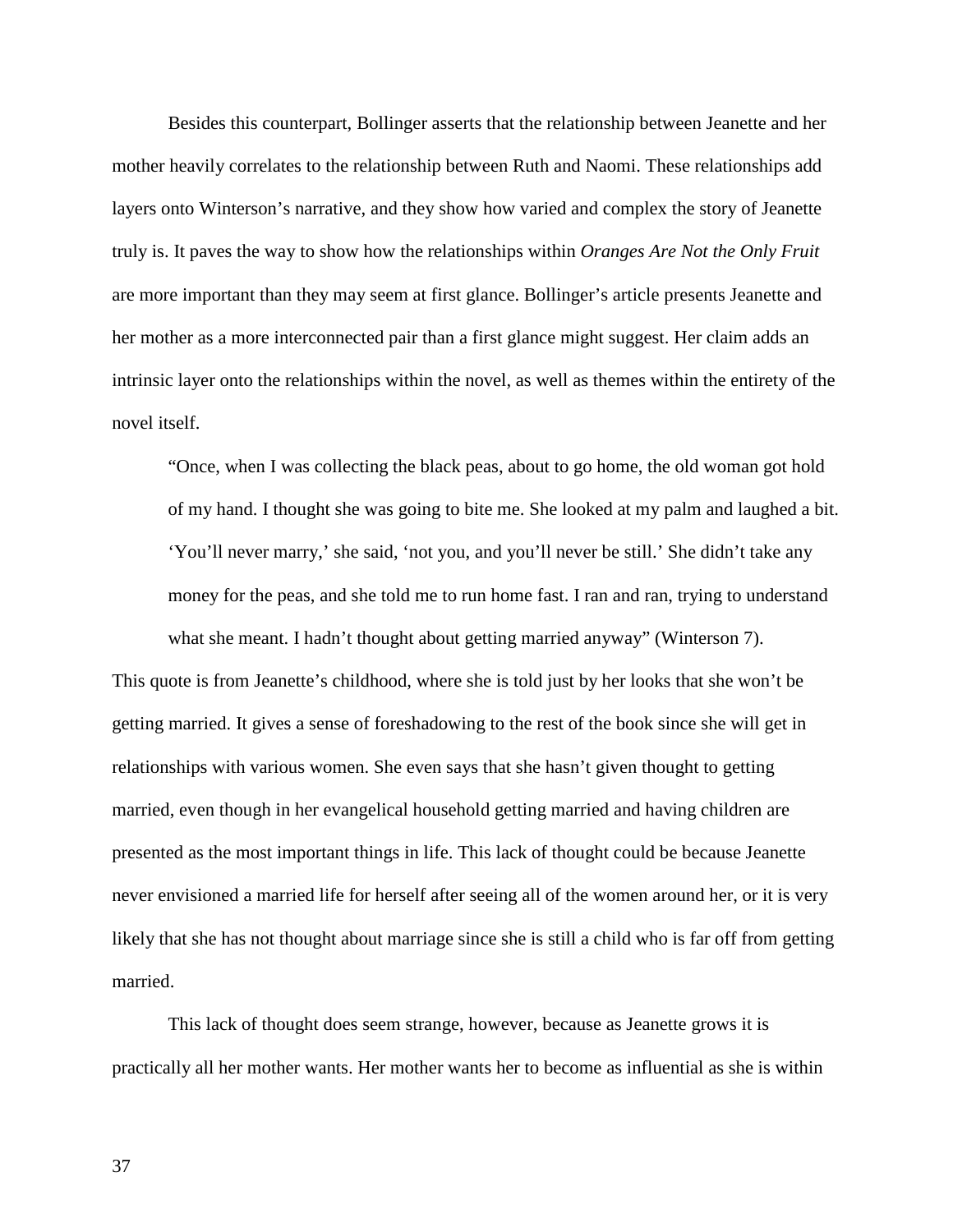Besides this counterpart, Bollinger asserts that the relationship between Jeanette and her mother heavily correlates to the relationship between Ruth and Naomi. These relationships add layers onto Winterson's narrative, and they show how varied and complex the story of Jeanette truly is. It paves the way to show how the relationships within *Oranges Are Not the Only Fruit* are more important than they may seem at first glance. Bollinger's article presents Jeanette and her mother as a more interconnected pair than a first glance might suggest. Her claim adds an intrinsic layer onto the relationships within the novel, as well as themes within the entirety of the novel itself.

> "Once, when I was collecting the black peas, about to go home, the old woman got hold of my hand. I thought she was going to bite me. She looked at my palm and laughed a bit. 'You'll never marry,' she said, 'not you, and you'll never be still.' She didn't take any money for the peas, and she told me to run home fast. I ran and ran, trying to understand what she meant. I hadn't thought about getting married anyway" (Winterson 7).

This quote is from Jeanette's childhood, where she is told just by her looks that she won't be getting married. It gives a sense of foreshadowing to the rest of the book since she will get in relationships with various women. She even says that she hasn't given thought to getting married, even though in her evangelical household getting married and having children are presented as the most important things in life. This lack of thought could be because Jeanette never envisioned a married life for herself after seeing all of the women around her, or it is very likely that she has not thought about marriage since she is still a child who is far off from getting married.

This lack of thought does seem strange, however, because as Jeanette grows it is practically all her mother wants. Her mother wants her to become as influential as she is within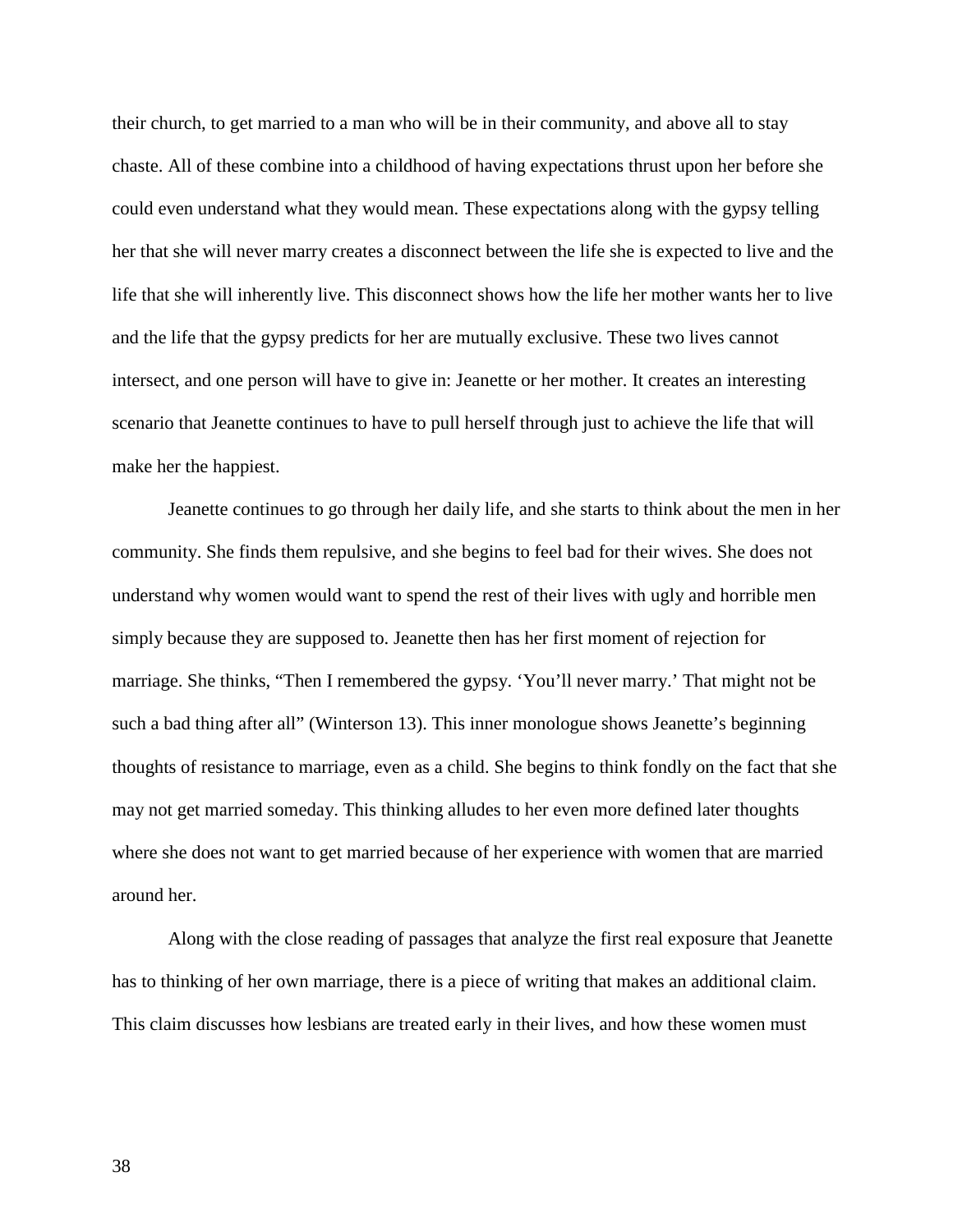their church, to get married to a man who will be in their community, and above all to stay chaste. All of these combine into a childhood of having expectations thrust upon her before she could even understand what they would mean. These expectations along with the gypsy telling her that she will never marry creates a disconnect between the life she is expected to live and the life that she will inherently live. This disconnect shows how the life her mother wants her to live and the life that the gypsy predicts for her are mutually exclusive. These two lives cannot intersect, and one person will have to give in: Jeanette or her mother. It creates an interesting scenario that Jeanette continues to have to pull herself through just to achieve the life that will make her the happiest.

Jeanette continues to go through her daily life, and she starts to think about the men in her community. She finds them repulsive, and she begins to feel bad for their wives. She does not understand why women would want to spend the rest of their lives with ugly and horrible men simply because they are supposed to. Jeanette then has her first moment of rejection for marriage. She thinks, "Then I remembered the gypsy. 'You'll never marry.' That might not be such a bad thing after all" (Winterson 13). This inner monologue shows Jeanette's beginning thoughts of resistance to marriage, even as a child. She begins to think fondly on the fact that she may not get married someday. This thinking alludes to her even more defined later thoughts where she does not want to get married because of her experience with women that are married around her.

Along with the close reading of passages that analyze the first real exposure that Jeanette has to thinking of her own marriage, there is a piece of writing that makes an additional claim. This claim discusses how lesbians are treated early in their lives, and how these women must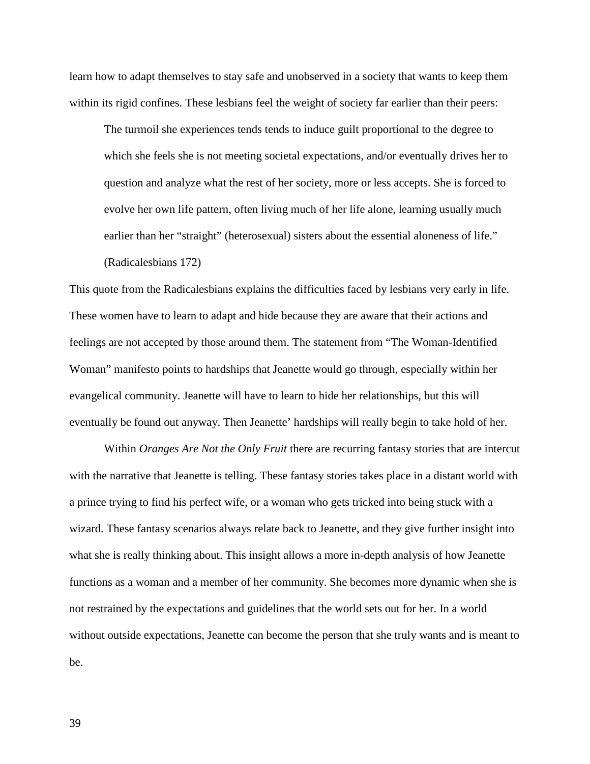learn how to adapt themselves to stay safe and unobserved in a society that wants to keep them within its rigid confines. These lesbians feel the weight of society far earlier than their peers:

> The turmoil she experiences tends tends to induce guilt proportional to the degree to which she feels she is not meeting societal expectations, and/or eventually drives her to question and analyze what the rest of her society, more or less accepts. She is forced to evolve her own life pattern, often living much of her life alone, learning usually much earlier than her "straight" (heterosexual) sisters about the essential aloneness of life." (Radicalesbians 172)

This quote from the Radicalesbians explains the difficulties faced by lesbians very early in life. These women have to learn to adapt and hide because they are aware that their actions and feelings are not accepted by those around them. The statement from "The Woman-Identified Woman" manifesto points to hardships that Jeanette would go through, especially within her evangelical community. Jeanette will have to learn to hide her relationships, but this will eventually be found out anyway. Then Jeanette' hardships will really begin to take hold of her.

Within *Oranges Are Not the Only Fruit* there are recurring fantasy stories that are intercut with the narrative that Jeanette is telling. These fantasy stories takes place in a distant world with a prince trying to find his perfect wife, or a woman who gets tricked into being stuck with a wizard. These fantasy scenarios always relate back to Jeanette, and they give further insight into what she is really thinking about. This insight allows a more in-depth analysis of how Jeanette functions as a woman and a member of her community. She becomes more dynamic when she is not restrained by the expectations and guidelines that the world sets out for her. In a world without outside expectations, Jeanette can become the person that she truly wants and is meant to be.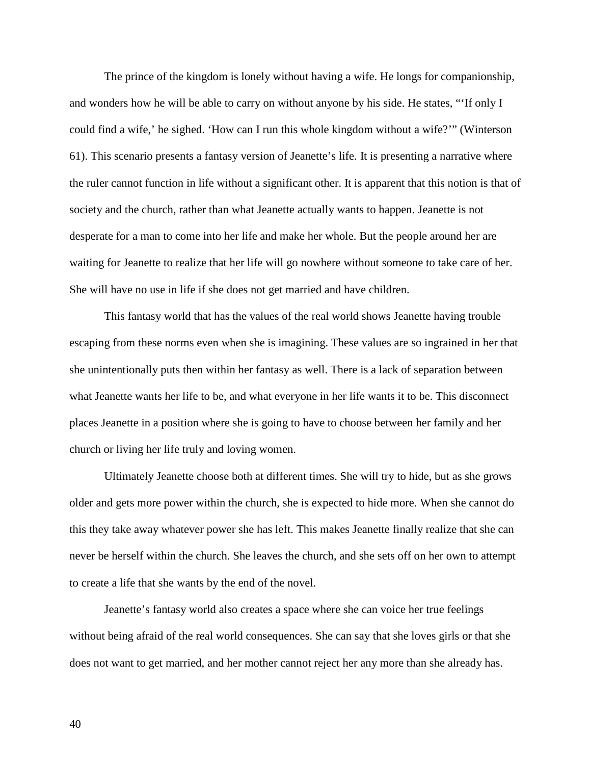The prince of the kingdom is lonely without having a wife. He longs for companionship, and wonders how he will be able to carry on without anyone by his side. He states, "'If only I could find a wife,' he sighed. 'How can I run this whole kingdom without a wife?'" (Winterson 61). This scenario presents a fantasy version of Jeanette's life. It is presenting a narrative where the ruler cannot function in life without a significant other. It is apparent that this notion is that of society and the church, rather than what Jeanette actually wants to happen. Jeanette is not desperate for a man to come into her life and make her whole. But the people around her are waiting for Jeanette to realize that her life will go nowhere without someone to take care of her. She will have no use in life if she does not get married and have children.

This fantasy world that has the values of the real world shows Jeanette having trouble escaping from these norms even when she is imagining. These values are so ingrained in her that she unintentionally puts then within her fantasy as well. There is a lack of separation between what Jeanette wants her life to be, and what everyone in her life wants it to be. This disconnect places Jeanette in a position where she is going to have to choose between her family and her church or living her life truly and loving women.

Ultimately Jeanette choose both at different times. She will try to hide, but as she grows older and gets more power within the church, she is expected to hide more. When she cannot do this they take away whatever power she has left. This makes Jeanette finally realize that she can never be herself within the church. She leaves the church, and she sets off on her own to attempt to create a life that she wants by the end of the novel.

Jeanette's fantasy world also creates a space where she can voice her true feelings without being afraid of the real world consequences. She can say that she loves girls or that she does not want to get married, and her mother cannot reject her any more than she already has.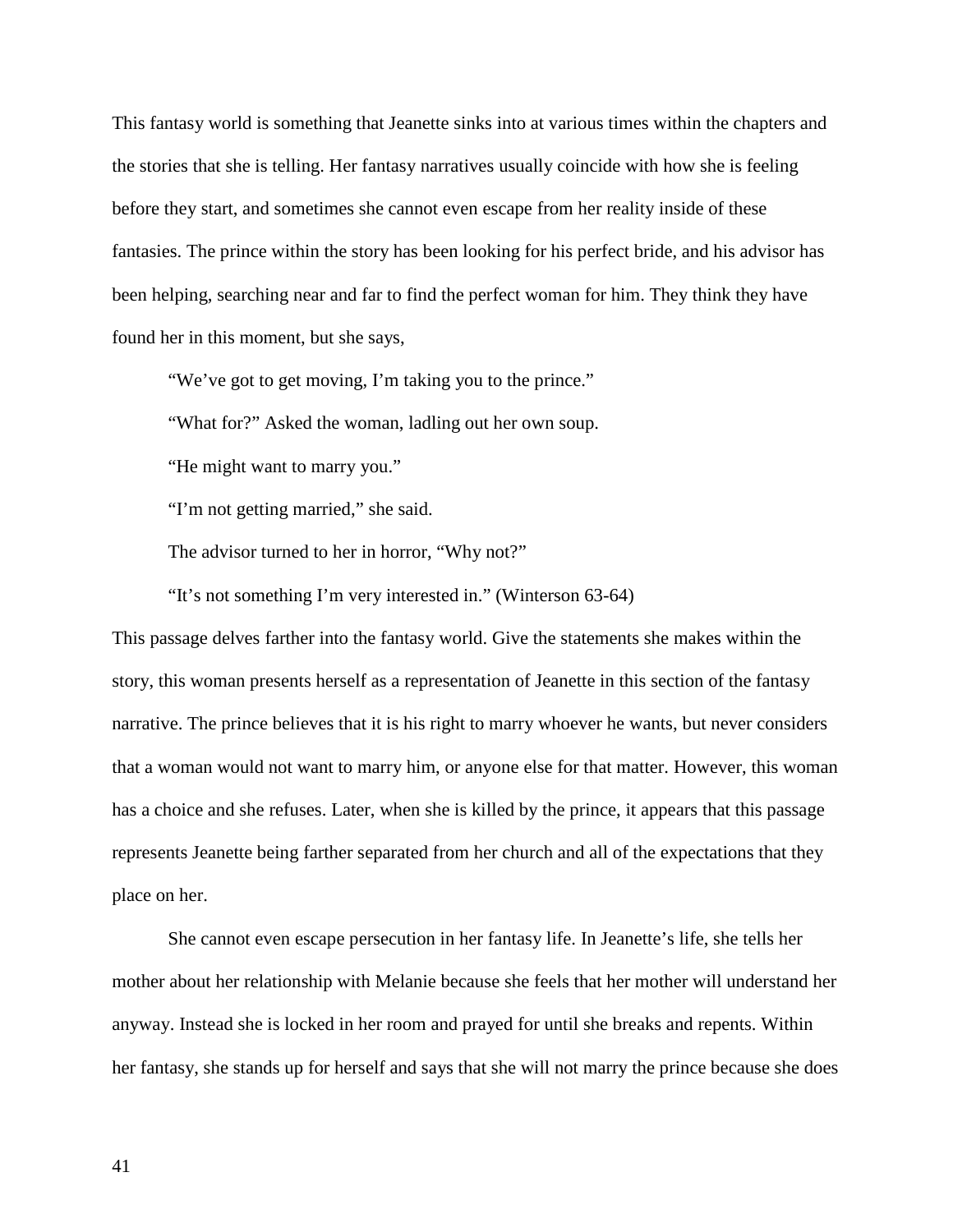This fantasy world is something that Jeanette sinks into at various times within the chapters and the stories that she is telling. Her fantasy narratives usually coincide with how she is feeling before they start, and sometimes she cannot even escape from her reality inside of these fantasies. The prince within the story has been looking for his perfect bride, and his advisor has been helping, searching near and far to find the perfect woman for him. They think they have found her in this moment, but she says,

> "We've got to get moving, I'm taking you to the prince."
>
> "What for?" Asked the woman, ladling out her own soup.
>
> "He might want to marry you."
>
> "I'm not getting married," she said.
>
> The advisor turned to her in horror, "Why not?"
>
> "It's not something I'm very interested in." (Winterson 63-64)

This passage delves farther into the fantasy world. Give the statements she makes within the story, this woman presents herself as a representation of Jeanette in this section of the fantasy narrative. The prince believes that it is his right to marry whoever he wants, but never considers that a woman would not want to marry him, or anyone else for that matter. However, this woman has a choice and she refuses. Later, when she is killed by the prince, it appears that this passage represents Jeanette being farther separated from her church and all of the expectations that they place on her.

She cannot even escape persecution in her fantasy life. In Jeanette's life, she tells her mother about her relationship with Melanie because she feels that her mother will understand her anyway. Instead she is locked in her room and prayed for until she breaks and repents. Within her fantasy, she stands up for herself and says that she will not marry the prince because she does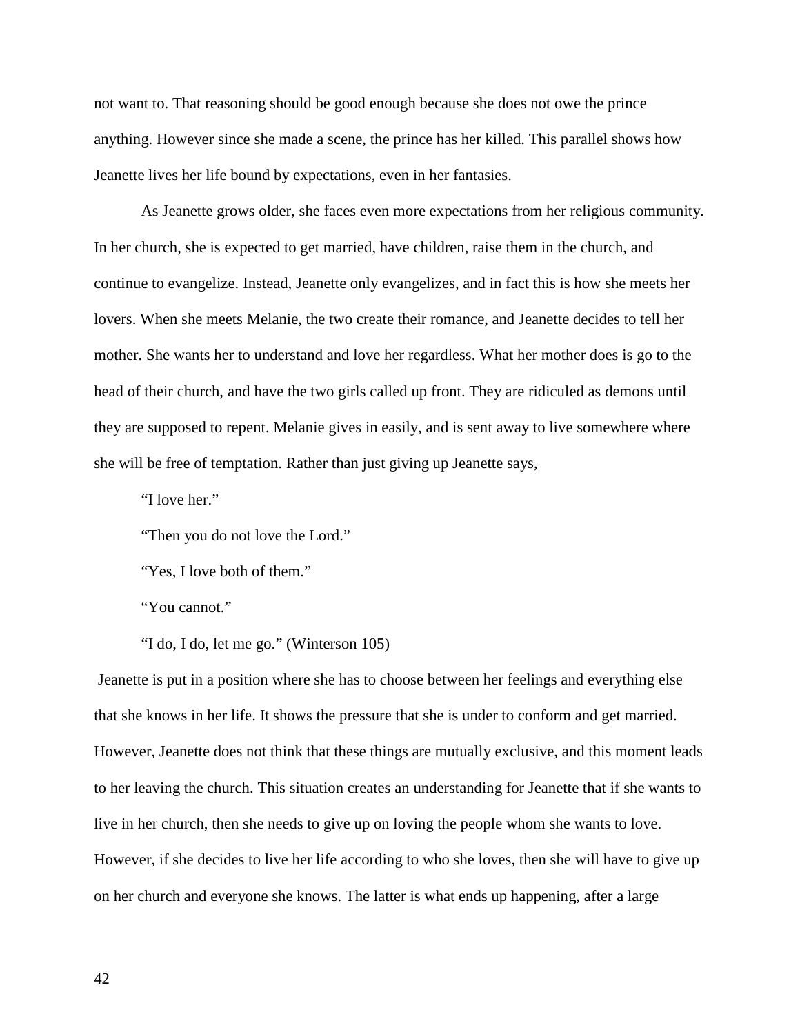not want to. That reasoning should be good enough because she does not owe the prince anything. However since she made a scene, the prince has her killed. This parallel shows how Jeanette lives her life bound by expectations, even in her fantasies.

As Jeanette grows older, she faces even more expectations from her religious community. In her church, she is expected to get married, have children, raise them in the church, and continue to evangelize. Instead, Jeanette only evangelizes, and in fact this is how she meets her lovers. When she meets Melanie, the two create their romance, and Jeanette decides to tell her mother. She wants her to understand and love her regardless. What her mother does is go to the head of their church, and have the two girls called up front. They are ridiculed as demons until they are supposed to repent. Melanie gives in easily, and is sent away to live somewhere where she will be free of temptation. Rather than just giving up Jeanette says,

"I love her."

"Then you do not love the Lord."

"Yes, I love both of them."

"You cannot."

"I do, I do, let me go." (Winterson 105)

Jeanette is put in a position where she has to choose between her feelings and everything else that she knows in her life. It shows the pressure that she is under to conform and get married. However, Jeanette does not think that these things are mutually exclusive, and this moment leads to her leaving the church. This situation creates an understanding for Jeanette that if she wants to live in her church, then she needs to give up on loving the people whom she wants to love. However, if she decides to live her life according to who she loves, then she will have to give up on her church and everyone she knows. The latter is what ends up happening, after a large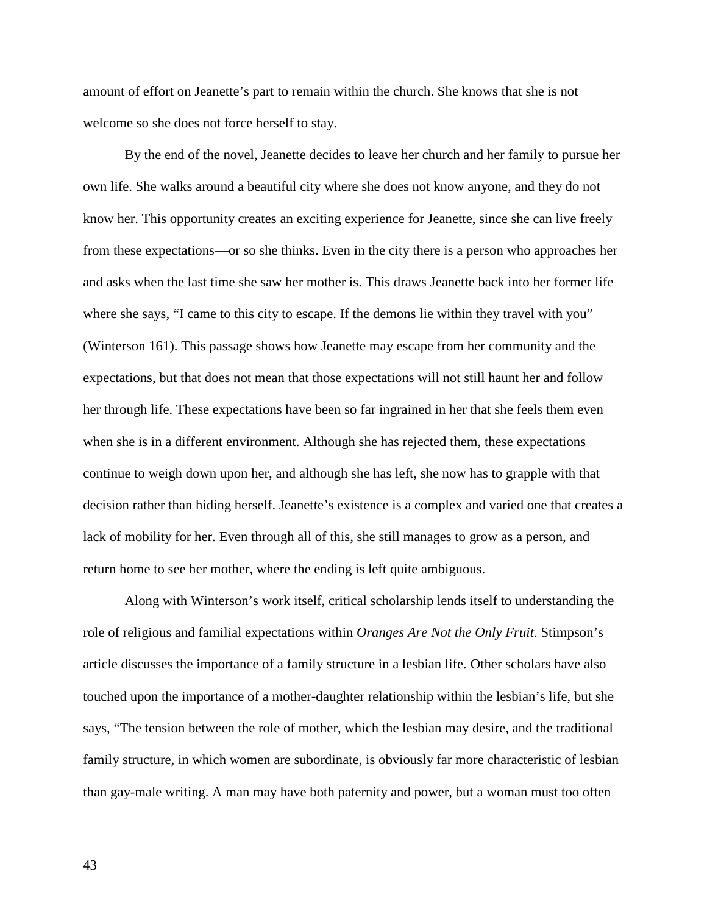amount of effort on Jeanette's part to remain within the church. She knows that she is not welcome so she does not force herself to stay.

By the end of the novel, Jeanette decides to leave her church and her family to pursue her own life. She walks around a beautiful city where she does not know anyone, and they do not know her. This opportunity creates an exciting experience for Jeanette, since she can live freely from these expectations—or so she thinks. Even in the city there is a person who approaches her and asks when the last time she saw her mother is. This draws Jeanette back into her former life where she says, "I came to this city to escape. If the demons lie within they travel with you" (Winterson 161). This passage shows how Jeanette may escape from her community and the expectations, but that does not mean that those expectations will not still haunt her and follow her through life. These expectations have been so far ingrained in her that she feels them even when she is in a different environment. Although she has rejected them, these expectations continue to weigh down upon her, and although she has left, she now has to grapple with that decision rather than hiding herself. Jeanette's existence is a complex and varied one that creates a lack of mobility for her. Even through all of this, she still manages to grow as a person, and return home to see her mother, where the ending is left quite ambiguous.

Along with Winterson's work itself, critical scholarship lends itself to understanding the role of religious and familial expectations within *Oranges Are Not the Only Fruit*. Stimpson's article discusses the importance of a family structure in a lesbian life. Other scholars have also touched upon the importance of a mother-daughter relationship within the lesbian's life, but she says, "The tension between the role of mother, which the lesbian may desire, and the traditional family structure, in which women are subordinate, is obviously far more characteristic of lesbian than gay-male writing. A man may have both paternity and power, but a woman must too often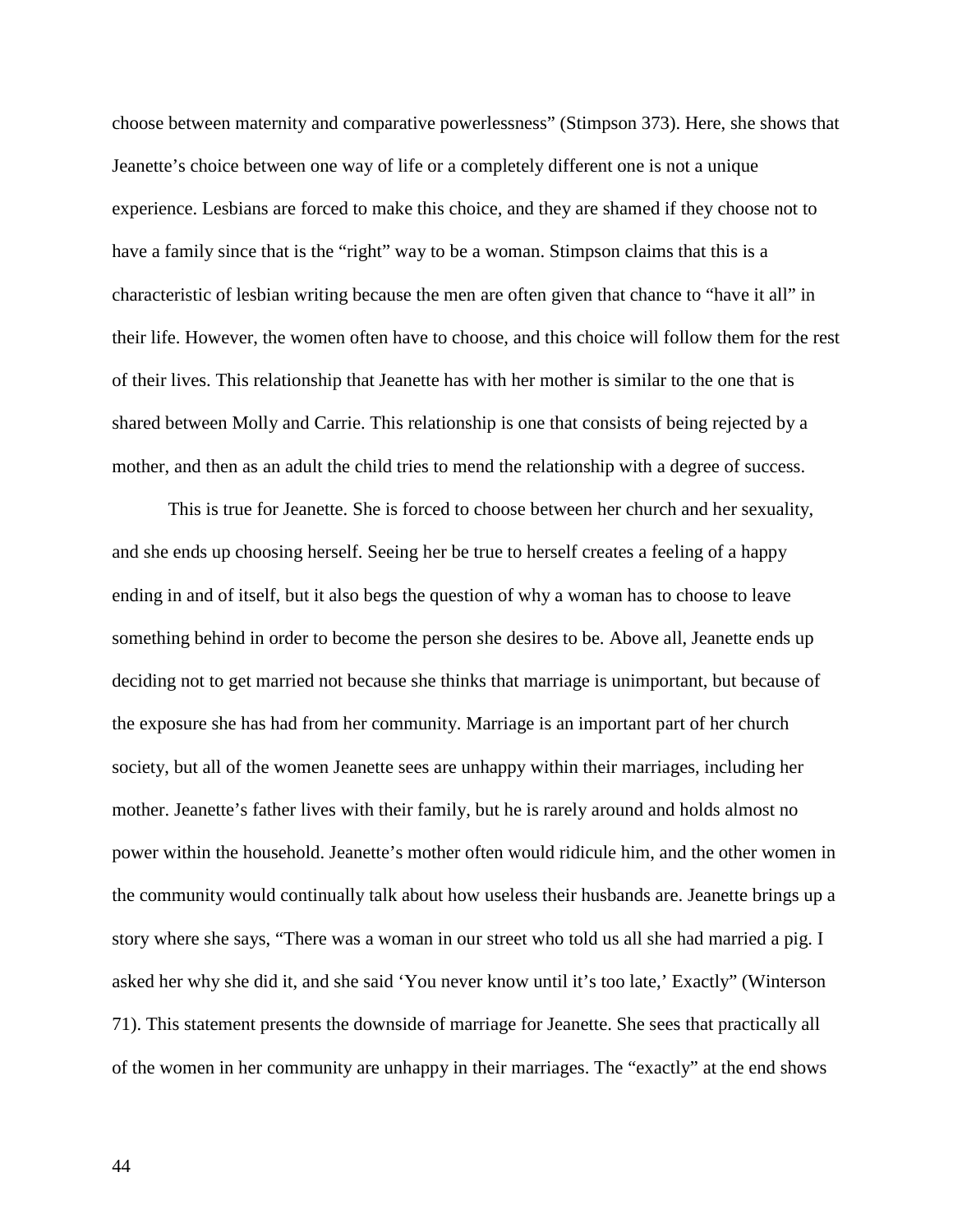choose between maternity and comparative powerlessness" (Stimpson 373). Here, she shows that Jeanette's choice between one way of life or a completely different one is not a unique experience. Lesbians are forced to make this choice, and they are shamed if they choose not to have a family since that is the "right" way to be a woman. Stimpson claims that this is a characteristic of lesbian writing because the men are often given that chance to "have it all" in their life. However, the women often have to choose, and this choice will follow them for the rest of their lives. This relationship that Jeanette has with her mother is similar to the one that is shared between Molly and Carrie. This relationship is one that consists of being rejected by a mother, and then as an adult the child tries to mend the relationship with a degree of success.

This is true for Jeanette. She is forced to choose between her church and her sexuality, and she ends up choosing herself. Seeing her be true to herself creates a feeling of a happy ending in and of itself, but it also begs the question of why a woman has to choose to leave something behind in order to become the person she desires to be. Above all, Jeanette ends up deciding not to get married not because she thinks that marriage is unimportant, but because of the exposure she has had from her community. Marriage is an important part of her church society, but all of the women Jeanette sees are unhappy within their marriages, including her mother. Jeanette's father lives with their family, but he is rarely around and holds almost no power within the household. Jeanette's mother often would ridicule him, and the other women in the community would continually talk about how useless their husbands are. Jeanette brings up a story where she says, "There was a woman in our street who told us all she had married a pig. I asked her why she did it, and she said 'You never know until it's too late,' Exactly" (Winterson 71). This statement presents the downside of marriage for Jeanette. She sees that practically all of the women in her community are unhappy in their marriages. The "exactly" at the end shows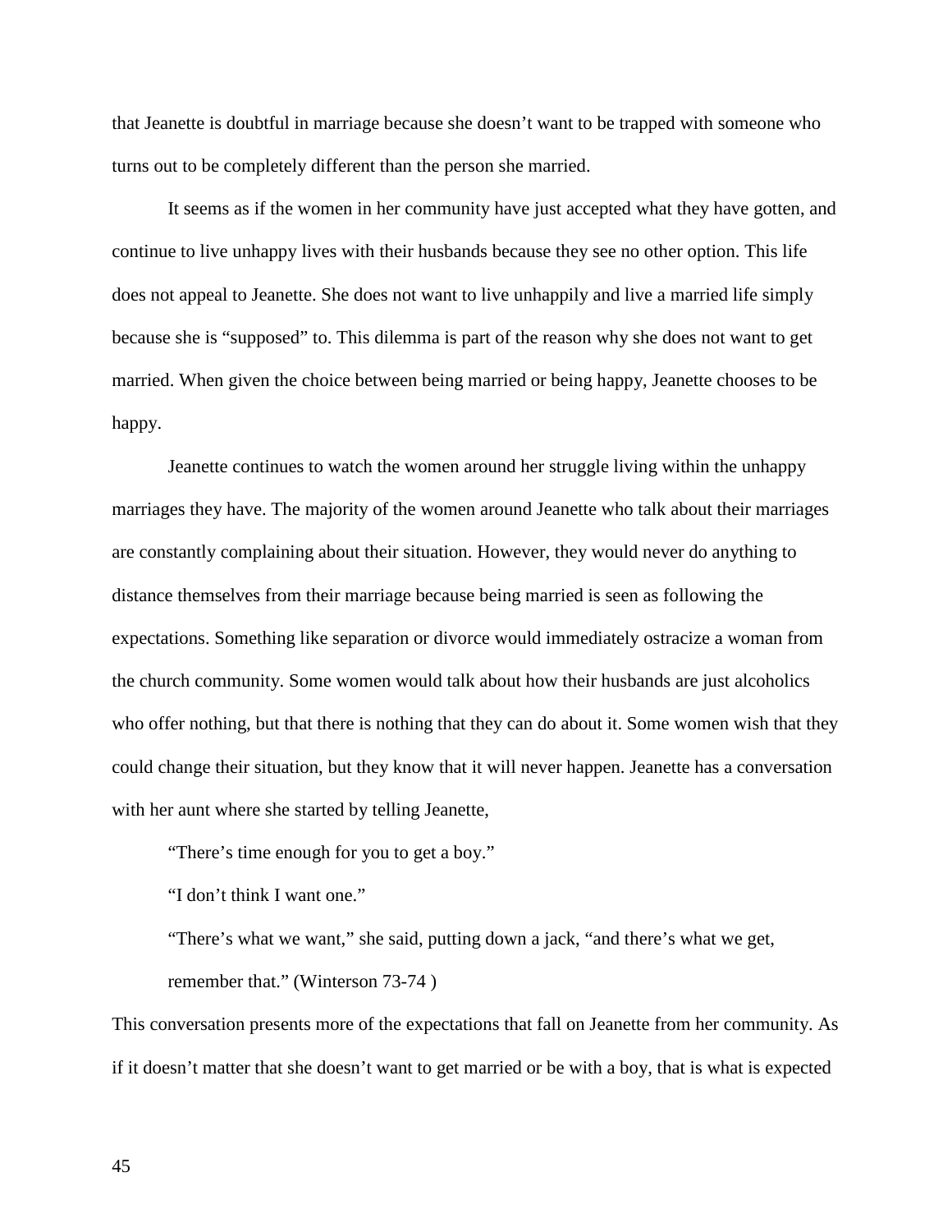that Jeanette is doubtful in marriage because she doesn't want to be trapped with someone who turns out to be completely different than the person she married.

It seems as if the women in her community have just accepted what they have gotten, and continue to live unhappy lives with their husbands because they see no other option. This life does not appeal to Jeanette. She does not want to live unhappily and live a married life simply because she is "supposed" to. This dilemma is part of the reason why she does not want to get married. When given the choice between being married or being happy, Jeanette chooses to be happy.

Jeanette continues to watch the women around her struggle living within the unhappy marriages they have. The majority of the women around Jeanette who talk about their marriages are constantly complaining about their situation. However, they would never do anything to distance themselves from their marriage because being married is seen as following the expectations. Something like separation or divorce would immediately ostracize a woman from the church community. Some women would talk about how their husbands are just alcoholics who offer nothing, but that there is nothing that they can do about it. Some women wish that they could change their situation, but they know that it will never happen. Jeanette has a conversation with her aunt where she started by telling Jeanette,

> "There's time enough for you to get a boy."
>
> "I don't think I want one."
>
> "There's what we want," she said, putting down a jack, "and there's what we get, remember that." (Winterson 73-74 )

This conversation presents more of the expectations that fall on Jeanette from her community. As if it doesn't matter that she doesn't want to get married or be with a boy, that is what is expected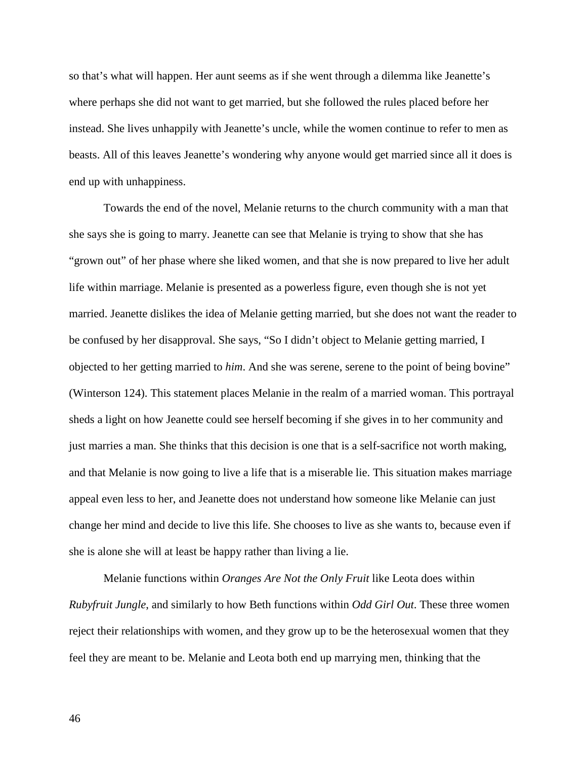so that's what will happen. Her aunt seems as if she went through a dilemma like Jeanette's where perhaps she did not want to get married, but she followed the rules placed before her instead. She lives unhappily with Jeanette's uncle, while the women continue to refer to men as beasts. All of this leaves Jeanette's wondering why anyone would get married since all it does is end up with unhappiness.

Towards the end of the novel, Melanie returns to the church community with a man that she says she is going to marry. Jeanette can see that Melanie is trying to show that she has "grown out" of her phase where she liked women, and that she is now prepared to live her adult life within marriage. Melanie is presented as a powerless figure, even though she is not yet married. Jeanette dislikes the idea of Melanie getting married, but she does not want the reader to be confused by her disapproval. She says, "So I didn't object to Melanie getting married, I objected to her getting married to *him*. And she was serene, serene to the point of being bovine" (Winterson 124). This statement places Melanie in the realm of a married woman. This portrayal sheds a light on how Jeanette could see herself becoming if she gives in to her community and just marries a man. She thinks that this decision is one that is a self-sacrifice not worth making, and that Melanie is now going to live a life that is a miserable lie. This situation makes marriage appeal even less to her, and Jeanette does not understand how someone like Melanie can just change her mind and decide to live this life. She chooses to live as she wants to, because even if she is alone she will at least be happy rather than living a lie.

Melanie functions within *Oranges Are Not the Only Fruit* like Leota does within *Rubyfruit Jungle*, and similarly to how Beth functions within *Odd Girl Out*. These three women reject their relationships with women, and they grow up to be the heterosexual women that they feel they are meant to be. Melanie and Leota both end up marrying men, thinking that the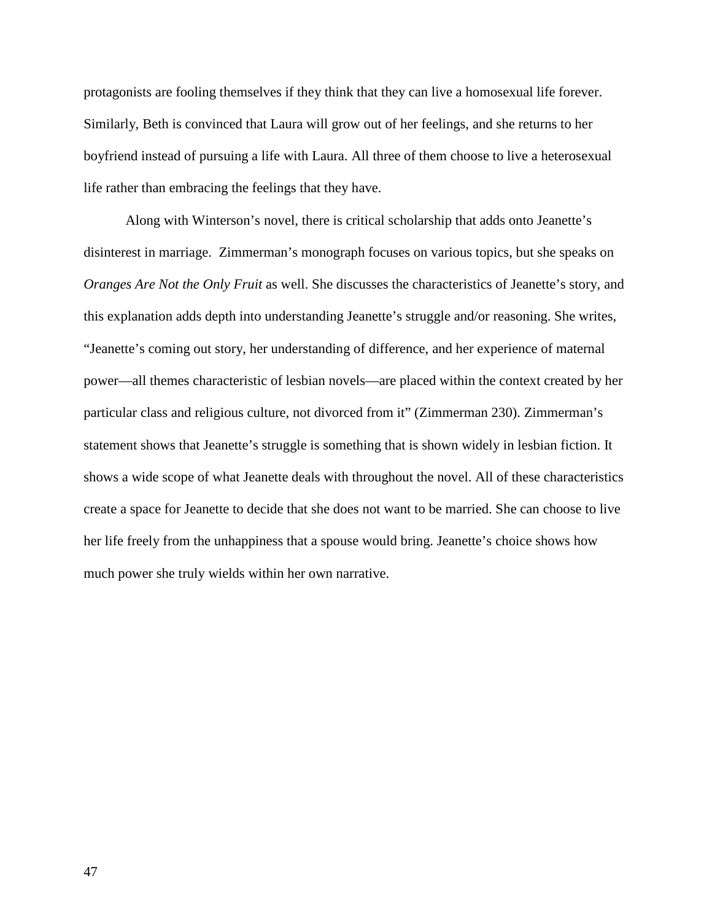protagonists are fooling themselves if they think that they can live a homosexual life forever. Similarly, Beth is convinced that Laura will grow out of her feelings, and she returns to her boyfriend instead of pursuing a life with Laura. All three of them choose to live a heterosexual life rather than embracing the feelings that they have.

Along with Winterson's novel, there is critical scholarship that adds onto Jeanette's disinterest in marriage. Zimmerman's monograph focuses on various topics, but she speaks on *Oranges Are Not the Only Fruit* as well. She discusses the characteristics of Jeanette's story, and this explanation adds depth into understanding Jeanette's struggle and/or reasoning. She writes, "Jeanette's coming out story, her understanding of difference, and her experience of maternal power—all themes characteristic of lesbian novels—are placed within the context created by her particular class and religious culture, not divorced from it" (Zimmerman 230). Zimmerman's statement shows that Jeanette's struggle is something that is shown widely in lesbian fiction. It shows a wide scope of what Jeanette deals with throughout the novel. All of these characteristics create a space for Jeanette to decide that she does not want to be married. She can choose to live her life freely from the unhappiness that a spouse would bring. Jeanette's choice shows how much power she truly wields within her own narrative.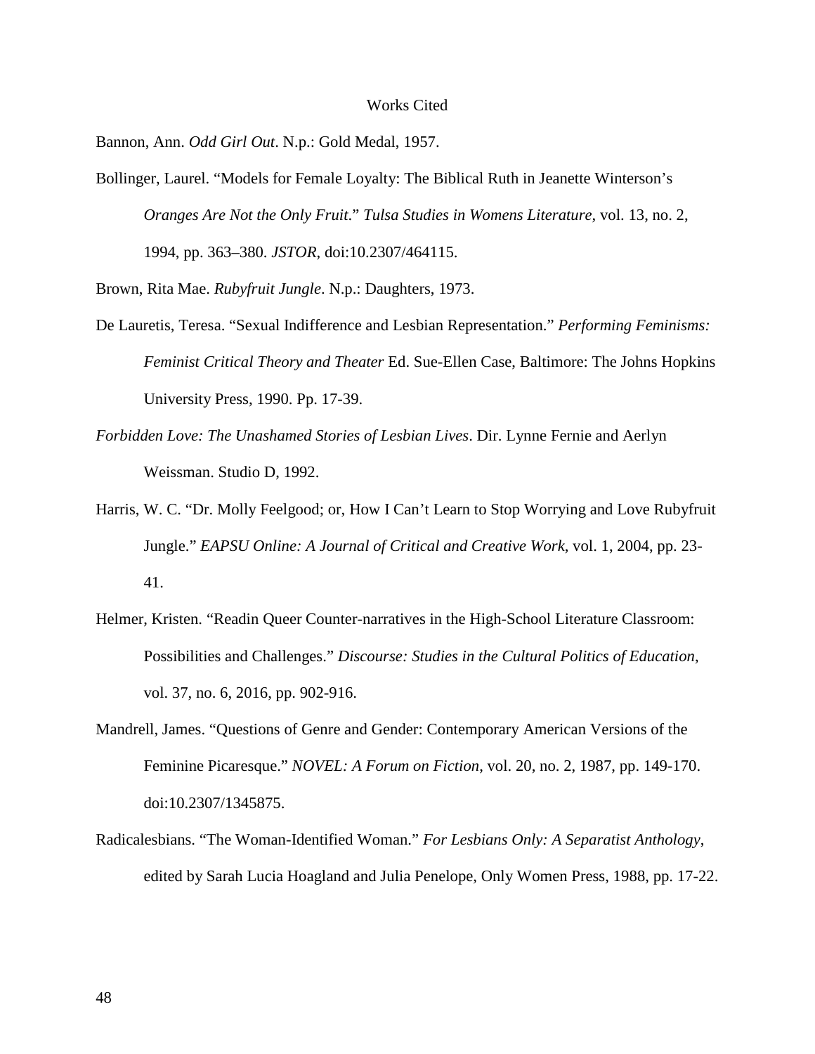# Works Cited

Bannon, Ann. *Odd Girl Out*. N.p.: Gold Medal, 1957.

Bollinger, Laurel. "Models for Female Loyalty: The Biblical Ruth in Jeanette Winterson's *Oranges Are Not the Only Fruit*." *Tulsa Studies in Womens Literature*, vol. 13, no. 2, 1994, pp. 363–380. *JSTOR*, doi:10.2307/464115.

Brown, Rita Mae. *Rubyfruit Jungle*. N.p.: Daughters, 1973.

De Lauretis, Teresa. "Sexual Indifference and Lesbian Representation." *Performing Feminisms: Feminist Critical Theory and Theater* Ed. Sue-Ellen Case, Baltimore: The Johns Hopkins University Press, 1990. Pp. 17-39.

*Forbidden Love: The Unashamed Stories of Lesbian Lives*. Dir. Lynne Fernie and Aerlyn Weissman. Studio D, 1992.

Harris, W. C. "Dr. Molly Feelgood; or, How I Can't Learn to Stop Worrying and Love Rubyfruit Jungle." *EAPSU Online: A Journal of Critical and Creative Work,* vol. 1, 2004, pp. 23-41.

Helmer, Kristen. "Readin Queer Counter-narratives in the High-School Literature Classroom: Possibilities and Challenges." *Discourse: Studies in the Cultural Politics of Education*, vol. 37, no. 6, 2016, pp. 902-916.

Mandrell, James. "Questions of Genre and Gender: Contemporary American Versions of the Feminine Picaresque." *NOVEL: A Forum on Fiction*, vol. 20, no. 2, 1987, pp. 149-170. doi:10.2307/1345875.

Radicalesbians. "The Woman-Identified Woman." *For Lesbians Only: A Separatist Anthology*, edited by Sarah Lucia Hoagland and Julia Penelope, Only Women Press, 1988, pp. 17-22.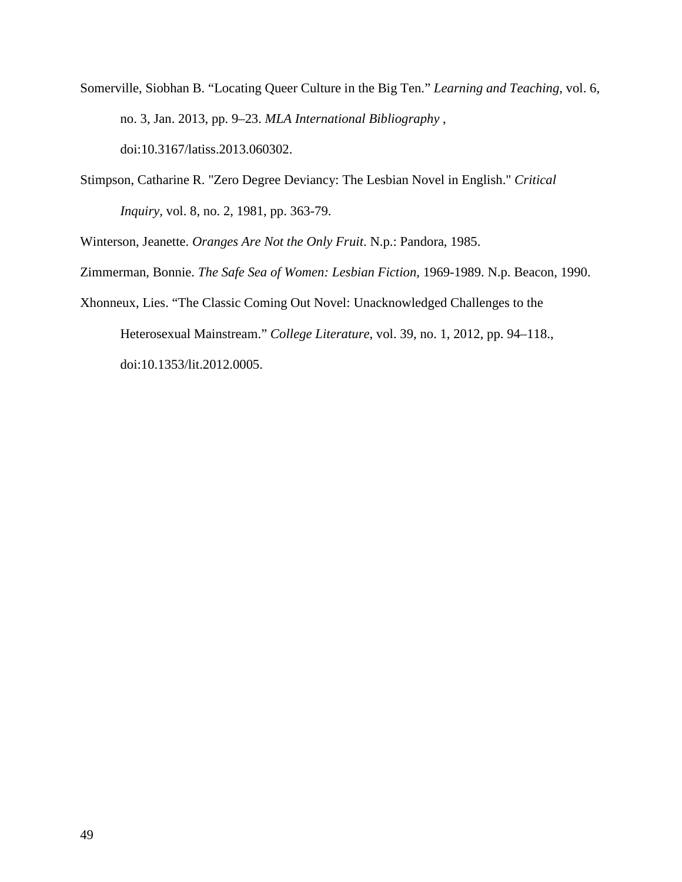Somerville, Siobhan B. “Locating Queer Culture in the Big Ten.” *Learning and Teaching*, vol. 6, no. 3, Jan. 2013, pp. 9–23. *MLA International Bibliography* , doi:10.3167/latiss.2013.060302.

Stimpson, Catharine R. "Zero Degree Deviancy: The Lesbian Novel in English." *Critical Inquiry*, vol. 8, no. 2, 1981, pp. 363-79.

Winterson, Jeanette. *Oranges Are Not the Only Fruit*. N.p.: Pandora, 1985.

Zimmerman, Bonnie. *The Safe Sea of Women: Lesbian Fiction*, 1969-1989. N.p. Beacon, 1990.

Xhonneux, Lies. “The Classic Coming Out Novel: Unacknowledged Challenges to the Heterosexual Mainstream.” *College Literature*, vol. 39, no. 1, 2012, pp. 94–118., doi:10.1353/lit.2012.0005.